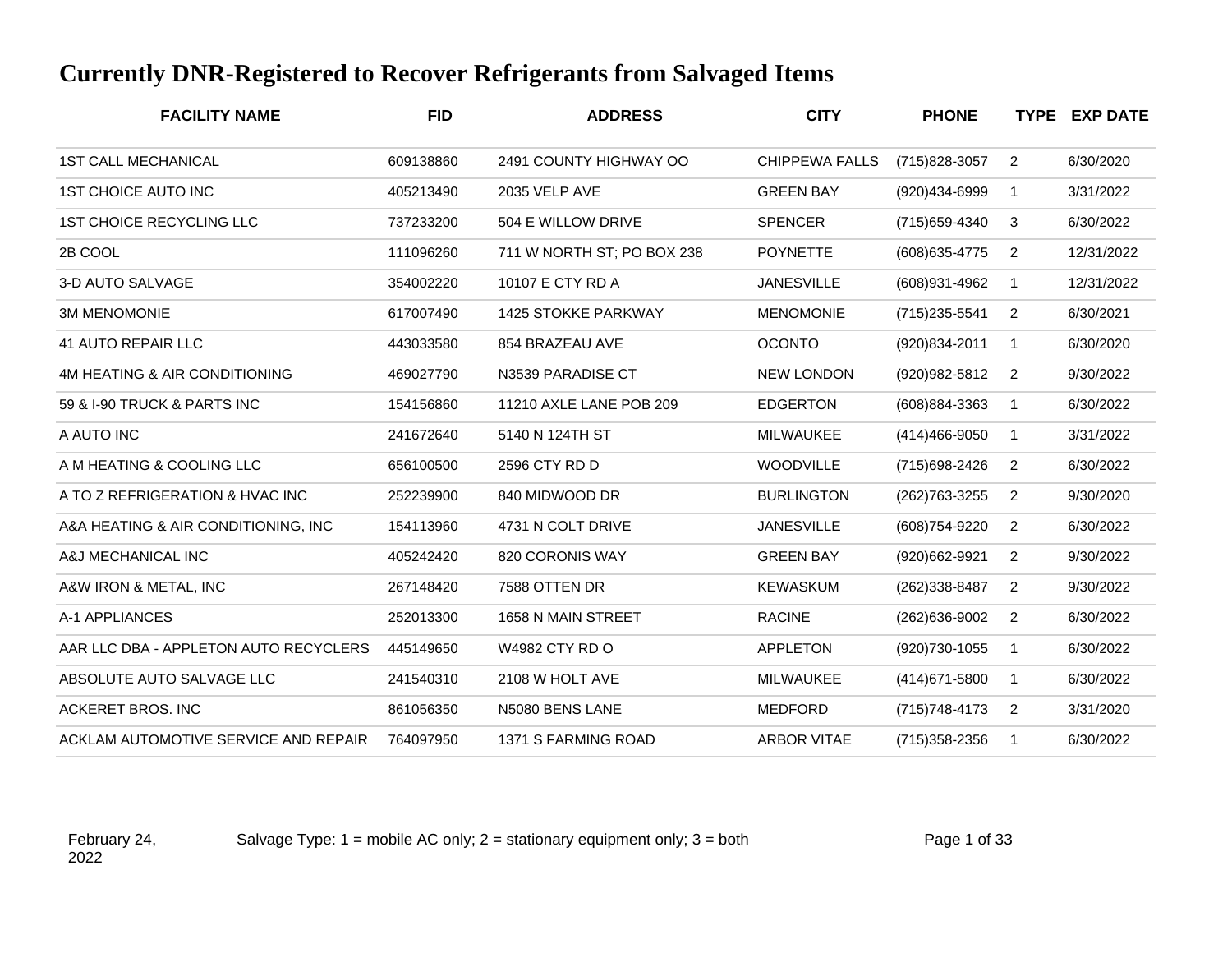# Currently DNR-Registered to Recover Refrigerants from Salvaged Items

| FACILITY NAME | FID | ADDRESS | CITY | PHONE | TYPE | EXP DATE |
|---|---|---|---|---|---|---|
| 1ST CALL MECHANICAL | 609138860 | 2491 COUNTY HIGHWAY OO | CHIPPEWA FALLS | (715)828-3057 | 2 | 6/30/2020 |
| 1ST CHOICE AUTO INC | 405213490 | 2035 VELP AVE | GREEN BAY | (920)434-6999 | 1 | 3/31/2022 |
| 1ST CHOICE RECYCLING LLC | 737233200 | 504 E WILLOW DRIVE | SPENCER | (715)659-4340 | 3 | 6/30/2022 |
| 2B COOL | 111096260 | 711 W NORTH ST; PO BOX 238 | POYNETTE | (608)635-4775 | 2 | 12/31/2022 |
| 3-D AUTO SALVAGE | 354002220 | 10107 E CTY RD A | JANESVILLE | (608)931-4962 | 1 | 12/31/2022 |
| 3M MENOMONIE | 617007490 | 1425 STOKKE PARKWAY | MENOMONIE | (715)235-5541 | 2 | 6/30/2021 |
| 41 AUTO REPAIR LLC | 443033580 | 854 BRAZEAU AVE | OCONTO | (920)834-2011 | 1 | 6/30/2020 |
| 4M HEATING & AIR CONDITIONING | 469027790 | N3539 PARADISE CT | NEW LONDON | (920)982-5812 | 2 | 9/30/2022 |
| 59 & I-90 TRUCK & PARTS INC | 154156860 | 11210 AXLE LANE POB 209 | EDGERTON | (608)884-3363 | 1 | 6/30/2022 |
| A AUTO INC | 241672640 | 5140 N 124TH ST | MILWAUKEE | (414)466-9050 | 1 | 3/31/2022 |
| A M HEATING & COOLING LLC | 656100500 | 2596 CTY RD D | WOODVILLE | (715)698-2426 | 2 | 6/30/2022 |
| A TO Z REFRIGERATION & HVAC INC | 252239900 | 840 MIDWOOD DR | BURLINGTON | (262)763-3255 | 2 | 9/30/2020 |
| A&A HEATING & AIR CONDITIONING, INC | 154113960 | 4731 N COLT DRIVE | JANESVILLE | (608)754-9220 | 2 | 6/30/2022 |
| A&J MECHANICAL INC | 405242420 | 820 CORONIS WAY | GREEN BAY | (920)662-9921 | 2 | 9/30/2022 |
| A&W IRON & METAL, INC | 267148420 | 7588 OTTEN DR | KEWASKUM | (262)338-8487 | 2 | 9/30/2022 |
| A-1 APPLIANCES | 252013300 | 1658 N MAIN STREET | RACINE | (262)636-9002 | 2 | 6/30/2022 |
| AAR LLC DBA - APPLETON AUTO RECYCLERS | 445149650 | W4982 CTY RD O | APPLETON | (920)730-1055 | 1 | 6/30/2022 |
| ABSOLUTE AUTO SALVAGE LLC | 241540310 | 2108 W HOLT AVE | MILWAUKEE | (414)671-5800 | 1 | 6/30/2022 |
| ACKERET BROS. INC | 861056350 | N5080 BENS LANE | MEDFORD | (715)748-4173 | 2 | 3/31/2020 |
| ACKLAM AUTOMOTIVE SERVICE AND REPAIR | 764097950 | 1371 S FARMING ROAD | ARBOR VITAE | (715)358-2356 | 1 | 6/30/2022 |

February 24, 2022

Salvage Type: 1 = mobile AC only; 2 = stationary equipment only; 3 = both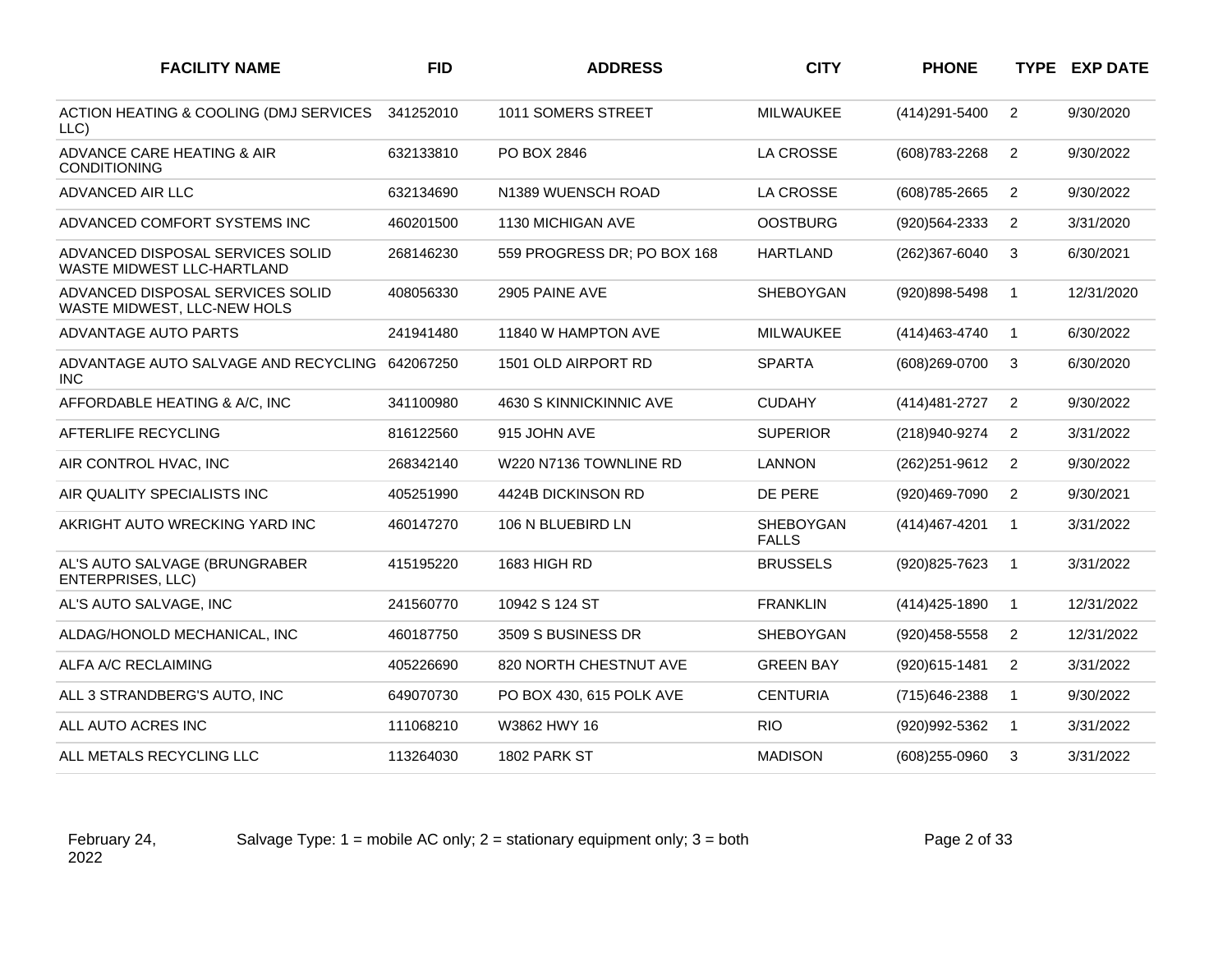| FACILITY NAME | FID | ADDRESS | CITY | PHONE | TYPE | EXP DATE |
|---|---|---|---|---|---|---|
| ACTION HEATING & COOLING (DMJ SERVICES LLC) | 341252010 | 1011 SOMERS STREET | MILWAUKEE | (414)291-5400 | 2 | 9/30/2020 |
| ADVANCE CARE HEATING & AIR CONDITIONING | 632133810 | PO BOX 2846 | LA CROSSE | (608)783-2268 | 2 | 9/30/2022 |
| ADVANCED AIR LLC | 632134690 | N1389 WUENSCH ROAD | LA CROSSE | (608)785-2665 | 2 | 9/30/2022 |
| ADVANCED COMFORT SYSTEMS INC | 460201500 | 1130 MICHIGAN AVE | OOSTBURG | (920)564-2333 | 2 | 3/31/2020 |
| ADVANCED DISPOSAL SERVICES SOLID WASTE MIDWEST LLC-HARTLAND | 268146230 | 559 PROGRESS DR; PO BOX 168 | HARTLAND | (262)367-6040 | 3 | 6/30/2021 |
| ADVANCED DISPOSAL SERVICES SOLID WASTE MIDWEST, LLC-NEW HOLS | 408056330 | 2905 PAINE AVE | SHEBOYGAN | (920)898-5498 | 1 | 12/31/2020 |
| ADVANTAGE AUTO PARTS | 241941480 | 11840 W HAMPTON AVE | MILWAUKEE | (414)463-4740 | 1 | 6/30/2022 |
| ADVANTAGE AUTO SALVAGE AND RECYCLING INC | 642067250 | 1501 OLD AIRPORT RD | SPARTA | (608)269-0700 | 3 | 6/30/2020 |
| AFFORDABLE HEATING & A/C, INC | 341100980 | 4630 S KINNICKINNIC AVE | CUDAHY | (414)481-2727 | 2 | 9/30/2022 |
| AFTERLIFE RECYCLING | 816122560 | 915 JOHN AVE | SUPERIOR | (218)940-9274 | 2 | 3/31/2022 |
| AIR CONTROL HVAC, INC | 268342140 | W220 N7136 TOWNLINE RD | LANNON | (262)251-9612 | 2 | 9/30/2022 |
| AIR QUALITY SPECIALISTS INC | 405251990 | 4424B DICKINSON RD | DE PERE | (920)469-7090 | 2 | 9/30/2021 |
| AKRIGHT AUTO WRECKING YARD INC | 460147270 | 106 N BLUEBIRD LN | SHEBOYGAN FALLS | (414)467-4201 | 1 | 3/31/2022 |
| AL'S AUTO SALVAGE (BRUNGRABER ENTERPRISES, LLC) | 415195220 | 1683 HIGH RD | BRUSSELS | (920)825-7623 | 1 | 3/31/2022 |
| AL'S AUTO SALVAGE, INC | 241560770 | 10942 S 124 ST | FRANKLIN | (414)425-1890 | 1 | 12/31/2022 |
| ALDAG/HONOLD MECHANICAL, INC | 460187750 | 3509 S BUSINESS DR | SHEBOYGAN | (920)458-5558 | 2 | 12/31/2022 |
| ALFA A/C RECLAIMING | 405226690 | 820 NORTH CHESTNUT AVE | GREEN BAY | (920)615-1481 | 2 | 3/31/2022 |
| ALL 3 STRANDBERG'S AUTO, INC | 649070730 | PO BOX 430, 615 POLK AVE | CENTURIA | (715)646-2388 | 1 | 9/30/2022 |
| ALL AUTO ACRES INC | 111068210 | W3862 HWY 16 | RIO | (920)992-5362 | 1 | 3/31/2022 |
| ALL METALS RECYCLING LLC | 113264030 | 1802 PARK ST | MADISON | (608)255-0960 | 3 | 3/31/2022 |

February 24, 2022

Salvage Type: 1 = mobile AC only; 2 = stationary equipment only; 3 = both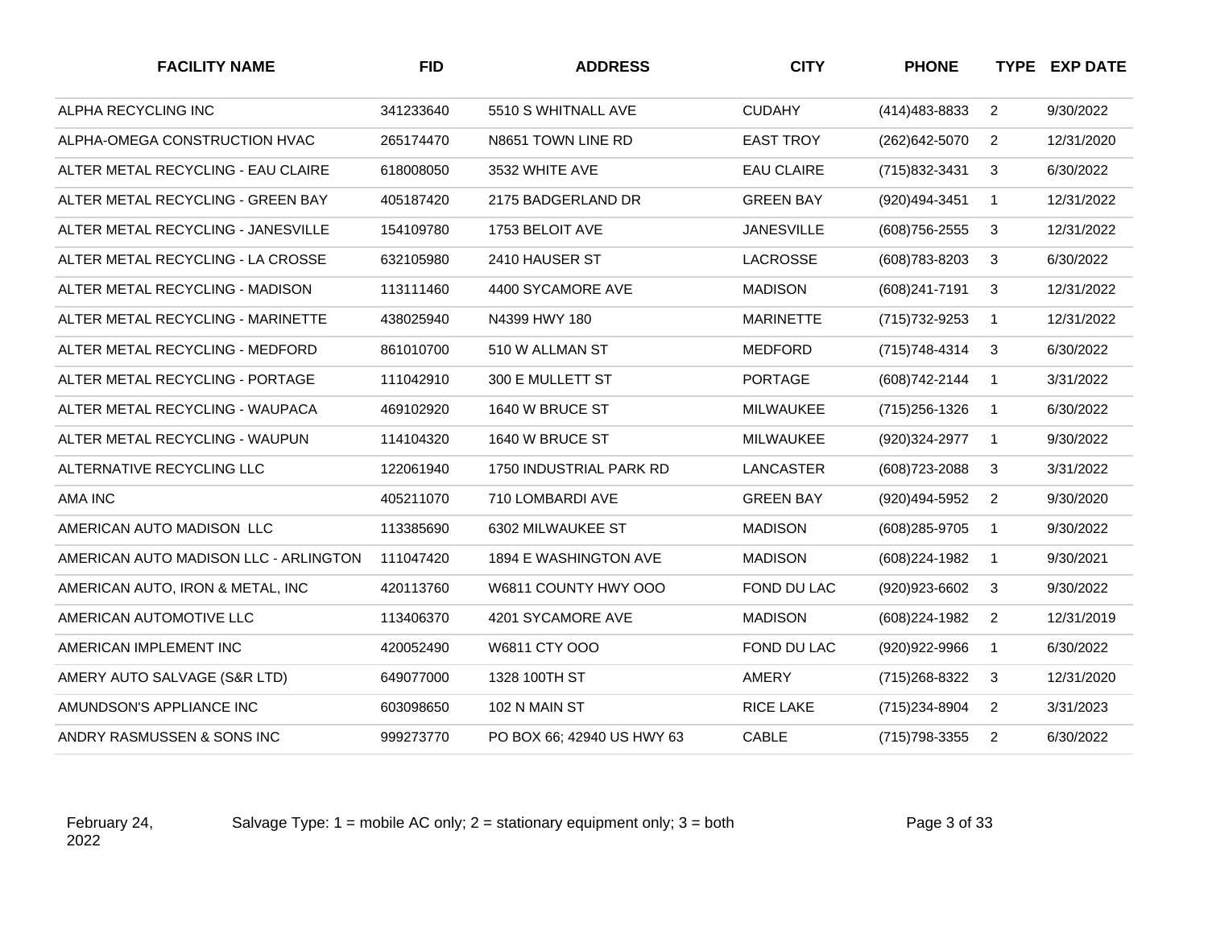| FACILITY NAME | FID | ADDRESS | CITY | PHONE | TYPE | EXP DATE |
|---|---|---|---|---|---|---|
| ALPHA RECYCLING INC | 341233640 | 5510 S WHITNALL AVE | CUDAHY | (414)483-8833 | 2 | 9/30/2022 |
| ALPHA-OMEGA CONSTRUCTION HVAC | 265174470 | N8651 TOWN LINE RD | EAST TROY | (262)642-5070 | 2 | 12/31/2020 |
| ALTER METAL RECYCLING - EAU CLAIRE | 618008050 | 3532 WHITE AVE | EAU CLAIRE | (715)832-3431 | 3 | 6/30/2022 |
| ALTER METAL RECYCLING - GREEN BAY | 405187420 | 2175 BADGERLAND DR | GREEN BAY | (920)494-3451 | 1 | 12/31/2022 |
| ALTER METAL RECYCLING - JANESVILLE | 154109780 | 1753 BELOIT AVE | JANESVILLE | (608)756-2555 | 3 | 12/31/2022 |
| ALTER METAL RECYCLING - LA CROSSE | 632105980 | 2410 HAUSER ST | LACROSSE | (608)783-8203 | 3 | 6/30/2022 |
| ALTER METAL RECYCLING - MADISON | 113111460 | 4400 SYCAMORE AVE | MADISON | (608)241-7191 | 3 | 12/31/2022 |
| ALTER METAL RECYCLING - MARINETTE | 438025940 | N4399 HWY 180 | MARINETTE | (715)732-9253 | 1 | 12/31/2022 |
| ALTER METAL RECYCLING - MEDFORD | 861010700 | 510 W ALLMAN ST | MEDFORD | (715)748-4314 | 3 | 6/30/2022 |
| ALTER METAL RECYCLING - PORTAGE | 111042910 | 300 E MULLETT ST | PORTAGE | (608)742-2144 | 1 | 3/31/2022 |
| ALTER METAL RECYCLING - WAUPACA | 469102920 | 1640 W BRUCE ST | MILWAUKEE | (715)256-1326 | 1 | 6/30/2022 |
| ALTER METAL RECYCLING - WAUPUN | 114104320 | 1640 W BRUCE ST | MILWAUKEE | (920)324-2977 | 1 | 9/30/2022 |
| ALTERNATIVE RECYCLING LLC | 122061940 | 1750 INDUSTRIAL PARK RD | LANCASTER | (608)723-2088 | 3 | 3/31/2022 |
| AMA INC | 405211070 | 710 LOMBARDI AVE | GREEN BAY | (920)494-5952 | 2 | 9/30/2020 |
| AMERICAN AUTO MADISON LLC | 113385690 | 6302 MILWAUKEE ST | MADISON | (608)285-9705 | 1 | 9/30/2022 |
| AMERICAN AUTO MADISON LLC - ARLINGTON | 111047420 | 1894 E WASHINGTON AVE | MADISON | (608)224-1982 | 1 | 9/30/2021 |
| AMERICAN AUTO, IRON & METAL, INC | 420113760 | W6811 COUNTY HWY OOO | FOND DU LAC | (920)923-6602 | 3 | 9/30/2022 |
| AMERICAN AUTOMOTIVE LLC | 113406370 | 4201 SYCAMORE AVE | MADISON | (608)224-1982 | 2 | 12/31/2019 |
| AMERICAN IMPLEMENT INC | 420052490 | W6811 CTY OOO | FOND DU LAC | (920)922-9966 | 1 | 6/30/2022 |
| AMERY AUTO SALVAGE (S&R LTD) | 649077000 | 1328 100TH ST | AMERY | (715)268-8322 | 3 | 12/31/2020 |
| AMUNDSON'S APPLIANCE INC | 603098650 | 102 N MAIN ST | RICE LAKE | (715)234-8904 | 2 | 3/31/2023 |
| ANDRY RASMUSSEN & SONS INC | 999273770 | PO BOX 66; 42940 US HWY 63 | CABLE | (715)798-3355 | 2 | 6/30/2022 |

February 24, 2022

Salvage Type: 1 = mobile AC only; 2 = stationary equipment only; 3 = both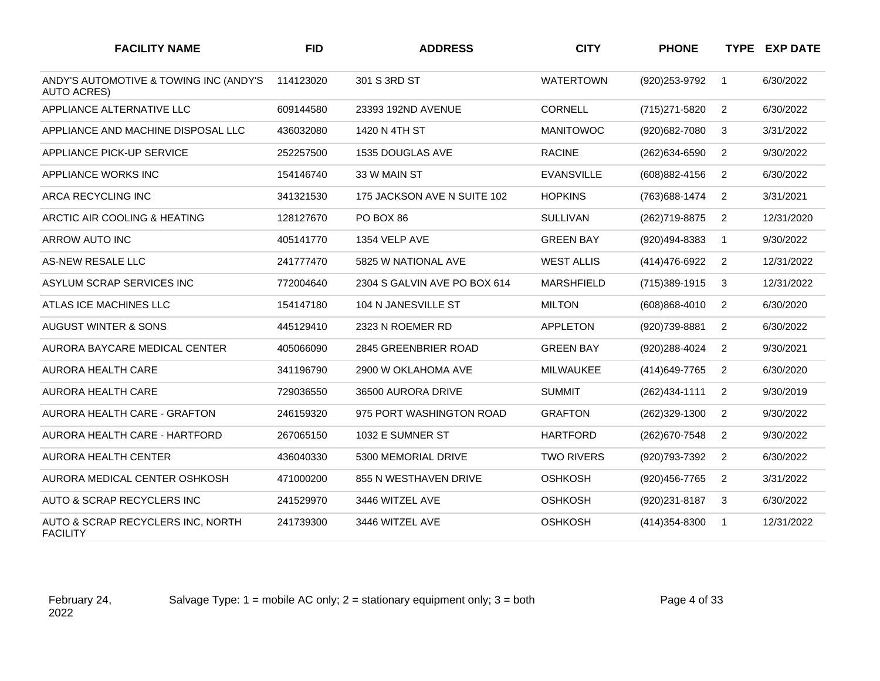| FACILITY NAME | FID | ADDRESS | CITY | PHONE | TYPE | EXP DATE |
|---|---|---|---|---|---|---|
| ANDY'S AUTOMOTIVE & TOWING INC (ANDY'S AUTO ACRES) | 114123020 | 301 S 3RD ST | WATERTOWN | (920)253-9792 | 1 | 6/30/2022 |
| APPLIANCE ALTERNATIVE LLC | 609144580 | 23393 192ND AVENUE | CORNELL | (715)271-5820 | 2 | 6/30/2022 |
| APPLIANCE AND MACHINE DISPOSAL LLC | 436032080 | 1420 N 4TH ST | MANITOWOC | (920)682-7080 | 3 | 3/31/2022 |
| APPLIANCE PICK-UP SERVICE | 252257500 | 1535 DOUGLAS AVE | RACINE | (262)634-6590 | 2 | 9/30/2022 |
| APPLIANCE WORKS INC | 154146740 | 33 W MAIN ST | EVANSVILLE | (608)882-4156 | 2 | 6/30/2022 |
| ARCA RECYCLING INC | 341321530 | 175 JACKSON AVE N SUITE 102 | HOPKINS | (763)688-1474 | 2 | 3/31/2021 |
| ARCTIC AIR COOLING & HEATING | 128127670 | PO BOX 86 | SULLIVAN | (262)719-8875 | 2 | 12/31/2020 |
| ARROW AUTO INC | 405141770 | 1354 VELP AVE | GREEN BAY | (920)494-8383 | 1 | 9/30/2022 |
| AS-NEW RESALE LLC | 241777470 | 5825 W NATIONAL AVE | WEST ALLIS | (414)476-6922 | 2 | 12/31/2022 |
| ASYLUM SCRAP SERVICES INC | 772004640 | 2304 S GALVIN AVE PO BOX 614 | MARSHFIELD | (715)389-1915 | 3 | 12/31/2022 |
| ATLAS ICE MACHINES LLC | 154147180 | 104 N JANESVILLE ST | MILTON | (608)868-4010 | 2 | 6/30/2020 |
| AUGUST WINTER & SONS | 445129410 | 2323 N ROEMER RD | APPLETON | (920)739-8881 | 2 | 6/30/2022 |
| AURORA BAYCARE MEDICAL CENTER | 405066090 | 2845 GREENBRIER ROAD | GREEN BAY | (920)288-4024 | 2 | 9/30/2021 |
| AURORA HEALTH CARE | 341196790 | 2900 W OKLAHOMA AVE | MILWAUKEE | (414)649-7765 | 2 | 6/30/2020 |
| AURORA HEALTH CARE | 729036550 | 36500 AURORA DRIVE | SUMMIT | (262)434-1111 | 2 | 9/30/2019 |
| AURORA HEALTH CARE - GRAFTON | 246159320 | 975 PORT WASHINGTON ROAD | GRAFTON | (262)329-1300 | 2 | 9/30/2022 |
| AURORA HEALTH CARE - HARTFORD | 267065150 | 1032 E SUMNER ST | HARTFORD | (262)670-7548 | 2 | 9/30/2022 |
| AURORA HEALTH CENTER | 436040330 | 5300 MEMORIAL DRIVE | TWO RIVERS | (920)793-7392 | 2 | 6/30/2022 |
| AURORA MEDICAL CENTER OSHKOSH | 471000200 | 855 N WESTHAVEN DRIVE | OSHKOSH | (920)456-7765 | 2 | 3/31/2022 |
| AUTO & SCRAP RECYCLERS INC | 241529970 | 3446 WITZEL AVE | OSHKOSH | (920)231-8187 | 3 | 6/30/2022 |
| AUTO & SCRAP RECYCLERS INC, NORTH FACILITY | 241739300 | 3446 WITZEL AVE | OSHKOSH | (414)354-8300 | 1 | 12/31/2022 |

February 24, 2022

Salvage Type: 1 = mobile AC only; 2 = stationary equipment only; 3 = both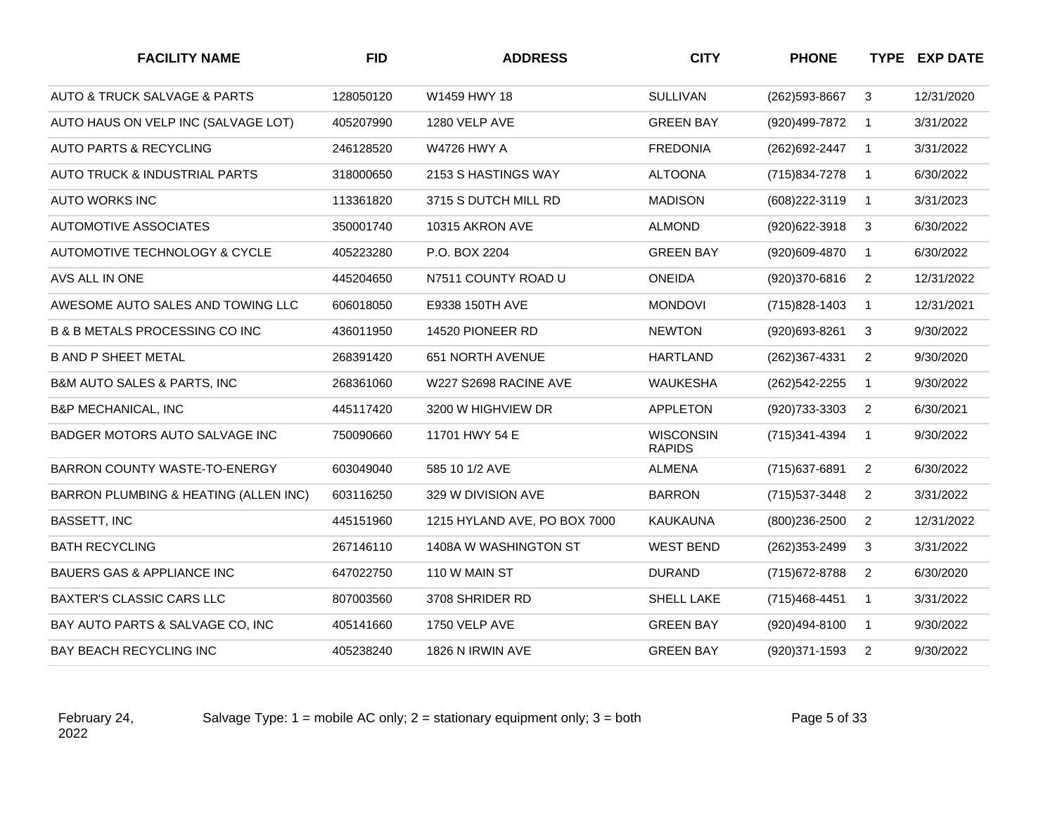| FACILITY NAME | FID | ADDRESS | CITY | PHONE | TYPE | EXP DATE |
|---|---|---|---|---|---|---|
| AUTO & TRUCK SALVAGE & PARTS | 128050120 | W1459 HWY 18 | SULLIVAN | (262)593-8667 | 3 | 12/31/2020 |
| AUTO HAUS ON VELP INC (SALVAGE LOT) | 405207990 | 1280 VELP AVE | GREEN BAY | (920)499-7872 | 1 | 3/31/2022 |
| AUTO PARTS & RECYCLING | 246128520 | W4726 HWY A | FREDONIA | (262)692-2447 | 1 | 3/31/2022 |
| AUTO TRUCK & INDUSTRIAL PARTS | 318000650 | 2153 S HASTINGS WAY | ALTOONA | (715)834-7278 | 1 | 6/30/2022 |
| AUTO WORKS INC | 113361820 | 3715 S DUTCH MILL RD | MADISON | (608)222-3119 | 1 | 3/31/2023 |
| AUTOMOTIVE ASSOCIATES | 350001740 | 10315 AKRON AVE | ALMOND | (920)622-3918 | 3 | 6/30/2022 |
| AUTOMOTIVE TECHNOLOGY & CYCLE | 405223280 | P.O. BOX 2204 | GREEN BAY | (920)609-4870 | 1 | 6/30/2022 |
| AVS ALL IN ONE | 445204650 | N7511 COUNTY ROAD U | ONEIDA | (920)370-6816 | 2 | 12/31/2022 |
| AWESOME AUTO SALES AND TOWING LLC | 606018050 | E9338 150TH AVE | MONDOVI | (715)828-1403 | 1 | 12/31/2021 |
| B & B METALS PROCESSING CO INC | 436011950 | 14520 PIONEER RD | NEWTON | (920)693-8261 | 3 | 9/30/2022 |
| B AND P SHEET METAL | 268391420 | 651 NORTH AVENUE | HARTLAND | (262)367-4331 | 2 | 9/30/2020 |
| B&M AUTO SALES & PARTS, INC | 268361060 | W227 S2698 RACINE AVE | WAUKESHA | (262)542-2255 | 1 | 9/30/2022 |
| B&P MECHANICAL, INC | 445117420 | 3200 W HIGHVIEW DR | APPLETON | (920)733-3303 | 2 | 6/30/2021 |
| BADGER MOTORS AUTO SALVAGE INC | 750090660 | 11701 HWY 54 E | WISCONSIN RAPIDS | (715)341-4394 | 1 | 9/30/2022 |
| BARRON COUNTY WASTE-TO-ENERGY | 603049040 | 585 10 1/2 AVE | ALMENA | (715)637-6891 | 2 | 6/30/2022 |
| BARRON PLUMBING & HEATING (ALLEN INC) | 603116250 | 329 W DIVISION AVE | BARRON | (715)537-3448 | 2 | 3/31/2022 |
| BASSETT, INC | 445151960 | 1215 HYLAND AVE, PO BOX 7000 | KAUKAUNA | (800)236-2500 | 2 | 12/31/2022 |
| BATH RECYCLING | 267146110 | 1408A W WASHINGTON ST | WEST BEND | (262)353-2499 | 3 | 3/31/2022 |
| BAUERS GAS & APPLIANCE INC | 647022750 | 110 W MAIN ST | DURAND | (715)672-8788 | 2 | 6/30/2020 |
| BAXTER'S CLASSIC CARS LLC | 807003560 | 3708 SHRIDER RD | SHELL LAKE | (715)468-4451 | 1 | 3/31/2022 |
| BAY AUTO PARTS & SALVAGE CO, INC | 405141660 | 1750 VELP AVE | GREEN BAY | (920)494-8100 | 1 | 9/30/2022 |
| BAY BEACH RECYCLING INC | 405238240 | 1826 N IRWIN AVE | GREEN BAY | (920)371-1593 | 2 | 9/30/2022 |

February 24, 2022 Salvage Type: 1 = mobile AC only; 2 = stationary equipment only; 3 = both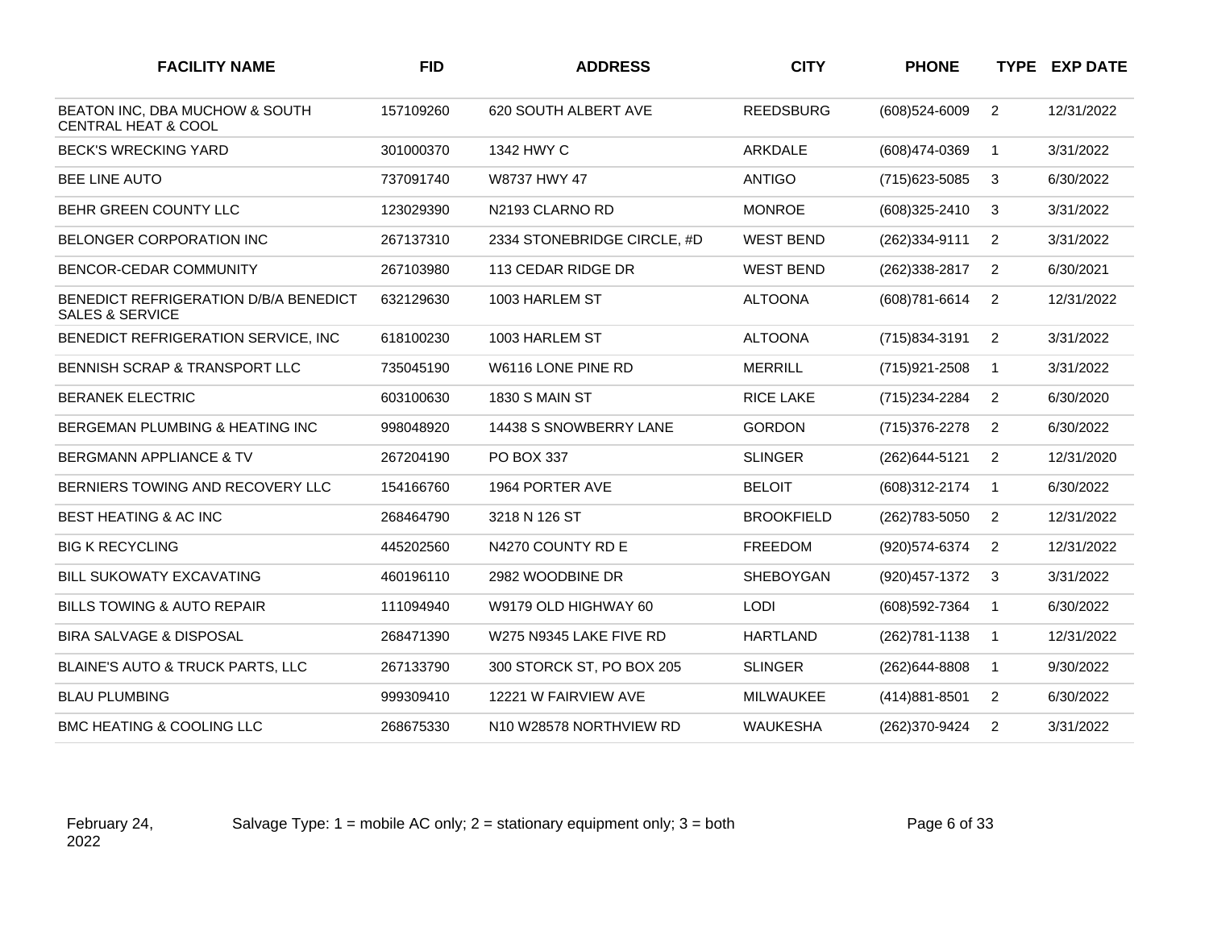| FACILITY NAME | FID | ADDRESS | CITY | PHONE | TYPE | EXP DATE |
|---|---|---|---|---|---|---|
| BEATON INC, DBA MUCHOW & SOUTH CENTRAL HEAT & COOL | 157109260 | 620 SOUTH ALBERT AVE | REEDSBURG | (608)524-6009 | 2 | 12/31/2022 |
| BECK'S WRECKING YARD | 301000370 | 1342 HWY C | ARKDALE | (608)474-0369 | 1 | 3/31/2022 |
| BEE LINE AUTO | 737091740 | W8737 HWY 47 | ANTIGO | (715)623-5085 | 3 | 6/30/2022 |
| BEHR GREEN COUNTY LLC | 123029390 | N2193 CLARNO RD | MONROE | (608)325-2410 | 3 | 3/31/2022 |
| BELONGER CORPORATION INC | 267137310 | 2334 STONEBRIDGE CIRCLE, #D | WEST BEND | (262)334-9111 | 2 | 3/31/2022 |
| BENCOR-CEDAR COMMUNITY | 267103980 | 113 CEDAR RIDGE DR | WEST BEND | (262)338-2817 | 2 | 6/30/2021 |
| BENEDICT REFRIGERATION D/B/A BENEDICT SALES & SERVICE | 632129630 | 1003 HARLEM ST | ALTOONA | (608)781-6614 | 2 | 12/31/2022 |
| BENEDICT REFRIGERATION SERVICE, INC | 618100230 | 1003 HARLEM ST | ALTOONA | (715)834-3191 | 2 | 3/31/2022 |
| BENNISH SCRAP & TRANSPORT LLC | 735045190 | W6116 LONE PINE RD | MERRILL | (715)921-2508 | 1 | 3/31/2022 |
| BERANEK ELECTRIC | 603100630 | 1830 S MAIN ST | RICE LAKE | (715)234-2284 | 2 | 6/30/2020 |
| BERGEMAN PLUMBING & HEATING INC | 998048920 | 14438 S SNOWBERRY LANE | GORDON | (715)376-2278 | 2 | 6/30/2022 |
| BERGMANN APPLIANCE & TV | 267204190 | PO BOX 337 | SLINGER | (262)644-5121 | 2 | 12/31/2020 |
| BERNIERS TOWING AND RECOVERY LLC | 154166760 | 1964 PORTER AVE | BELOIT | (608)312-2174 | 1 | 6/30/2022 |
| BEST HEATING & AC INC | 268464790 | 3218 N 126 ST | BROOKFIELD | (262)783-5050 | 2 | 12/31/2022 |
| BIG K RECYCLING | 445202560 | N4270 COUNTY RD E | FREEDOM | (920)574-6374 | 2 | 12/31/2022 |
| BILL SUKOWATY EXCAVATING | 460196110 | 2982 WOODBINE DR | SHEBOYGAN | (920)457-1372 | 3 | 3/31/2022 |
| BILLS TOWING & AUTO REPAIR | 111094940 | W9179 OLD HIGHWAY 60 | LODI | (608)592-7364 | 1 | 6/30/2022 |
| BIRA SALVAGE & DISPOSAL | 268471390 | W275 N9345 LAKE FIVE RD | HARTLAND | (262)781-1138 | 1 | 12/31/2022 |
| BLAINE'S AUTO & TRUCK PARTS, LLC | 267133790 | 300 STORCK ST, PO BOX 205 | SLINGER | (262)644-8808 | 1 | 9/30/2022 |
| BLAU PLUMBING | 999309410 | 12221 W FAIRVIEW AVE | MILWAUKEE | (414)881-8501 | 2 | 6/30/2022 |
| BMC HEATING & COOLING LLC | 268675330 | N10 W28578 NORTHVIEW RD | WAUKESHA | (262)370-9424 | 2 | 3/31/2022 |

February 24, 2022

Salvage Type: 1 = mobile AC only; 2 = stationary equipment only; 3 = both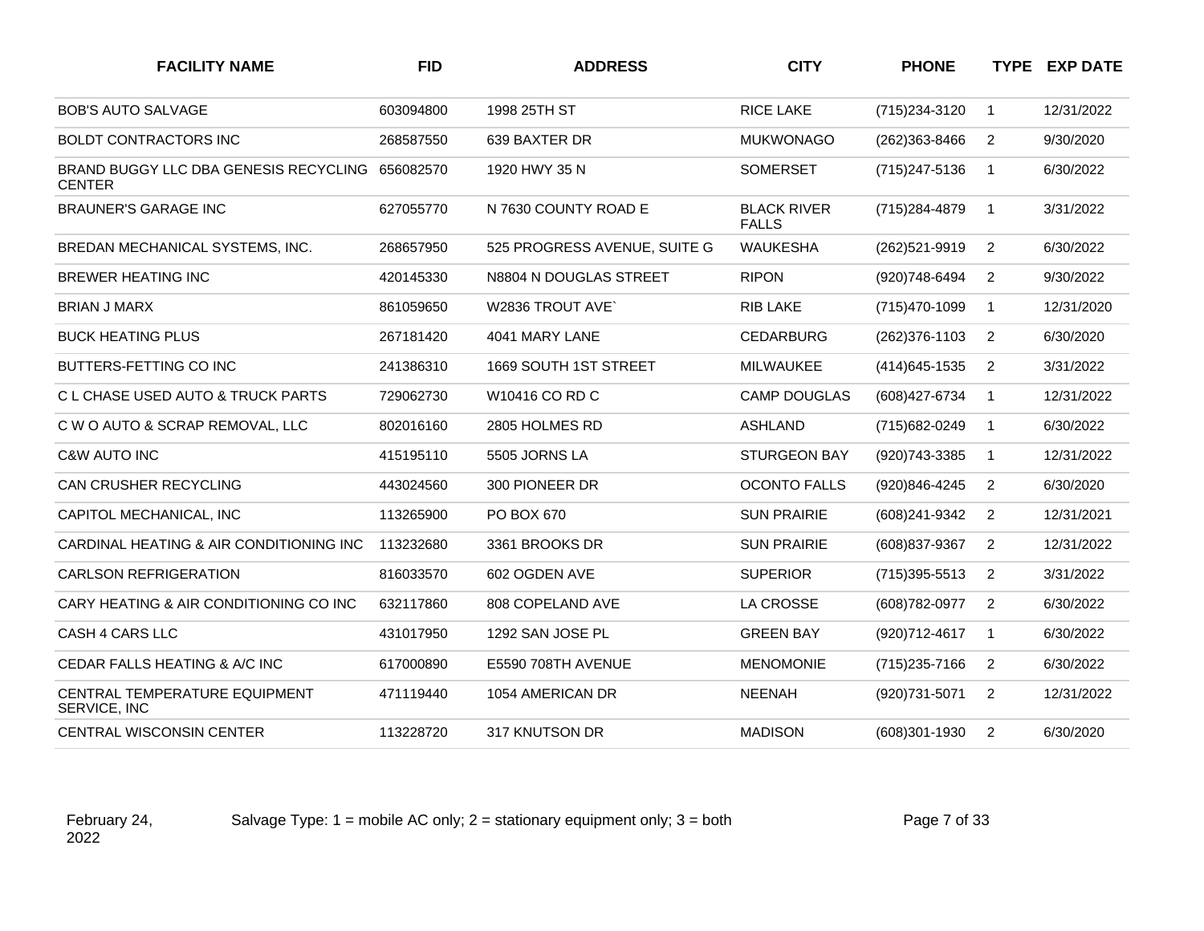| FACILITY NAME | FID | ADDRESS | CITY | PHONE | TYPE | EXP DATE |
|---|---|---|---|---|---|---|
| BOB'S AUTO SALVAGE | 603094800 | 1998 25TH ST | RICE LAKE | (715)234-3120 | 1 | 12/31/2022 |
| BOLDT CONTRACTORS INC | 268587550 | 639 BAXTER DR | MUKWONAGO | (262)363-8466 | 2 | 9/30/2020 |
| BRAND BUGGY LLC DBA GENESIS RECYCLING CENTER | 656082570 | 1920 HWY 35 N | SOMERSET | (715)247-5136 | 1 | 6/30/2022 |
| BRAUNER'S GARAGE INC | 627055770 | N 7630 COUNTY ROAD E | BLACK RIVER FALLS | (715)284-4879 | 1 | 3/31/2022 |
| BREDAN MECHANICAL SYSTEMS, INC. | 268657950 | 525 PROGRESS AVENUE, SUITE G | WAUKESHA | (262)521-9919 | 2 | 6/30/2022 |
| BREWER HEATING INC | 420145330 | N8804 N DOUGLAS STREET | RIPON | (920)748-6494 | 2 | 9/30/2022 |
| BRIAN J MARX | 861059650 | W2836 TROUT AVE` | RIB LAKE | (715)470-1099 | 1 | 12/31/2020 |
| BUCK HEATING PLUS | 267181420 | 4041 MARY LANE | CEDARBURG | (262)376-1103 | 2 | 6/30/2020 |
| BUTTERS-FETTING CO INC | 241386310 | 1669 SOUTH 1ST STREET | MILWAUKEE | (414)645-1535 | 2 | 3/31/2022 |
| C L CHASE USED AUTO & TRUCK PARTS | 729062730 | W10416 CO RD C | CAMP DOUGLAS | (608)427-6734 | 1 | 12/31/2022 |
| C W O AUTO & SCRAP REMOVAL, LLC | 802016160 | 2805 HOLMES RD | ASHLAND | (715)682-0249 | 1 | 6/30/2022 |
| C&W AUTO INC | 415195110 | 5505 JORNS LA | STURGEON BAY | (920)743-3385 | 1 | 12/31/2022 |
| CAN CRUSHER RECYCLING | 443024560 | 300 PIONEER DR | OCONTO FALLS | (920)846-4245 | 2 | 6/30/2020 |
| CAPITOL MECHANICAL, INC | 113265900 | PO BOX 670 | SUN PRAIRIE | (608)241-9342 | 2 | 12/31/2021 |
| CARDINAL HEATING & AIR CONDITIONING INC | 113232680 | 3361 BROOKS DR | SUN PRAIRIE | (608)837-9367 | 2 | 12/31/2022 |
| CARLSON REFRIGERATION | 816033570 | 602 OGDEN AVE | SUPERIOR | (715)395-5513 | 2 | 3/31/2022 |
| CARY HEATING & AIR CONDITIONING CO INC | 632117860 | 808 COPELAND AVE | LA CROSSE | (608)782-0977 | 2 | 6/30/2022 |
| CASH 4 CARS LLC | 431017950 | 1292 SAN JOSE PL | GREEN BAY | (920)712-4617 | 1 | 6/30/2022 |
| CEDAR FALLS HEATING & A/C INC | 617000890 | E5590 708TH AVENUE | MENOMONIE | (715)235-7166 | 2 | 6/30/2022 |
| CENTRAL TEMPERATURE EQUIPMENT SERVICE, INC | 471119440 | 1054 AMERICAN DR | NEENAH | (920)731-5071 | 2 | 12/31/2022 |
| CENTRAL WISCONSIN CENTER | 113228720 | 317 KNUTSON DR | MADISON | (608)301-1930 | 2 | 6/30/2020 |

February 24, 2022

Salvage Type: 1 = mobile AC only; 2 = stationary equipment only; 3 = both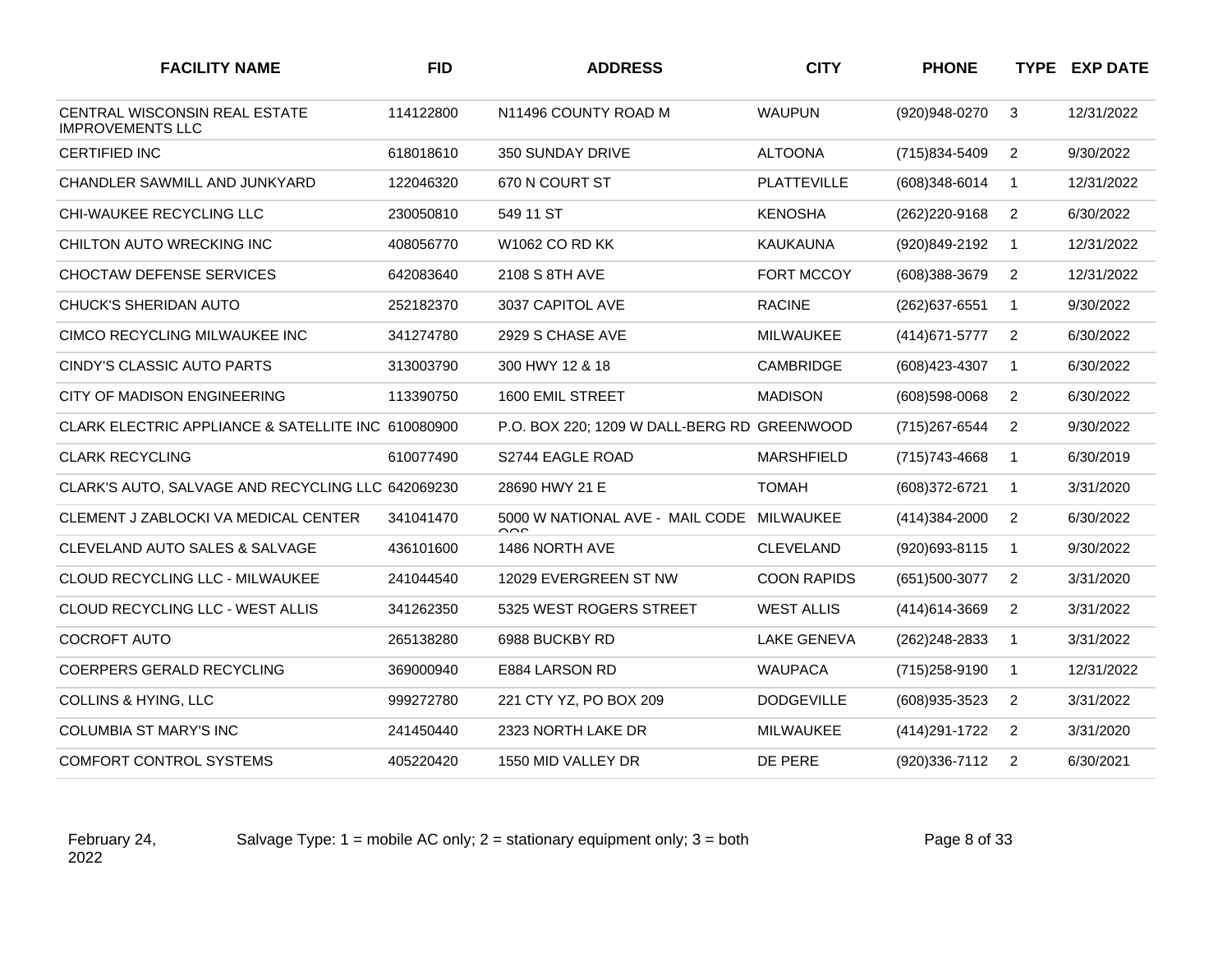| FACILITY NAME | FID | ADDRESS | CITY | PHONE | TYPE | EXP DATE |
|---|---|---|---|---|---|---|
| CENTRAL WISCONSIN REAL ESTATE IMPROVEMENTS LLC | 114122800 | N11496 COUNTY ROAD M | WAUPUN | (920)948-0270 | 3 | 12/31/2022 |
| CERTIFIED INC | 618018610 | 350 SUNDAY DRIVE | ALTOONA | (715)834-5409 | 2 | 9/30/2022 |
| CHANDLER SAWMILL AND JUNKYARD | 122046320 | 670 N COURT ST | PLATTEVILLE | (608)348-6014 | 1 | 12/31/2022 |
| CHI-WAUKEE RECYCLING LLC | 230050810 | 549 11 ST | KENOSHA | (262)220-9168 | 2 | 6/30/2022 |
| CHILTON AUTO WRECKING INC | 408056770 | W1062 CO RD KK | KAUKAUNA | (920)849-2192 | 1 | 12/31/2022 |
| CHOCTAW DEFENSE SERVICES | 642083640 | 2108 S 8TH AVE | FORT MCCOY | (608)388-3679 | 2 | 12/31/2022 |
| CHUCK'S SHERIDAN AUTO | 252182370 | 3037 CAPITOL AVE | RACINE | (262)637-6551 | 1 | 9/30/2022 |
| CIMCO RECYCLING MILWAUKEE INC | 341274780 | 2929 S CHASE AVE | MILWAUKEE | (414)671-5777 | 2 | 6/30/2022 |
| CINDY'S CLASSIC AUTO PARTS | 313003790 | 300 HWY 12 & 18 | CAMBRIDGE | (608)423-4307 | 1 | 6/30/2022 |
| CITY OF MADISON ENGINEERING | 113390750 | 1600 EMIL STREET | MADISON | (608)598-0068 | 2 | 6/30/2022 |
| CLARK ELECTRIC APPLIANCE & SATELLITE INC | 610080900 | P.O. BOX 220; 1209 W DALL-BERG RD | GREENWOOD | (715)267-6544 | 2 | 9/30/2022 |
| CLARK RECYCLING | 610077490 | S2744 EAGLE ROAD | MARSHFIELD | (715)743-4668 | 1 | 6/30/2019 |
| CLARK'S AUTO, SALVAGE AND RECYCLING LLC | 642069230 | 28690 HWY 21 E | TOMAH | (608)372-6721 | 1 | 3/31/2020 |
| CLEMENT J ZABLOCKI VA MEDICAL CENTER | 341041470 | 5000 W NATIONAL AVE - MAIL CODE OOS | MILWAUKEE | (414)384-2000 | 2 | 6/30/2022 |
| CLEVELAND AUTO SALES & SALVAGE | 436101600 | 1486 NORTH AVE | CLEVELAND | (920)693-8115 | 1 | 9/30/2022 |
| CLOUD RECYCLING LLC - MILWAUKEE | 241044540 | 12029 EVERGREEN ST NW | COON RAPIDS | (651)500-3077 | 2 | 3/31/2020 |
| CLOUD RECYCLING LLC - WEST ALLIS | 341262350 | 5325 WEST ROGERS STREET | WEST ALLIS | (414)614-3669 | 2 | 3/31/2022 |
| COCROFT AUTO | 265138280 | 6988 BUCKBY RD | LAKE GENEVA | (262)248-2833 | 1 | 3/31/2022 |
| COERPERS GERALD RECYCLING | 369000940 | E884 LARSON RD | WAUPACA | (715)258-9190 | 1 | 12/31/2022 |
| COLLINS & HYING, LLC | 999272780 | 221 CTY YZ, PO BOX 209 | DODGEVILLE | (608)935-3523 | 2 | 3/31/2022 |
| COLUMBIA ST MARY'S INC | 241450440 | 2323 NORTH LAKE DR | MILWAUKEE | (414)291-1722 | 2 | 3/31/2020 |
| COMFORT CONTROL SYSTEMS | 405220420 | 1550 MID VALLEY DR | DE PERE | (920)336-7112 | 2 | 6/30/2021 |

February 24, 2022

Salvage Type: 1 = mobile AC only; 2 = stationary equipment only; 3 = both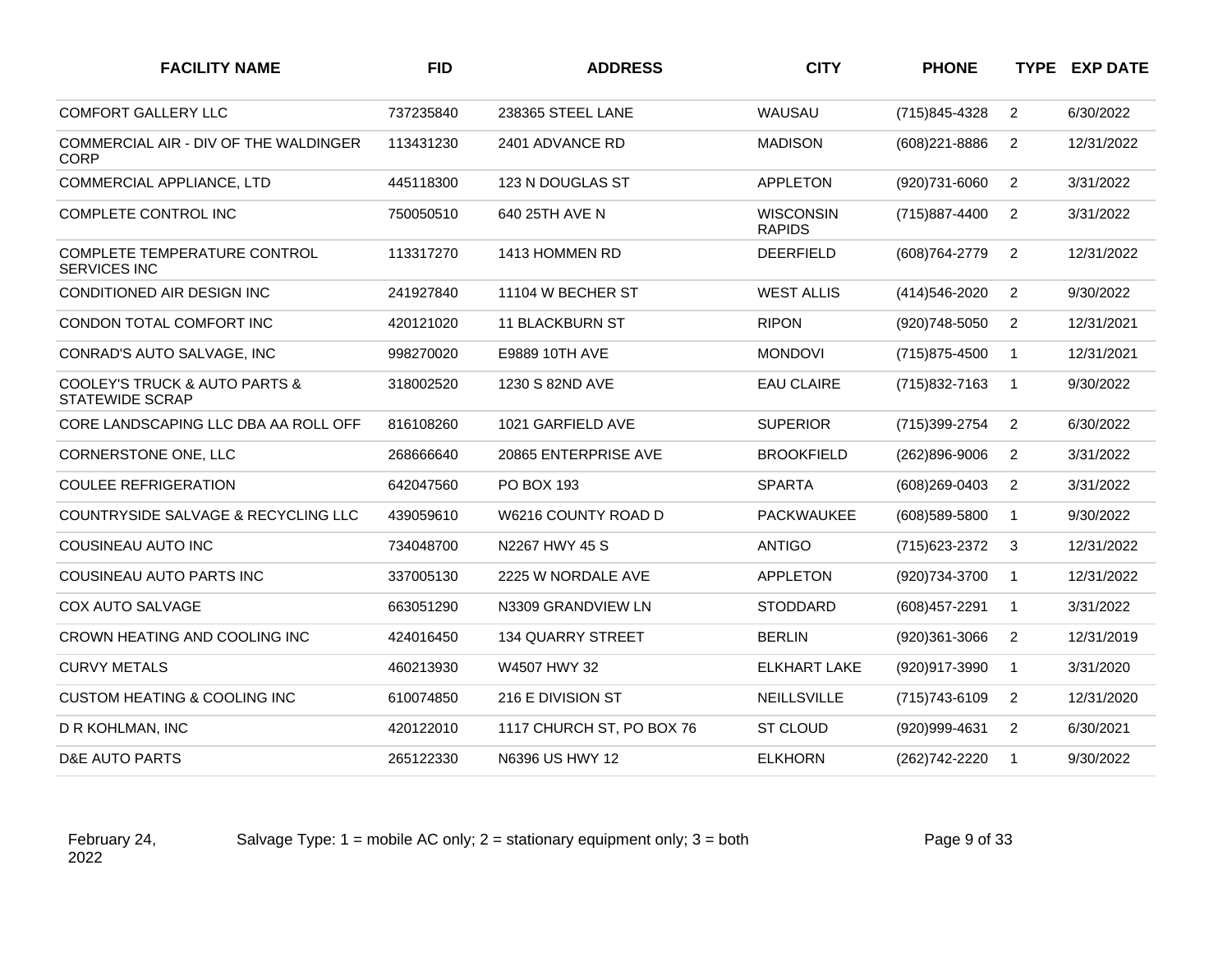| FACILITY NAME | FID | ADDRESS | CITY | PHONE | TYPE | EXP DATE |
|---|---|---|---|---|---|---|
| COMFORT GALLERY LLC | 737235840 | 238365 STEEL LANE | WAUSAU | (715)845-4328 | 2 | 6/30/2022 |
| COMMERCIAL AIR - DIV OF THE WALDINGER CORP | 113431230 | 2401 ADVANCE RD | MADISON | (608)221-8886 | 2 | 12/31/2022 |
| COMMERCIAL APPLIANCE, LTD | 445118300 | 123 N DOUGLAS ST | APPLETON | (920)731-6060 | 2 | 3/31/2022 |
| COMPLETE CONTROL INC | 750050510 | 640 25TH AVE N | WISCONSIN RAPIDS | (715)887-4400 | 2 | 3/31/2022 |
| COMPLETE TEMPERATURE CONTROL SERVICES INC | 113317270 | 1413 HOMMEN RD | DEERFIELD | (608)764-2779 | 2 | 12/31/2022 |
| CONDITIONED AIR DESIGN INC | 241927840 | 11104 W BECHER ST | WEST ALLIS | (414)546-2020 | 2 | 9/30/2022 |
| CONDON TOTAL COMFORT INC | 420121020 | 11 BLACKBURN ST | RIPON | (920)748-5050 | 2 | 12/31/2021 |
| CONRAD'S AUTO SALVAGE, INC | 998270020 | E9889 10TH AVE | MONDOVI | (715)875-4500 | 1 | 12/31/2021 |
| COOLEY'S TRUCK & AUTO PARTS & STATEWIDE SCRAP | 318002520 | 1230 S 82ND AVE | EAU CLAIRE | (715)832-7163 | 1 | 9/30/2022 |
| CORE LANDSCAPING LLC DBA AA ROLL OFF | 816108260 | 1021 GARFIELD AVE | SUPERIOR | (715)399-2754 | 2 | 6/30/2022 |
| CORNERSTONE ONE, LLC | 268666640 | 20865 ENTERPRISE AVE | BROOKFIELD | (262)896-9006 | 2 | 3/31/2022 |
| COULEE REFRIGERATION | 642047560 | PO BOX 193 | SPARTA | (608)269-0403 | 2 | 3/31/2022 |
| COUNTRYSIDE SALVAGE & RECYCLING LLC | 439059610 | W6216 COUNTY ROAD D | PACKWAUKEE | (608)589-5800 | 1 | 9/30/2022 |
| COUSINEAU AUTO INC | 734048700 | N2267 HWY 45 S | ANTIGO | (715)623-2372 | 3 | 12/31/2022 |
| COUSINEAU AUTO PARTS INC | 337005130 | 2225 W NORDALE AVE | APPLETON | (920)734-3700 | 1 | 12/31/2022 |
| COX AUTO SALVAGE | 663051290 | N3309 GRANDVIEW LN | STODDARD | (608)457-2291 | 1 | 3/31/2022 |
| CROWN HEATING AND COOLING INC | 424016450 | 134 QUARRY STREET | BERLIN | (920)361-3066 | 2 | 12/31/2019 |
| CURVY METALS | 460213930 | W4507 HWY 32 | ELKHART LAKE | (920)917-3990 | 1 | 3/31/2020 |
| CUSTOM HEATING & COOLING INC | 610074850 | 216 E DIVISION ST | NEILLSVILLE | (715)743-6109 | 2 | 12/31/2020 |
| D R KOHLMAN, INC | 420122010 | 1117 CHURCH ST, PO BOX 76 | ST CLOUD | (920)999-4631 | 2 | 6/30/2021 |
| D&E AUTO PARTS | 265122330 | N6396 US HWY 12 | ELKHORN | (262)742-2220 | 1 | 9/30/2022 |

February 24, 2022 Salvage Type: 1 = mobile AC only; 2 = stationary equipment only; 3 = both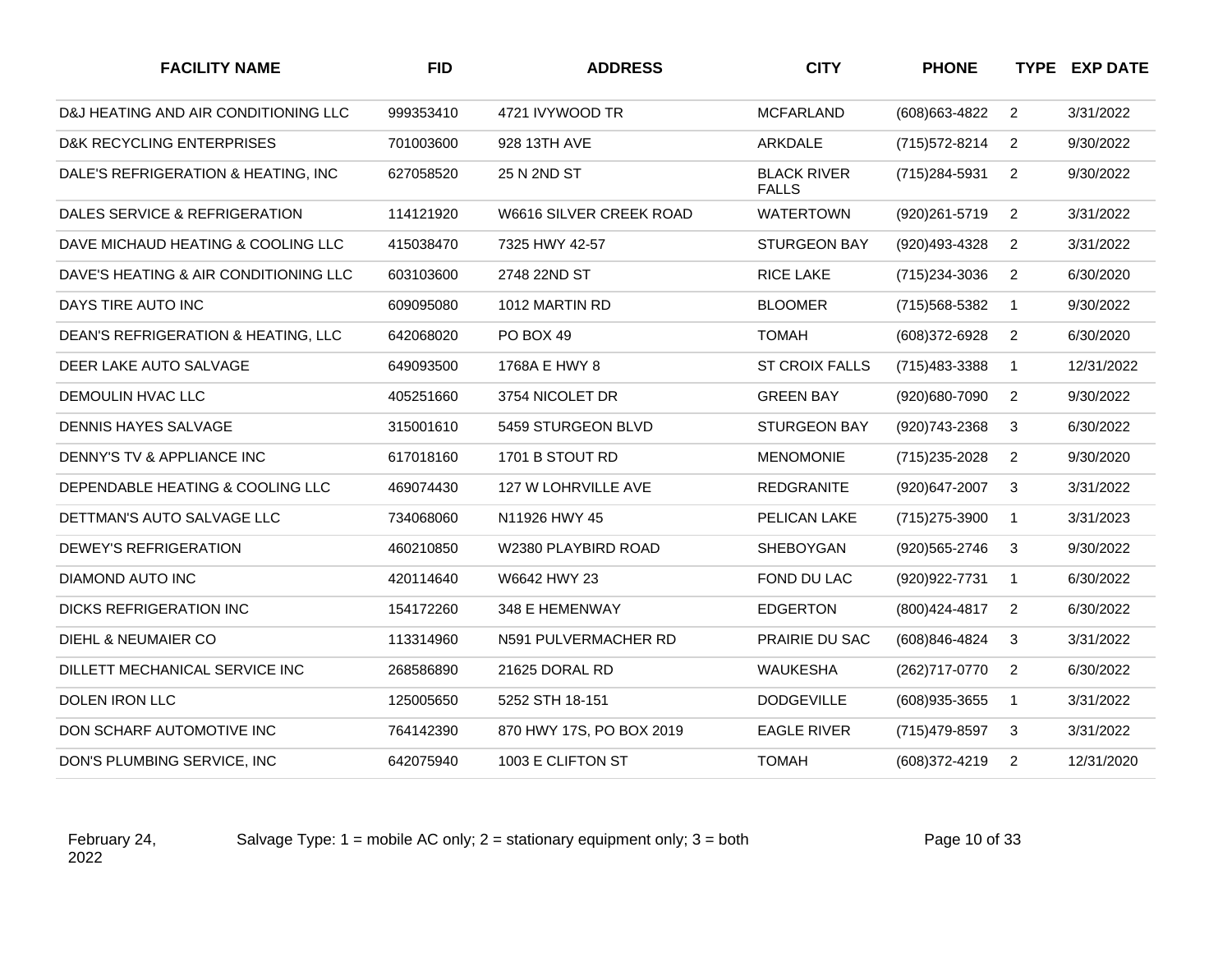| FACILITY NAME | FID | ADDRESS | CITY | PHONE | TYPE | EXP DATE |
|---|---|---|---|---|---|---|
| D&J HEATING AND AIR CONDITIONING LLC | 999353410 | 4721 IVYWOOD TR | MCFARLAND | (608)663-4822 | 2 | 3/31/2022 |
| D&K RECYCLING ENTERPRISES | 701003600 | 928 13TH AVE | ARKDALE | (715)572-8214 | 2 | 9/30/2022 |
| DALE'S REFRIGERATION & HEATING, INC | 627058520 | 25 N 2ND ST | BLACK RIVER FALLS | (715)284-5931 | 2 | 9/30/2022 |
| DALES SERVICE & REFRIGERATION | 114121920 | W6616 SILVER CREEK ROAD | WATERTOWN | (920)261-5719 | 2 | 3/31/2022 |
| DAVE MICHAUD HEATING & COOLING LLC | 415038470 | 7325 HWY 42-57 | STURGEON BAY | (920)493-4328 | 2 | 3/31/2022 |
| DAVE'S HEATING & AIR CONDITIONING LLC | 603103600 | 2748 22ND ST | RICE LAKE | (715)234-3036 | 2 | 6/30/2020 |
| DAYS TIRE AUTO INC | 609095080 | 1012 MARTIN RD | BLOOMER | (715)568-5382 | 1 | 9/30/2022 |
| DEAN'S REFRIGERATION & HEATING, LLC | 642068020 | PO BOX 49 | TOMAH | (608)372-6928 | 2 | 6/30/2020 |
| DEER LAKE AUTO SALVAGE | 649093500 | 1768A E HWY 8 | ST CROIX FALLS | (715)483-3388 | 1 | 12/31/2022 |
| DEMOULIN HVAC LLC | 405251660 | 3754 NICOLET DR | GREEN BAY | (920)680-7090 | 2 | 9/30/2022 |
| DENNIS HAYES SALVAGE | 315001610 | 5459 STURGEON BLVD | STURGEON BAY | (920)743-2368 | 3 | 6/30/2022 |
| DENNY'S TV & APPLIANCE INC | 617018160 | 1701 B STOUT RD | MENOMONIE | (715)235-2028 | 2 | 9/30/2020 |
| DEPENDABLE HEATING & COOLING LLC | 469074430 | 127 W LOHRVILLE AVE | REDGRANITE | (920)647-2007 | 3 | 3/31/2022 |
| DETTMAN'S AUTO SALVAGE LLC | 734068060 | N11926 HWY 45 | PELICAN LAKE | (715)275-3900 | 1 | 3/31/2023 |
| DEWEY'S REFRIGERATION | 460210850 | W2380 PLAYBIRD ROAD | SHEBOYGAN | (920)565-2746 | 3 | 9/30/2022 |
| DIAMOND AUTO INC | 420114640 | W6642 HWY 23 | FOND DU LAC | (920)922-7731 | 1 | 6/30/2022 |
| DICKS REFRIGERATION INC | 154172260 | 348 E HEMENWAY | EDGERTON | (800)424-4817 | 2 | 6/30/2022 |
| DIEHL & NEUMAIER CO | 113314960 | N591 PULVERMACHER RD | PRAIRIE DU SAC | (608)846-4824 | 3 | 3/31/2022 |
| DILLETT MECHANICAL SERVICE INC | 268586890 | 21625 DORAL RD | WAUKESHA | (262)717-0770 | 2 | 6/30/2022 |
| DOLEN IRON LLC | 125005650 | 5252 STH 18-151 | DODGEVILLE | (608)935-3655 | 1 | 3/31/2022 |
| DON SCHARF AUTOMOTIVE INC | 764142390 | 870 HWY 17S, PO BOX 2019 | EAGLE RIVER | (715)479-8597 | 3 | 3/31/2022 |
| DON'S PLUMBING SERVICE, INC | 642075940 | 1003 E CLIFTON ST | TOMAH | (608)372-4219 | 2 | 12/31/2020 |

February 24, 2022

Salvage Type: 1 = mobile AC only; 2 = stationary equipment only; 3 = both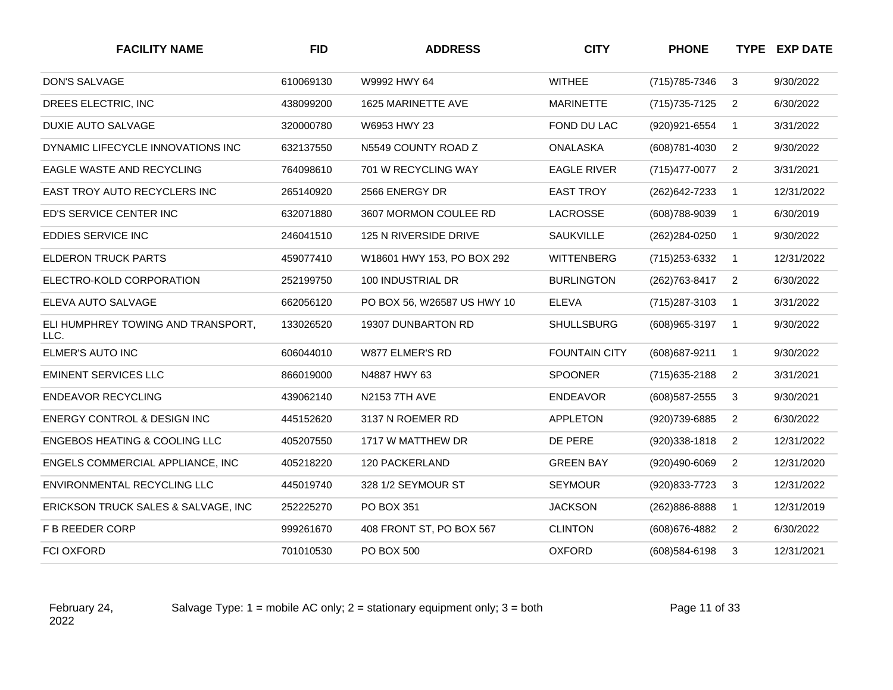| FACILITY NAME | FID | ADDRESS | CITY | PHONE | TYPE | EXP DATE |
|---|---|---|---|---|---|---|
| DON'S SALVAGE | 610069130 | W9992 HWY 64 | WITHEE | (715)785-7346 | 3 | 9/30/2022 |
| DREES ELECTRIC, INC | 438099200 | 1625 MARINETTE AVE | MARINETTE | (715)735-7125 | 2 | 6/30/2022 |
| DUXIE AUTO SALVAGE | 320000780 | W6953 HWY 23 | FOND DU LAC | (920)921-6554 | 1 | 3/31/2022 |
| DYNAMIC LIFECYCLE INNOVATIONS INC | 632137550 | N5549 COUNTY ROAD Z | ONALASKA | (608)781-4030 | 2 | 9/30/2022 |
| EAGLE WASTE AND RECYCLING | 764098610 | 701 W RECYCLING WAY | EAGLE RIVER | (715)477-0077 | 2 | 3/31/2021 |
| EAST TROY AUTO RECYCLERS INC | 265140920 | 2566 ENERGY DR | EAST TROY | (262)642-7233 | 1 | 12/31/2022 |
| ED'S SERVICE CENTER INC | 632071880 | 3607 MORMON COULEE RD | LACROSSE | (608)788-9039 | 1 | 6/30/2019 |
| EDDIES SERVICE INC | 246041510 | 125 N RIVERSIDE DRIVE | SAUKVILLE | (262)284-0250 | 1 | 9/30/2022 |
| ELDERON TRUCK PARTS | 459077410 | W18601 HWY 153, PO BOX 292 | WITTENBERG | (715)253-6332 | 1 | 12/31/2022 |
| ELECTRO-KOLD CORPORATION | 252199750 | 100 INDUSTRIAL DR | BURLINGTON | (262)763-8417 | 2 | 6/30/2022 |
| ELEVA AUTO SALVAGE | 662056120 | PO BOX 56, W26587 US HWY 10 | ELEVA | (715)287-3103 | 1 | 3/31/2022 |
| ELI HUMPHREY TOWING AND TRANSPORT, LLC. | 133026520 | 19307 DUNBARTON RD | SHULLSBURG | (608)965-3197 | 1 | 9/30/2022 |
| ELMER'S AUTO INC | 606044010 | W877 ELMER'S RD | FOUNTAIN CITY | (608)687-9211 | 1 | 9/30/2022 |
| EMINENT SERVICES LLC | 866019000 | N4887 HWY 63 | SPOONER | (715)635-2188 | 2 | 3/31/2021 |
| ENDEAVOR RECYCLING | 439062140 | N2153 7TH AVE | ENDEAVOR | (608)587-2555 | 3 | 9/30/2021 |
| ENERGY CONTROL & DESIGN INC | 445152620 | 3137 N ROEMER RD | APPLETON | (920)739-6885 | 2 | 6/30/2022 |
| ENGEBOS HEATING & COOLING LLC | 405207550 | 1717 W MATTHEW DR | DE PERE | (920)338-1818 | 2 | 12/31/2022 |
| ENGELS COMMERCIAL APPLIANCE, INC | 405218220 | 120 PACKERLAND | GREEN BAY | (920)490-6069 | 2 | 12/31/2020 |
| ENVIRONMENTAL RECYCLING LLC | 445019740 | 328 1/2 SEYMOUR ST | SEYMOUR | (920)833-7723 | 3 | 12/31/2022 |
| ERICKSON TRUCK SALES & SALVAGE, INC | 252225270 | PO BOX 351 | JACKSON | (262)886-8888 | 1 | 12/31/2019 |
| F B REEDER CORP | 999261670 | 408 FRONT ST, PO BOX 567 | CLINTON | (608)676-4882 | 2 | 6/30/2022 |
| FCI OXFORD | 701010530 | PO BOX 500 | OXFORD | (608)584-6198 | 3 | 12/31/2021 |

February 24, 2022

Salvage Type: 1 = mobile AC only; 2 = stationary equipment only; 3 = both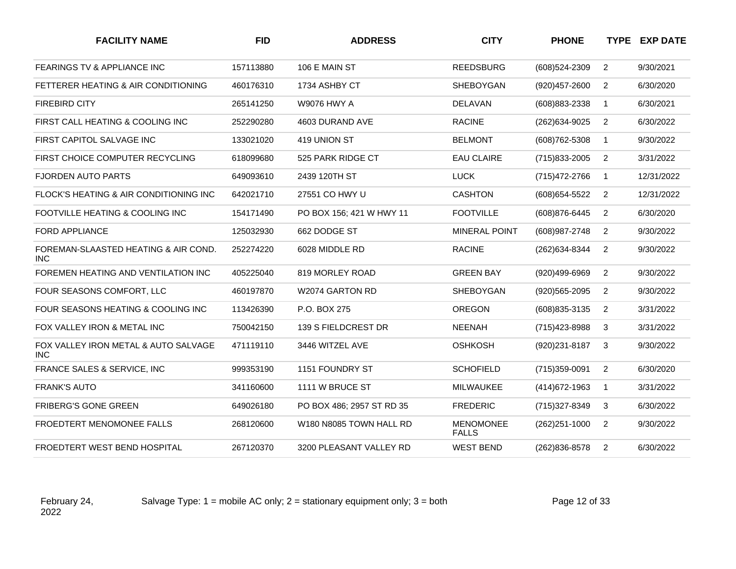| FACILITY NAME | FID | ADDRESS | CITY | PHONE | TYPE | EXP DATE |
|---|---|---|---|---|---|---|
| FEARINGS TV & APPLIANCE INC | 157113880 | 106 E MAIN ST | REEDSBURG | (608)524-2309 | 2 | 9/30/2021 |
| FETTERER HEATING & AIR CONDITIONING | 460176310 | 1734 ASHBY CT | SHEBOYGAN | (920)457-2600 | 2 | 6/30/2020 |
| FIREBIRD CITY | 265141250 | W9076 HWY A | DELAVAN | (608)883-2338 | 1 | 6/30/2021 |
| FIRST CALL HEATING & COOLING INC | 252290280 | 4603 DURAND AVE | RACINE | (262)634-9025 | 2 | 6/30/2022 |
| FIRST CAPITOL SALVAGE INC | 133021020 | 419 UNION ST | BELMONT | (608)762-5308 | 1 | 9/30/2022 |
| FIRST CHOICE COMPUTER RECYCLING | 618099680 | 525 PARK RIDGE CT | EAU CLAIRE | (715)833-2005 | 2 | 3/31/2022 |
| FJORDEN AUTO PARTS | 649093610 | 2439 120TH ST | LUCK | (715)472-2766 | 1 | 12/31/2022 |
| FLOCK'S HEATING & AIR CONDITIONING INC | 642021710 | 27551 CO HWY U | CASHTON | (608)654-5522 | 2 | 12/31/2022 |
| FOOTVILLE HEATING & COOLING INC | 154171490 | PO BOX 156; 421 W HWY 11 | FOOTVILLE | (608)876-6445 | 2 | 6/30/2020 |
| FORD APPLIANCE | 125032930 | 662 DODGE ST | MINERAL POINT | (608)987-2748 | 2 | 9/30/2022 |
| FOREMAN-SLAASTED HEATING & AIR COND. INC | 252274220 | 6028 MIDDLE RD | RACINE | (262)634-8344 | 2 | 9/30/2022 |
| FOREMEN HEATING AND VENTILATION INC | 405225040 | 819 MORLEY ROAD | GREEN BAY | (920)499-6969 | 2 | 9/30/2022 |
| FOUR SEASONS COMFORT, LLC | 460197870 | W2074 GARTON RD | SHEBOYGAN | (920)565-2095 | 2 | 9/30/2022 |
| FOUR SEASONS HEATING & COOLING INC | 113426390 | P.O. BOX 275 | OREGON | (608)835-3135 | 2 | 3/31/2022 |
| FOX VALLEY IRON & METAL INC | 750042150 | 139 S FIELDCREST DR | NEENAH | (715)423-8988 | 3 | 3/31/2022 |
| FOX VALLEY IRON METAL & AUTO SALVAGE INC | 471119110 | 3446 WITZEL AVE | OSHKOSH | (920)231-8187 | 3 | 9/30/2022 |
| FRANCE SALES & SERVICE, INC | 999353190 | 1151 FOUNDRY ST | SCHOFIELD | (715)359-0091 | 2 | 6/30/2020 |
| FRANK'S AUTO | 341160600 | 1111 W BRUCE ST | MILWAUKEE | (414)672-1963 | 1 | 3/31/2022 |
| FRIBERG'S GONE GREEN | 649026180 | PO BOX 486; 2957 ST RD 35 | FREDERIC | (715)327-8349 | 3 | 6/30/2022 |
| FROEDTERT MENOMONEE FALLS | 268120600 | W180 N8085 TOWN HALL RD | MENOMONEE FALLS | (262)251-1000 | 2 | 9/30/2022 |
| FROEDTERT WEST BEND HOSPITAL | 267120370 | 3200 PLEASANT VALLEY RD | WEST BEND | (262)836-8578 | 2 | 6/30/2022 |

February 24, 2022

Salvage Type: 1 = mobile AC only; 2 = stationary equipment only; 3 = both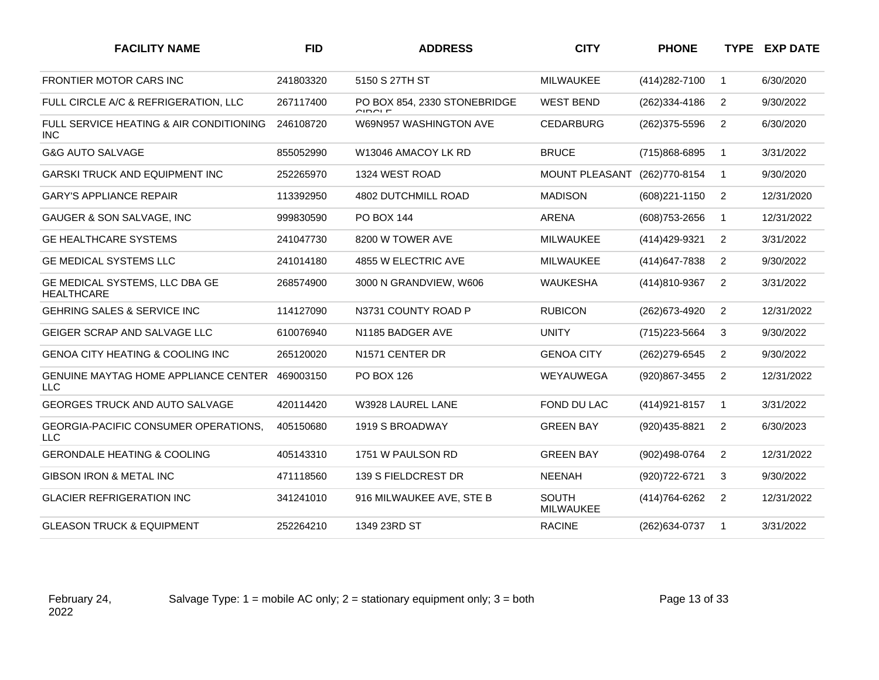| FACILITY NAME | FID | ADDRESS | CITY | PHONE | TYPE | EXP DATE |
|---|---|---|---|---|---|---|
| FRONTIER MOTOR CARS INC | 241803320 | 5150 S 27TH ST | MILWAUKEE | (414)282-7100 | 1 | 6/30/2020 |
| FULL CIRCLE A/C & REFRIGERATION, LLC | 267117400 | PO BOX 854, 2330 STONEBRIDGE CIRCLE | WEST BEND | (262)334-4186 | 2 | 9/30/2022 |
| FULL SERVICE HEATING & AIR CONDITIONING INC | 246108720 | W69N957 WASHINGTON AVE | CEDARBURG | (262)375-5596 | 2 | 6/30/2020 |
| G&G AUTO SALVAGE | 855052990 | W13046 AMACOY LK RD | BRUCE | (715)868-6895 | 1 | 3/31/2022 |
| GARSKI TRUCK AND EQUIPMENT INC | 252265970 | 1324 WEST ROAD | MOUNT PLEASANT | (262)770-8154 | 1 | 9/30/2020 |
| GARY'S APPLIANCE REPAIR | 113392950 | 4802 DUTCHMILL ROAD | MADISON | (608)221-1150 | 2 | 12/31/2020 |
| GAUGER & SON SALVAGE, INC | 999830590 | PO BOX 144 | ARENA | (608)753-2656 | 1 | 12/31/2022 |
| GE HEALTHCARE SYSTEMS | 241047730 | 8200 W TOWER AVE | MILWAUKEE | (414)429-9321 | 2 | 3/31/2022 |
| GE MEDICAL SYSTEMS LLC | 241014180 | 4855 W ELECTRIC AVE | MILWAUKEE | (414)647-7838 | 2 | 9/30/2022 |
| GE MEDICAL SYSTEMS, LLC DBA GE HEALTHCARE | 268574900 | 3000 N GRANDVIEW, W606 | WAUKESHA | (414)810-9367 | 2 | 3/31/2022 |
| GEHRING SALES & SERVICE INC | 114127090 | N3731 COUNTY ROAD P | RUBICON | (262)673-4920 | 2 | 12/31/2022 |
| GEIGER SCRAP AND SALVAGE LLC | 610076940 | N1185 BADGER AVE | UNITY | (715)223-5664 | 3 | 9/30/2022 |
| GENOA CITY HEATING & COOLING INC | 265120020 | N1571 CENTER DR | GENOA CITY | (262)279-6545 | 2 | 9/30/2022 |
| GENUINE MAYTAG HOME APPLIANCE CENTER LLC | 469003150 | PO BOX 126 | WEYAUWEGA | (920)867-3455 | 2 | 12/31/2022 |
| GEORGES TRUCK AND AUTO SALVAGE | 420114420 | W3928 LAUREL LANE | FOND DU LAC | (414)921-8157 | 1 | 3/31/2022 |
| GEORGIA-PACIFIC CONSUMER OPERATIONS, LLC | 405150680 | 1919 S BROADWAY | GREEN BAY | (920)435-8821 | 2 | 6/30/2023 |
| GERONDALE HEATING & COOLING | 405143310 | 1751 W PAULSON RD | GREEN BAY | (902)498-0764 | 2 | 12/31/2022 |
| GIBSON IRON & METAL INC | 471118560 | 139 S FIELDCREST DR | NEENAH | (920)722-6721 | 3 | 9/30/2022 |
| GLACIER REFRIGERATION INC | 341241010 | 916 MILWAUKEE AVE, STE B | SOUTH MILWAUKEE | (414)764-6262 | 2 | 12/31/2022 |
| GLEASON TRUCK & EQUIPMENT | 252264210 | 1349 23RD ST | RACINE | (262)634-0737 | 1 | 3/31/2022 |

February 24, 2022

Salvage Type: 1 = mobile AC only; 2 = stationary equipment only; 3 = both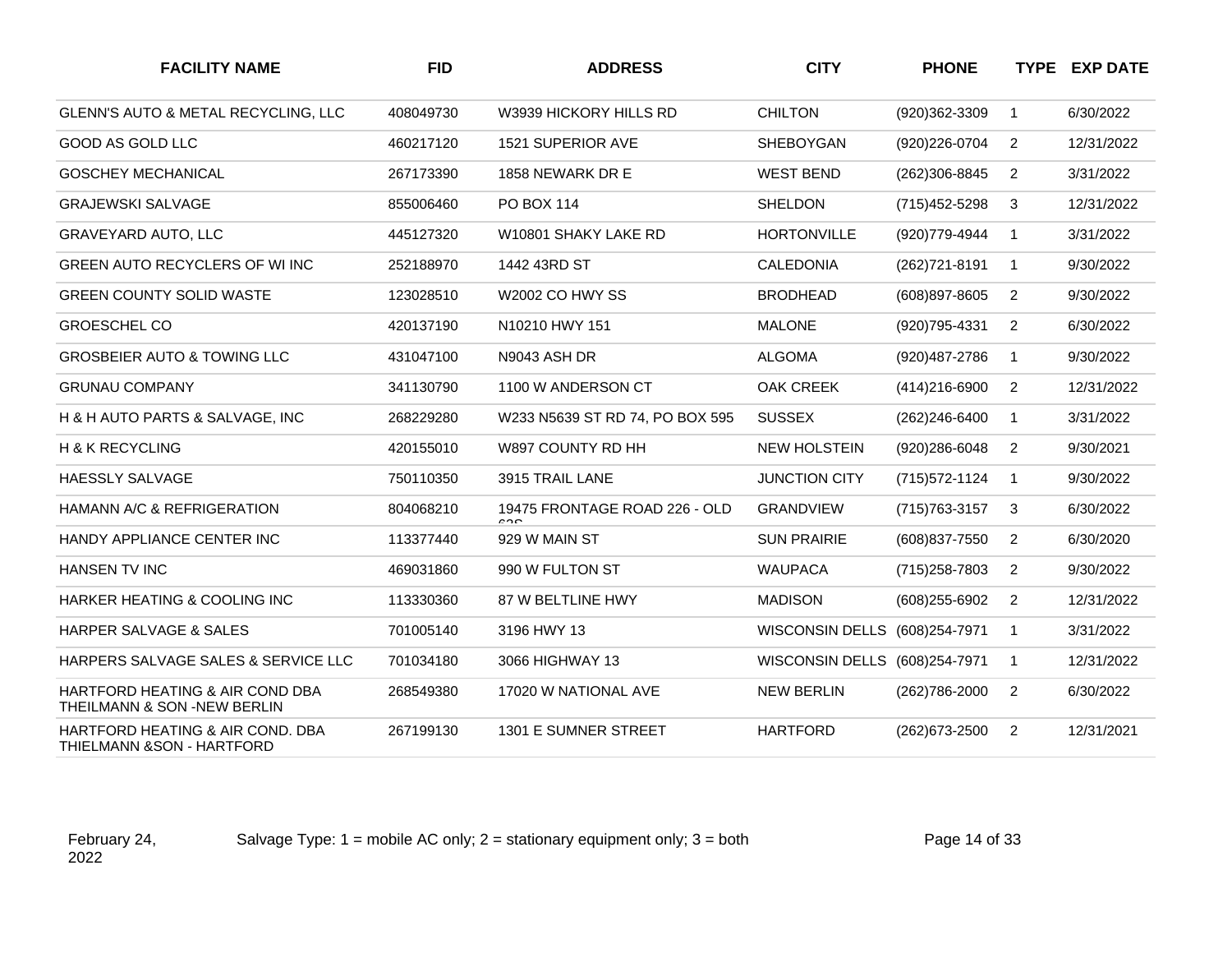| FACILITY NAME | FID | ADDRESS | CITY | PHONE | TYPE | EXP DATE |
|---|---|---|---|---|---|---|
| GLENN'S AUTO & METAL RECYCLING, LLC | 408049730 | W3939 HICKORY HILLS RD | CHILTON | (920)362-3309 | 1 | 6/30/2022 |
| GOOD AS GOLD LLC | 460217120 | 1521 SUPERIOR AVE | SHEBOYGAN | (920)226-0704 | 2 | 12/31/2022 |
| GOSCHEY MECHANICAL | 267173390 | 1858 NEWARK DR E | WEST BEND | (262)306-8845 | 2 | 3/31/2022 |
| GRAJEWSKI SALVAGE | 855006460 | PO BOX 114 | SHELDON | (715)452-5298 | 3 | 12/31/2022 |
| GRAVEYARD AUTO, LLC | 445127320 | W10801 SHAKY LAKE RD | HORTONVILLE | (920)779-4944 | 1 | 3/31/2022 |
| GREEN AUTO RECYCLERS OF WI INC | 252188970 | 1442 43RD ST | CALEDONIA | (262)721-8191 | 1 | 9/30/2022 |
| GREEN COUNTY SOLID WASTE | 123028510 | W2002 CO HWY SS | BRODHEAD | (608)897-8605 | 2 | 9/30/2022 |
| GROESCHEL CO | 420137190 | N10210 HWY 151 | MALONE | (920)795-4331 | 2 | 6/30/2022 |
| GROSBEIER AUTO & TOWING LLC | 431047100 | N9043 ASH DR | ALGOMA | (920)487-2786 | 1 | 9/30/2022 |
| GRUNAU COMPANY | 341130790 | 1100 W ANDERSON CT | OAK CREEK | (414)216-6900 | 2 | 12/31/2022 |
| H & H AUTO PARTS & SALVAGE, INC | 268229280 | W233 N5639 ST RD 74, PO BOX 595 | SUSSEX | (262)246-6400 | 1 | 3/31/2022 |
| H & K RECYCLING | 420155010 | W897 COUNTY RD HH | NEW HOLSTEIN | (920)286-6048 | 2 | 9/30/2021 |
| HAESSLY SALVAGE | 750110350 | 3915 TRAIL LANE | JUNCTION CITY | (715)572-1124 | 1 | 9/30/2022 |
| HAMANN A/C & REFRIGERATION | 804068210 | 19475 FRONTAGE ROAD 226 - OLD 63S | GRANDVIEW | (715)763-3157 | 3 | 6/30/2022 |
| HANDY APPLIANCE CENTER INC | 113377440 | 929 W MAIN ST | SUN PRAIRIE | (608)837-7550 | 2 | 6/30/2020 |
| HANSEN TV INC | 469031860 | 990 W FULTON ST | WAUPACA | (715)258-7803 | 2 | 9/30/2022 |
| HARKER HEATING & COOLING INC | 113330360 | 87 W BELTLINE HWY | MADISON | (608)255-6902 | 2 | 12/31/2022 |
| HARPER SALVAGE & SALES | 701005140 | 3196 HWY 13 | WISCONSIN DELLS | (608)254-7971 | 1 | 3/31/2022 |
| HARPERS SALVAGE SALES & SERVICE LLC | 701034180 | 3066 HIGHWAY 13 | WISCONSIN DELLS | (608)254-7971 | 1 | 12/31/2022 |
| HARTFORD HEATING & AIR COND DBA THEILMANN & SON -NEW BERLIN | 268549380 | 17020 W NATIONAL AVE | NEW BERLIN | (262)786-2000 | 2 | 6/30/2022 |
| HARTFORD HEATING & AIR COND. DBA THIELMANN &SON - HARTFORD | 267199130 | 1301 E SUMNER STREET | HARTFORD | (262)673-2500 | 2 | 12/31/2021 |

February 24, 2022 Salvage Type: 1 = mobile AC only; 2 = stationary equipment only; 3 = both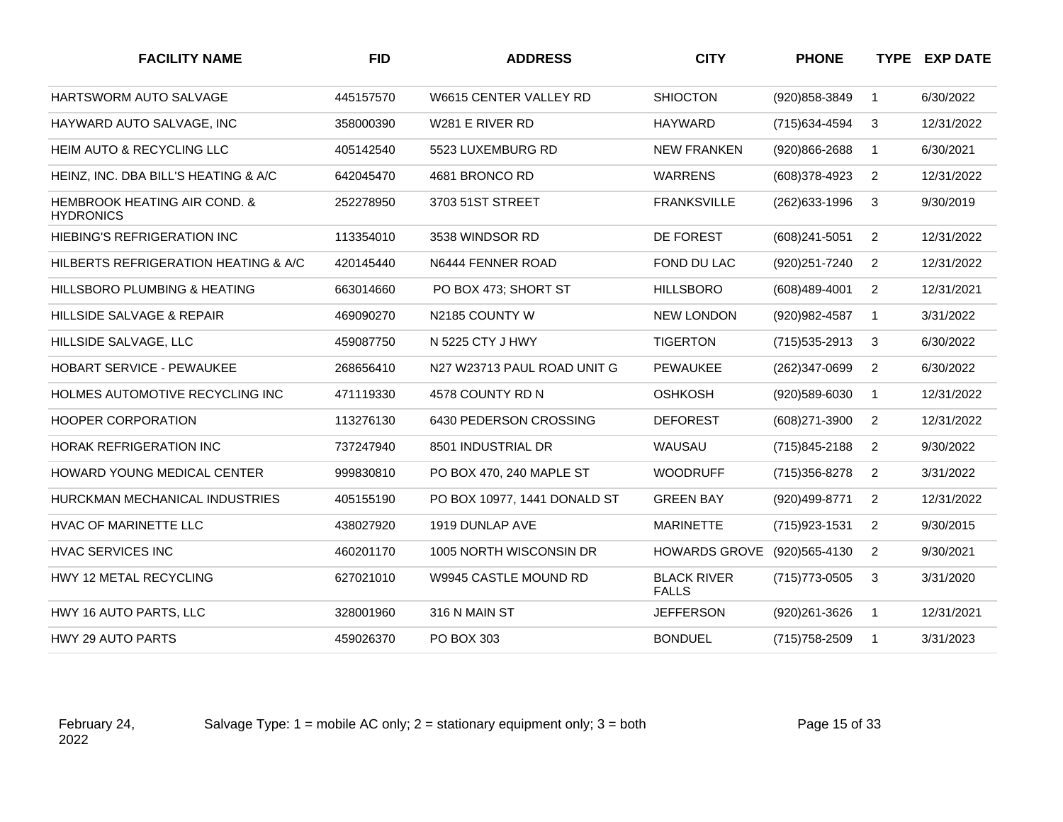| FACILITY NAME | FID | ADDRESS | CITY | PHONE | TYPE | EXP DATE |
|---|---|---|---|---|---|---|
| HARTSWORM AUTO SALVAGE | 445157570 | W6615 CENTER VALLEY RD | SHIOCTON | (920)858-3849 | 1 | 6/30/2022 |
| HAYWARD AUTO SALVAGE, INC | 358000390 | W281 E RIVER RD | HAYWARD | (715)634-4594 | 3 | 12/31/2022 |
| HEIM AUTO & RECYCLING LLC | 405142540 | 5523 LUXEMBURG RD | NEW FRANKEN | (920)866-2688 | 1 | 6/30/2021 |
| HEINZ, INC. DBA BILL'S HEATING & A/C | 642045470 | 4681 BRONCO RD | WARRENS | (608)378-4923 | 2 | 12/31/2022 |
| HEMBROOK HEATING AIR COND. & HYDRONICS | 252278950 | 3703 51ST STREET | FRANKSVILLE | (262)633-1996 | 3 | 9/30/2019 |
| HIEBING'S REFRIGERATION INC | 113354010 | 3538 WINDSOR RD | DE FOREST | (608)241-5051 | 2 | 12/31/2022 |
| HILBERTS REFRIGERATION HEATING & A/C | 420145440 | N6444 FENNER ROAD | FOND DU LAC | (920)251-7240 | 2 | 12/31/2022 |
| HILLSBORO PLUMBING & HEATING | 663014660 | PO BOX 473; SHORT ST | HILLSBORO | (608)489-4001 | 2 | 12/31/2021 |
| HILLSIDE SALVAGE & REPAIR | 469090270 | N2185 COUNTY W | NEW LONDON | (920)982-4587 | 1 | 3/31/2022 |
| HILLSIDE SALVAGE, LLC | 459087750 | N 5225 CTY J HWY | TIGERTON | (715)535-2913 | 3 | 6/30/2022 |
| HOBART SERVICE - PEWAUKEE | 268656410 | N27 W23713 PAUL ROAD UNIT G | PEWAUKEE | (262)347-0699 | 2 | 6/30/2022 |
| HOLMES AUTOMOTIVE RECYCLING INC | 471119330 | 4578 COUNTY RD N | OSHKOSH | (920)589-6030 | 1 | 12/31/2022 |
| HOOPER CORPORATION | 113276130 | 6430 PEDERSON CROSSING | DEFOREST | (608)271-3900 | 2 | 12/31/2022 |
| HORAK REFRIGERATION INC | 737247940 | 8501 INDUSTRIAL DR | WAUSAU | (715)845-2188 | 2 | 9/30/2022 |
| HOWARD YOUNG MEDICAL CENTER | 999830810 | PO BOX 470, 240 MAPLE ST | WOODRUFF | (715)356-8278 | 2 | 3/31/2022 |
| HURCKMAN MECHANICAL INDUSTRIES | 405155190 | PO BOX 10977, 1441 DONALD ST | GREEN BAY | (920)499-8771 | 2 | 12/31/2022 |
| HVAC OF MARINETTE LLC | 438027920 | 1919 DUNLAP AVE | MARINETTE | (715)923-1531 | 2 | 9/30/2015 |
| HVAC SERVICES INC | 460201170 | 1005 NORTH WISCONSIN DR | HOWARDS GROVE | (920)565-4130 | 2 | 9/30/2021 |
| HWY 12 METAL RECYCLING | 627021010 | W9945 CASTLE MOUND RD | BLACK RIVER FALLS | (715)773-0505 | 3 | 3/31/2020 |
| HWY 16 AUTO PARTS, LLC | 328001960 | 316 N MAIN ST | JEFFERSON | (920)261-3626 | 1 | 12/31/2021 |
| HWY 29 AUTO PARTS | 459026370 | PO BOX 303 | BONDUEL | (715)758-2509 | 1 | 3/31/2023 |

February 24, 2022

Salvage Type: 1 = mobile AC only; 2 = stationary equipment only; 3 = both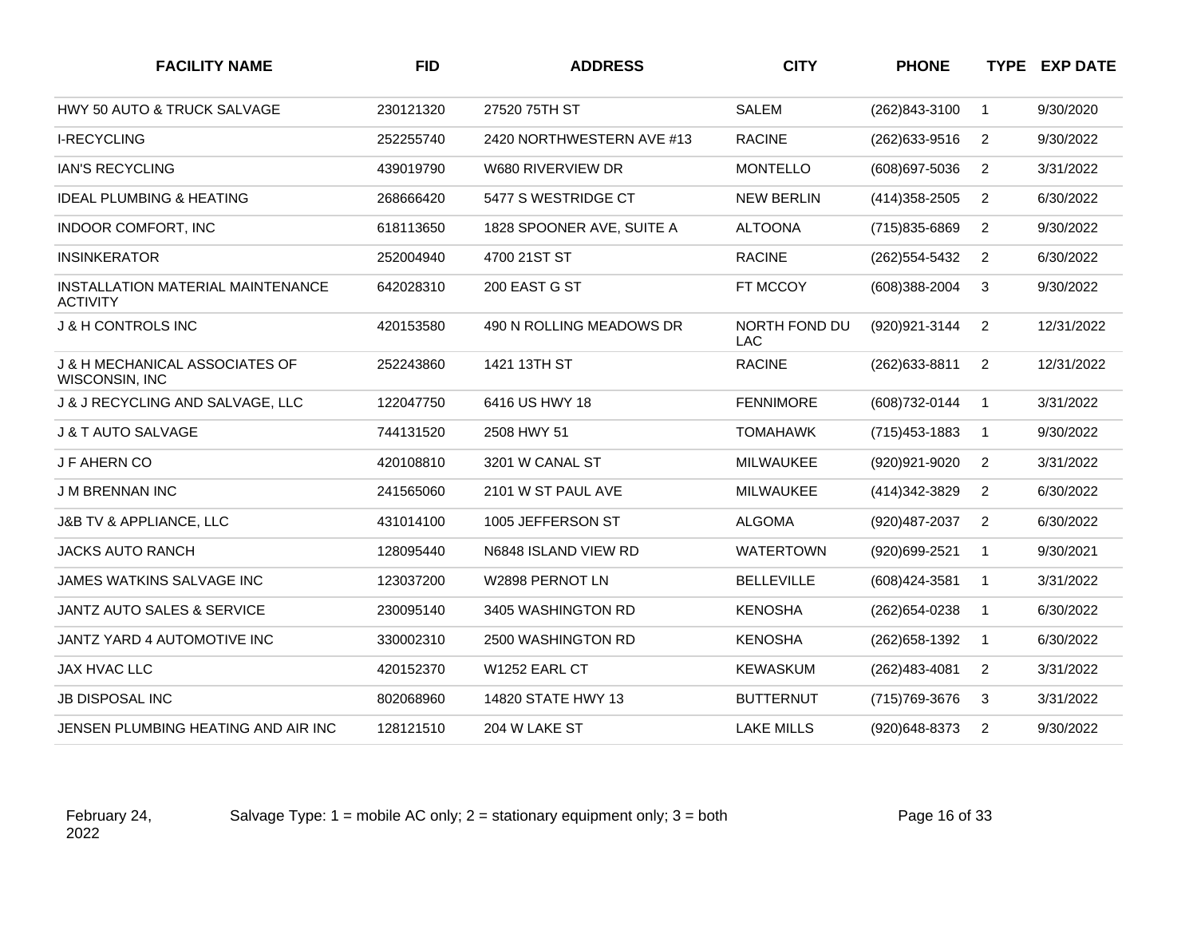| FACILITY NAME | FID | ADDRESS | CITY | PHONE | TYPE | EXP DATE |
|---|---|---|---|---|---|---|
| HWY 50 AUTO & TRUCK SALVAGE | 230121320 | 27520 75TH ST | SALEM | (262)843-3100 | 1 | 9/30/2020 |
| I-RECYCLING | 252255740 | 2420 NORTHWESTERN AVE #13 | RACINE | (262)633-9516 | 2 | 9/30/2022 |
| IAN'S RECYCLING | 439019790 | W680 RIVERVIEW DR | MONTELLO | (608)697-5036 | 2 | 3/31/2022 |
| IDEAL PLUMBING & HEATING | 268666420 | 5477 S WESTRIDGE CT | NEW BERLIN | (414)358-2505 | 2 | 6/30/2022 |
| INDOOR COMFORT, INC | 618113650 | 1828 SPOONER AVE, SUITE A | ALTOONA | (715)835-6869 | 2 | 9/30/2022 |
| INSINKERATOR | 252004940 | 4700 21ST ST | RACINE | (262)554-5432 | 2 | 6/30/2022 |
| INSTALLATION MATERIAL MAINTENANCE ACTIVITY | 642028310 | 200 EAST G ST | FT MCCOY | (608)388-2004 | 3 | 9/30/2022 |
| J & H CONTROLS INC | 420153580 | 490 N ROLLING MEADOWS DR | NORTH FOND DU LAC | (920)921-3144 | 2 | 12/31/2022 |
| J & H MECHANICAL ASSOCIATES OF WISCONSIN, INC | 252243860 | 1421 13TH ST | RACINE | (262)633-8811 | 2 | 12/31/2022 |
| J & J RECYCLING AND SALVAGE, LLC | 122047750 | 6416 US HWY 18 | FENNIMORE | (608)732-0144 | 1 | 3/31/2022 |
| J & T AUTO SALVAGE | 744131520 | 2508 HWY 51 | TOMAHAWK | (715)453-1883 | 1 | 9/30/2022 |
| J F AHERN CO | 420108810 | 3201 W CANAL ST | MILWAUKEE | (920)921-9020 | 2 | 3/31/2022 |
| J M BRENNAN INC | 241565060 | 2101 W ST PAUL AVE | MILWAUKEE | (414)342-3829 | 2 | 6/30/2022 |
| J&B TV & APPLIANCE, LLC | 431014100 | 1005 JEFFERSON ST | ALGOMA | (920)487-2037 | 2 | 6/30/2022 |
| JACKS AUTO RANCH | 128095440 | N6848 ISLAND VIEW RD | WATERTOWN | (920)699-2521 | 1 | 9/30/2021 |
| JAMES WATKINS SALVAGE INC | 123037200 | W2898 PERNOT LN | BELLEVILLE | (608)424-3581 | 1 | 3/31/2022 |
| JANTZ AUTO SALES & SERVICE | 230095140 | 3405 WASHINGTON RD | KENOSHA | (262)654-0238 | 1 | 6/30/2022 |
| JANTZ YARD 4 AUTOMOTIVE INC | 330002310 | 2500 WASHINGTON RD | KENOSHA | (262)658-1392 | 1 | 6/30/2022 |
| JAX HVAC LLC | 420152370 | W1252 EARL CT | KEWASKUM | (262)483-4081 | 2 | 3/31/2022 |
| JB DISPOSAL INC | 802068960 | 14820 STATE HWY 13 | BUTTERNUT | (715)769-3676 | 3 | 3/31/2022 |
| JENSEN PLUMBING HEATING AND AIR INC | 128121510 | 204 W LAKE ST | LAKE MILLS | (920)648-8373 | 2 | 9/30/2022 |

February 24, 2022

Salvage Type: 1 = mobile AC only; 2 = stationary equipment only; 3 = both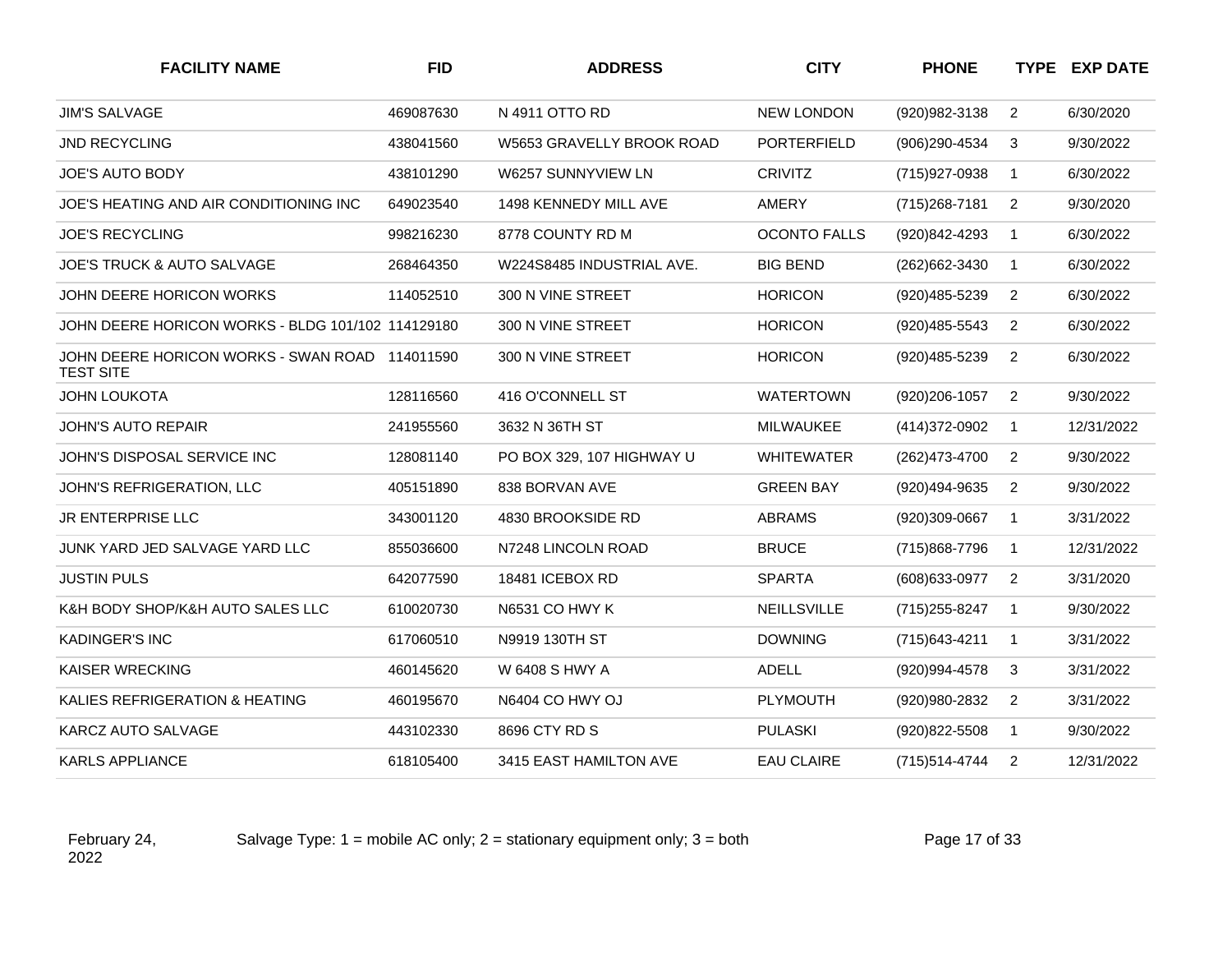| FACILITY NAME | FID | ADDRESS | CITY | PHONE | TYPE | EXP DATE |
|---|---|---|---|---|---|---|
| JIM'S SALVAGE | 469087630 | N 4911 OTTO RD | NEW LONDON | (920)982-3138 | 2 | 6/30/2020 |
| JND RECYCLING | 438041560 | W5653 GRAVELLY BROOK ROAD | PORTERFIELD | (906)290-4534 | 3 | 9/30/2022 |
| JOE'S AUTO BODY | 438101290 | W6257 SUNNYVIEW LN | CRIVITZ | (715)927-0938 | 1 | 6/30/2022 |
| JOE'S HEATING AND AIR CONDITIONING INC | 649023540 | 1498 KENNEDY MILL AVE | AMERY | (715)268-7181 | 2 | 9/30/2020 |
| JOE'S RECYCLING | 998216230 | 8778 COUNTY RD M | OCONTO FALLS | (920)842-4293 | 1 | 6/30/2022 |
| JOE'S TRUCK & AUTO SALVAGE | 268464350 | W224S8485 INDUSTRIAL AVE. | BIG BEND | (262)662-3430 | 1 | 6/30/2022 |
| JOHN DEERE HORICON WORKS | 114052510 | 300 N VINE STREET | HORICON | (920)485-5239 | 2 | 6/30/2022 |
| JOHN DEERE HORICON WORKS - BLDG 101/102 | 114129180 | 300 N VINE STREET | HORICON | (920)485-5543 | 2 | 6/30/2022 |
| JOHN DEERE HORICON WORKS - SWAN ROAD TEST SITE | 114011590 | 300 N VINE STREET | HORICON | (920)485-5239 | 2 | 6/30/2022 |
| JOHN LOUKOTA | 128116560 | 416 O'CONNELL ST | WATERTOWN | (920)206-1057 | 2 | 9/30/2022 |
| JOHN'S AUTO REPAIR | 241955560 | 3632 N 36TH ST | MILWAUKEE | (414)372-0902 | 1 | 12/31/2022 |
| JOHN'S DISPOSAL SERVICE INC | 128081140 | PO BOX 329, 107 HIGHWAY U | WHITEWATER | (262)473-4700 | 2 | 9/30/2022 |
| JOHN'S REFRIGERATION, LLC | 405151890 | 838 BORVAN AVE | GREEN BAY | (920)494-9635 | 2 | 9/30/2022 |
| JR ENTERPRISE LLC | 343001120 | 4830 BROOKSIDE RD | ABRAMS | (920)309-0667 | 1 | 3/31/2022 |
| JUNK YARD JED SALVAGE YARD LLC | 855036600 | N7248 LINCOLN ROAD | BRUCE | (715)868-7796 | 1 | 12/31/2022 |
| JUSTIN PULS | 642077590 | 18481 ICEBOX RD | SPARTA | (608)633-0977 | 2 | 3/31/2020 |
| K&H BODY SHOP/K&H AUTO SALES LLC | 610020730 | N6531 CO HWY K | NEILLSVILLE | (715)255-8247 | 1 | 9/30/2022 |
| KADINGER'S INC | 617060510 | N9919 130TH ST | DOWNING | (715)643-4211 | 1 | 3/31/2022 |
| KAISER WRECKING | 460145620 | W 6408 S HWY A | ADELL | (920)994-4578 | 3 | 3/31/2022 |
| KALIES REFRIGERATION & HEATING | 460195670 | N6404 CO HWY OJ | PLYMOUTH | (920)980-2832 | 2 | 3/31/2022 |
| KARCZ AUTO SALVAGE | 443102330 | 8696 CTY RD S | PULASKI | (920)822-5508 | 1 | 9/30/2022 |
| KARLS APPLIANCE | 618105400 | 3415 EAST HAMILTON AVE | EAU CLAIRE | (715)514-4744 | 2 | 12/31/2022 |

February 24, 2022

Salvage Type: 1 = mobile AC only; 2 = stationary equipment only; 3 = both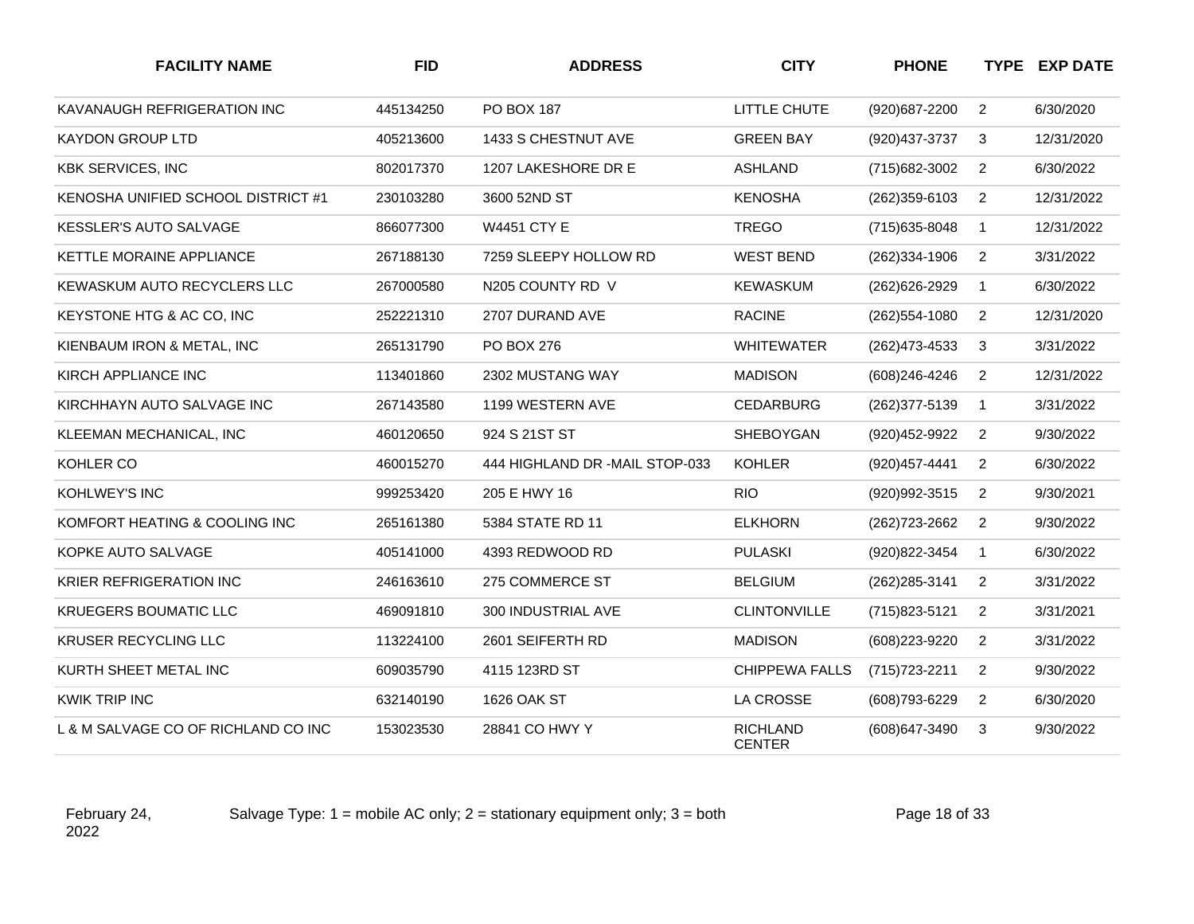| FACILITY NAME | FID | ADDRESS | CITY | PHONE | TYPE | EXP DATE |
|---|---|---|---|---|---|---|
| KAVANAUGH REFRIGERATION INC | 445134250 | PO BOX 187 | LITTLE CHUTE | (920)687-2200 | 2 | 6/30/2020 |
| KAYDON GROUP LTD | 405213600 | 1433 S CHESTNUT AVE | GREEN BAY | (920)437-3737 | 3 | 12/31/2020 |
| KBK SERVICES, INC | 802017370 | 1207 LAKESHORE DR E | ASHLAND | (715)682-3002 | 2 | 6/30/2022 |
| KENOSHA UNIFIED SCHOOL DISTRICT #1 | 230103280 | 3600 52ND ST | KENOSHA | (262)359-6103 | 2 | 12/31/2022 |
| KESSLER'S AUTO SALVAGE | 866077300 | W4451 CTY E | TREGO | (715)635-8048 | 1 | 12/31/2022 |
| KETTLE MORAINE APPLIANCE | 267188130 | 7259 SLEEPY HOLLOW RD | WEST BEND | (262)334-1906 | 2 | 3/31/2022 |
| KEWASKUM AUTO RECYCLERS LLC | 267000580 | N205 COUNTY RD V | KEWASKUM | (262)626-2929 | 1 | 6/30/2022 |
| KEYSTONE HTG & AC CO, INC | 252221310 | 2707 DURAND AVE | RACINE | (262)554-1080 | 2 | 12/31/2020 |
| KIENBAUM IRON & METAL, INC | 265131790 | PO BOX 276 | WHITEWATER | (262)473-4533 | 3 | 3/31/2022 |
| KIRCH APPLIANCE INC | 113401860 | 2302 MUSTANG WAY | MADISON | (608)246-4246 | 2 | 12/31/2022 |
| KIRCHHAYN AUTO SALVAGE INC | 267143580 | 1199 WESTERN AVE | CEDARBURG | (262)377-5139 | 1 | 3/31/2022 |
| KLEEMAN MECHANICAL, INC | 460120650 | 924 S 21ST ST | SHEBOYGAN | (920)452-9922 | 2 | 9/30/2022 |
| KOHLER CO | 460015270 | 444 HIGHLAND DR -MAIL STOP-033 | KOHLER | (920)457-4441 | 2 | 6/30/2022 |
| KOHLWEY'S INC | 999253420 | 205 E HWY 16 | RIO | (920)992-3515 | 2 | 9/30/2021 |
| KOMFORT HEATING & COOLING INC | 265161380 | 5384 STATE RD 11 | ELKHORN | (262)723-2662 | 2 | 9/30/2022 |
| KOPKE AUTO SALVAGE | 405141000 | 4393 REDWOOD RD | PULASKI | (920)822-3454 | 1 | 6/30/2022 |
| KRIER REFRIGERATION INC | 246163610 | 275 COMMERCE ST | BELGIUM | (262)285-3141 | 2 | 3/31/2022 |
| KRUEGERS BOUMATIC LLC | 469091810 | 300 INDUSTRIAL AVE | CLINTONVILLE | (715)823-5121 | 2 | 3/31/2021 |
| KRUSER RECYCLING LLC | 113224100 | 2601 SEIFERTH RD | MADISON | (608)223-9220 | 2 | 3/31/2022 |
| KURTH SHEET METAL INC | 609035790 | 4115 123RD ST | CHIPPEWA FALLS | (715)723-2211 | 2 | 9/30/2022 |
| KWIK TRIP INC | 632140190 | 1626 OAK ST | LA CROSSE | (608)793-6229 | 2 | 6/30/2020 |
| L & M SALVAGE CO OF RICHLAND CO INC | 153023530 | 28841 CO HWY Y | RICHLAND CENTER | (608)647-3490 | 3 | 9/30/2022 |

February 24, 2022

Salvage Type: 1 = mobile AC only; 2 = stationary equipment only; 3 = both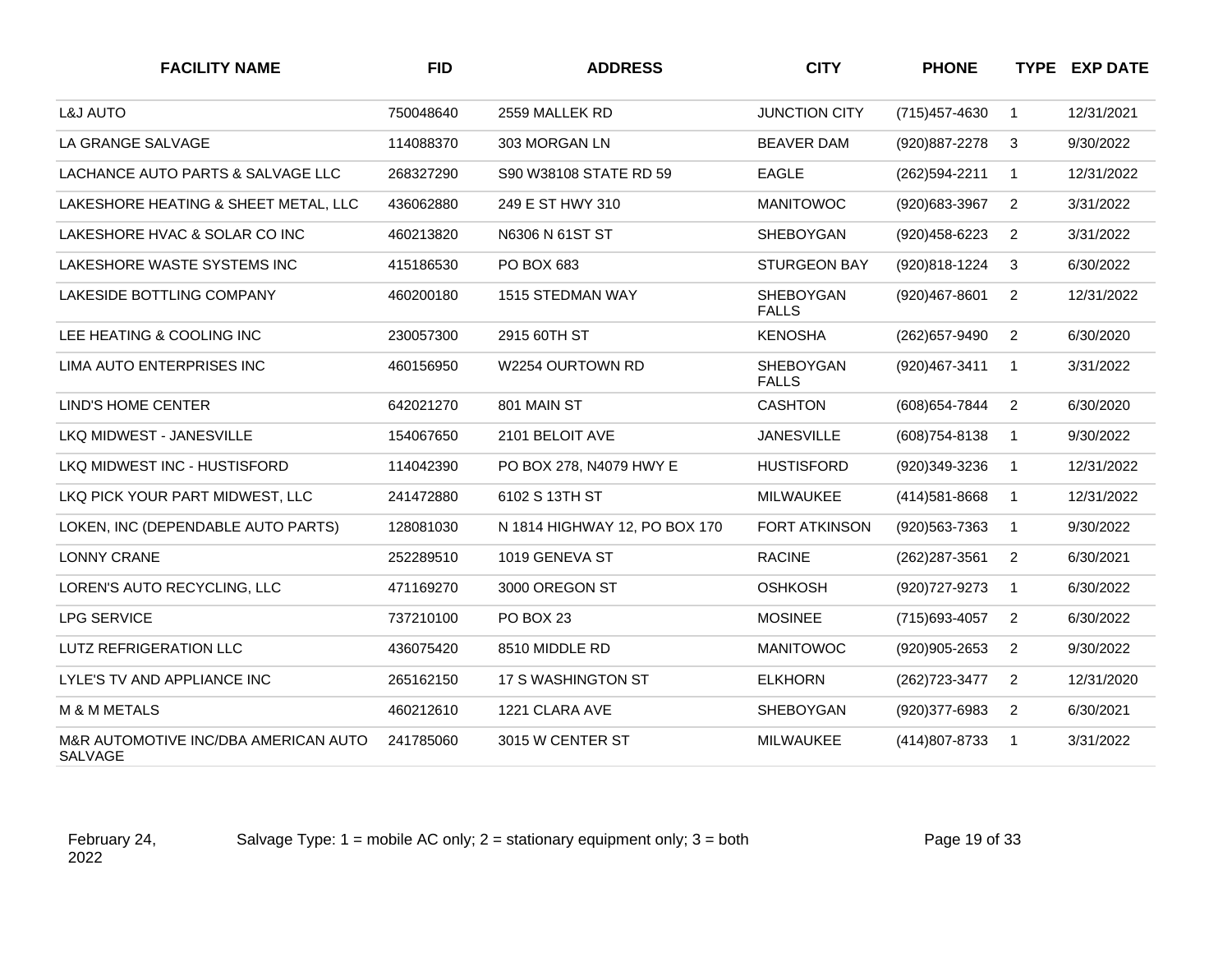| FACILITY NAME | FID | ADDRESS | CITY | PHONE | TYPE | EXP DATE |
|---|---|---|---|---|---|---|
| L&J AUTO | 750048640 | 2559 MALLEK RD | JUNCTION CITY | (715)457-4630 | 1 | 12/31/2021 |
| LA GRANGE SALVAGE | 114088370 | 303 MORGAN LN | BEAVER DAM | (920)887-2278 | 3 | 9/30/2022 |
| LACHANCE AUTO PARTS & SALVAGE LLC | 268327290 | S90 W38108 STATE RD 59 | EAGLE | (262)594-2211 | 1 | 12/31/2022 |
| LAKESHORE HEATING & SHEET METAL, LLC | 436062880 | 249 E ST HWY 310 | MANITOWOC | (920)683-3967 | 2 | 3/31/2022 |
| LAKESHORE HVAC & SOLAR CO INC | 460213820 | N6306 N 61ST ST | SHEBOYGAN | (920)458-6223 | 2 | 3/31/2022 |
| LAKESHORE WASTE SYSTEMS INC | 415186530 | PO BOX 683 | STURGEON BAY | (920)818-1224 | 3 | 6/30/2022 |
| LAKESIDE BOTTLING COMPANY | 460200180 | 1515 STEDMAN WAY | SHEBOYGAN FALLS | (920)467-8601 | 2 | 12/31/2022 |
| LEE HEATING & COOLING INC | 230057300 | 2915 60TH ST | KENOSHA | (262)657-9490 | 2 | 6/30/2020 |
| LIMA AUTO ENTERPRISES INC | 460156950 | W2254 OURTOWN RD | SHEBOYGAN FALLS | (920)467-3411 | 1 | 3/31/2022 |
| LIND'S HOME CENTER | 642021270 | 801 MAIN ST | CASHTON | (608)654-7844 | 2 | 6/30/2020 |
| LKQ MIDWEST - JANESVILLE | 154067650 | 2101 BELOIT AVE | JANESVILLE | (608)754-8138 | 1 | 9/30/2022 |
| LKQ MIDWEST INC - HUSTISFORD | 114042390 | PO BOX 278, N4079 HWY E | HUSTISFORD | (920)349-3236 | 1 | 12/31/2022 |
| LKQ PICK YOUR PART MIDWEST, LLC | 241472880 | 6102 S 13TH ST | MILWAUKEE | (414)581-8668 | 1 | 12/31/2022 |
| LOKEN, INC (DEPENDABLE AUTO PARTS) | 128081030 | N 1814 HIGHWAY 12, PO BOX 170 | FORT ATKINSON | (920)563-7363 | 1 | 9/30/2022 |
| LONNY CRANE | 252289510 | 1019 GENEVA ST | RACINE | (262)287-3561 | 2 | 6/30/2021 |
| LOREN'S AUTO RECYCLING, LLC | 471169270 | 3000 OREGON ST | OSHKOSH | (920)727-9273 | 1 | 6/30/2022 |
| LPG SERVICE | 737210100 | PO BOX 23 | MOSINEE | (715)693-4057 | 2 | 6/30/2022 |
| LUTZ REFRIGERATION LLC | 436075420 | 8510 MIDDLE RD | MANITOWOC | (920)905-2653 | 2 | 9/30/2022 |
| LYLE'S TV AND APPLIANCE INC | 265162150 | 17 S WASHINGTON ST | ELKHORN | (262)723-3477 | 2 | 12/31/2020 |
| M & M METALS | 460212610 | 1221 CLARA AVE | SHEBOYGAN | (920)377-6983 | 2 | 6/30/2021 |
| M&R AUTOMOTIVE INC/DBA AMERICAN AUTO SALVAGE | 241785060 | 3015 W CENTER ST | MILWAUKEE | (414)807-8733 | 1 | 3/31/2022 |

February 24, 2022 Salvage Type: 1 = mobile AC only; 2 = stationary equipment only; 3 = both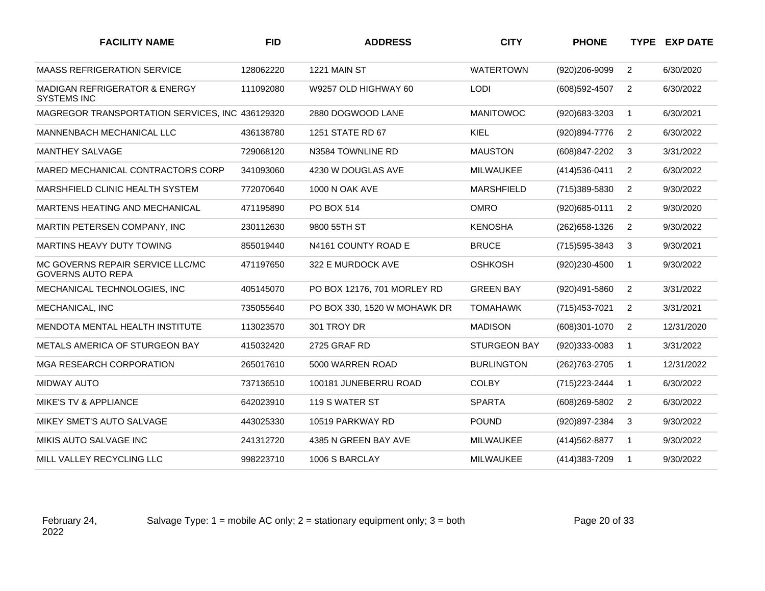| FACILITY NAME | FID | ADDRESS | CITY | PHONE | TYPE | EXP DATE |
|---|---|---|---|---|---|---|
| MAASS REFRIGERATION SERVICE | 128062220 | 1221 MAIN ST | WATERTOWN | (920)206-9099 | 2 | 6/30/2020 |
| MADIGAN REFRIGERATOR & ENERGY SYSTEMS INC | 111092080 | W9257 OLD HIGHWAY 60 | LODI | (608)592-4507 | 2 | 6/30/2022 |
| MAGREGOR TRANSPORTATION SERVICES, INC | 436129320 | 2880 DOGWOOD LANE | MANITOWOC | (920)683-3203 | 1 | 6/30/2021 |
| MANNENBACH MECHANICAL LLC | 436138780 | 1251 STATE RD 67 | KIEL | (920)894-7776 | 2 | 6/30/2022 |
| MANTHEY SALVAGE | 729068120 | N3584 TOWNLINE RD | MAUSTON | (608)847-2202 | 3 | 3/31/2022 |
| MARED MECHANICAL CONTRACTORS CORP | 341093060 | 4230 W DOUGLAS AVE | MILWAUKEE | (414)536-0411 | 2 | 6/30/2022 |
| MARSHFIELD CLINIC HEALTH SYSTEM | 772070640 | 1000 N OAK AVE | MARSHFIELD | (715)389-5830 | 2 | 9/30/2022 |
| MARTENS HEATING AND MECHANICAL | 471195890 | PO BOX 514 | OMRO | (920)685-0111 | 2 | 9/30/2020 |
| MARTIN PETERSEN COMPANY, INC | 230112630 | 9800 55TH ST | KENOSHA | (262)658-1326 | 2 | 9/30/2022 |
| MARTINS HEAVY DUTY TOWING | 855019440 | N4161 COUNTY ROAD E | BRUCE | (715)595-3843 | 3 | 9/30/2021 |
| MC GOVERNS REPAIR SERVICE LLC/MC GOVERNS AUTO REPA | 471197650 | 322 E MURDOCK AVE | OSHKOSH | (920)230-4500 | 1 | 9/30/2022 |
| MECHANICAL TECHNOLOGIES, INC | 405145070 | PO BOX 12176, 701 MORLEY RD | GREEN BAY | (920)491-5860 | 2 | 3/31/2022 |
| MECHANICAL, INC | 735055640 | PO BOX 330, 1520 W MOHAWK DR | TOMAHAWK | (715)453-7021 | 2 | 3/31/2021 |
| MENDOTA MENTAL HEALTH INSTITUTE | 113023570 | 301 TROY DR | MADISON | (608)301-1070 | 2 | 12/31/2020 |
| METALS AMERICA OF STURGEON BAY | 415032420 | 2725 GRAF RD | STURGEON BAY | (920)333-0083 | 1 | 3/31/2022 |
| MGA RESEARCH CORPORATION | 265017610 | 5000 WARREN ROAD | BURLINGTON | (262)763-2705 | 1 | 12/31/2022 |
| MIDWAY AUTO | 737136510 | 100181 JUNEBERRU ROAD | COLBY | (715)223-2444 | 1 | 6/30/2022 |
| MIKE'S TV & APPLIANCE | 642023910 | 119 S WATER ST | SPARTA | (608)269-5802 | 2 | 6/30/2022 |
| MIKEY SMET'S AUTO SALVAGE | 443025330 | 10519 PARKWAY RD | POUND | (920)897-2384 | 3 | 9/30/2022 |
| MIKIS AUTO SALVAGE INC | 241312720 | 4385 N GREEN BAY AVE | MILWAUKEE | (414)562-8877 | 1 | 9/30/2022 |
| MILL VALLEY RECYCLING LLC | 998223710 | 1006 S BARCLAY | MILWAUKEE | (414)383-7209 | 1 | 9/30/2022 |

February 24, 2022

Salvage Type: 1 = mobile AC only; 2 = stationary equipment only; 3 = both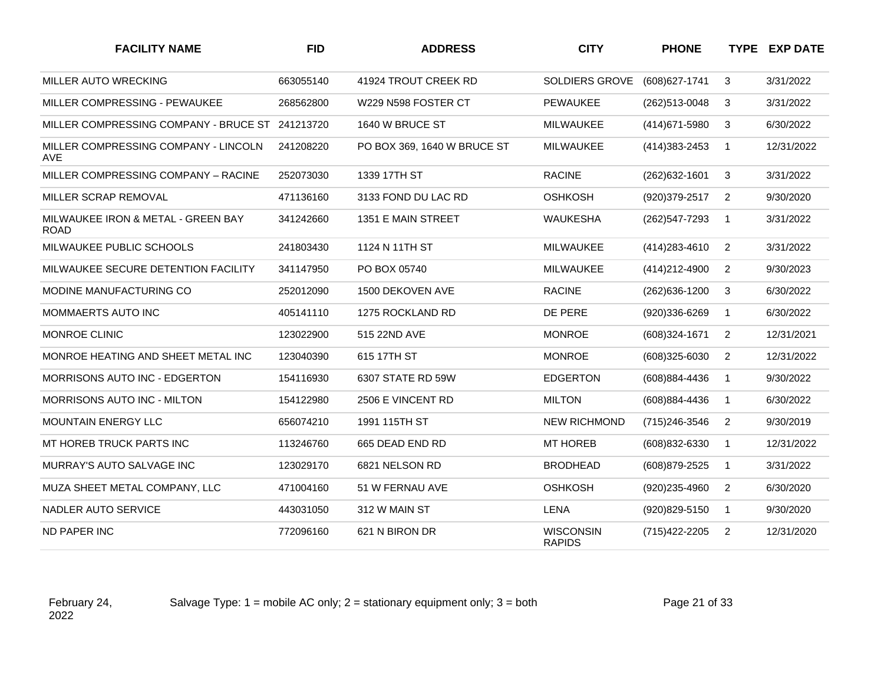| FACILITY NAME | FID | ADDRESS | CITY | PHONE | TYPE | EXP DATE |
|---|---|---|---|---|---|---|
| MILLER AUTO WRECKING | 663055140 | 41924 TROUT CREEK RD | SOLDIERS GROVE | (608)627-1741 | 3 | 3/31/2022 |
| MILLER COMPRESSING - PEWAUKEE | 268562800 | W229 N598 FOSTER CT | PEWAUKEE | (262)513-0048 | 3 | 3/31/2022 |
| MILLER COMPRESSING COMPANY - BRUCE ST | 241213720 | 1640 W BRUCE ST | MILWAUKEE | (414)671-5980 | 3 | 6/30/2022 |
| MILLER COMPRESSING COMPANY - LINCOLN AVE | 241208220 | PO BOX 369, 1640 W BRUCE ST | MILWAUKEE | (414)383-2453 | 1 | 12/31/2022 |
| MILLER COMPRESSING COMPANY – RACINE | 252073030 | 1339 17TH ST | RACINE | (262)632-1601 | 3 | 3/31/2022 |
| MILLER SCRAP REMOVAL | 471136160 | 3133 FOND DU LAC RD | OSHKOSH | (920)379-2517 | 2 | 9/30/2020 |
| MILWAUKEE IRON & METAL - GREEN BAY ROAD | 341242660 | 1351 E MAIN STREET | WAUKESHA | (262)547-7293 | 1 | 3/31/2022 |
| MILWAUKEE PUBLIC SCHOOLS | 241803430 | 1124 N 11TH ST | MILWAUKEE | (414)283-4610 | 2 | 3/31/2022 |
| MILWAUKEE SECURE DETENTION FACILITY | 341147950 | PO BOX 05740 | MILWAUKEE | (414)212-4900 | 2 | 9/30/2023 |
| MODINE MANUFACTURING CO | 252012090 | 1500 DEKOVEN AVE | RACINE | (262)636-1200 | 3 | 6/30/2022 |
| MOMMAERTS AUTO INC | 405141110 | 1275 ROCKLAND RD | DE PERE | (920)336-6269 | 1 | 6/30/2022 |
| MONROE CLINIC | 123022900 | 515 22ND AVE | MONROE | (608)324-1671 | 2 | 12/31/2021 |
| MONROE HEATING AND SHEET METAL INC | 123040390 | 615 17TH ST | MONROE | (608)325-6030 | 2 | 12/31/2022 |
| MORRISONS AUTO INC - EDGERTON | 154116930 | 6307 STATE RD 59W | EDGERTON | (608)884-4436 | 1 | 9/30/2022 |
| MORRISONS AUTO INC - MILTON | 154122980 | 2506 E VINCENT RD | MILTON | (608)884-4436 | 1 | 6/30/2022 |
| MOUNTAIN ENERGY LLC | 656074210 | 1991 115TH ST | NEW RICHMOND | (715)246-3546 | 2 | 9/30/2019 |
| MT HOREB TRUCK PARTS INC | 113246760 | 665 DEAD END RD | MT HOREB | (608)832-6330 | 1 | 12/31/2022 |
| MURRAY'S AUTO SALVAGE INC | 123029170 | 6821 NELSON RD | BRODHEAD | (608)879-2525 | 1 | 3/31/2022 |
| MUZA SHEET METAL COMPANY, LLC | 471004160 | 51 W FERNAU AVE | OSHKOSH | (920)235-4960 | 2 | 6/30/2020 |
| NADLER AUTO SERVICE | 443031050 | 312 W MAIN ST | LENA | (920)829-5150 | 1 | 9/30/2020 |
| ND PAPER INC | 772096160 | 621 N BIRON DR | WISCONSIN RAPIDS | (715)422-2205 | 2 | 12/31/2020 |

February 24, 2022

Salvage Type: 1 = mobile AC only; 2 = stationary equipment only; 3 = both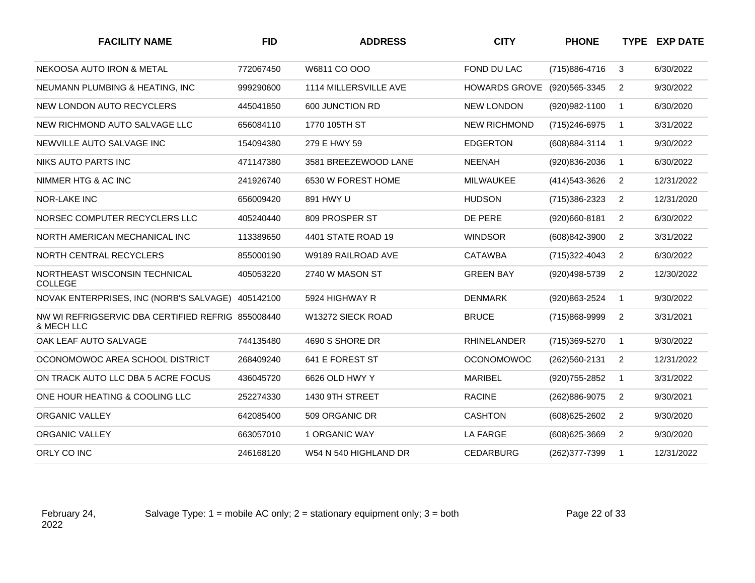| FACILITY NAME | FID | ADDRESS | CITY | PHONE | TYPE | EXP DATE |
|---|---|---|---|---|---|---|
| NEKOOSA AUTO IRON & METAL | 772067450 | W6811 CO OOO | FOND DU LAC | (715)886-4716 | 3 | 6/30/2022 |
| NEUMANN PLUMBING & HEATING, INC | 999290600 | 1114 MILLERSVILLE AVE | HOWARDS GROVE | (920)565-3345 | 2 | 9/30/2022 |
| NEW LONDON AUTO RECYCLERS | 445041850 | 600 JUNCTION RD | NEW LONDON | (920)982-1100 | 1 | 6/30/2020 |
| NEW RICHMOND AUTO SALVAGE LLC | 656084110 | 1770 105TH ST | NEW RICHMOND | (715)246-6975 | 1 | 3/31/2022 |
| NEWVILLE AUTO SALVAGE INC | 154094380 | 279 E HWY 59 | EDGERTON | (608)884-3114 | 1 | 9/30/2022 |
| NIKS AUTO PARTS INC | 471147380 | 3581 BREEZEWOOD LANE | NEENAH | (920)836-2036 | 1 | 6/30/2022 |
| NIMMER HTG & AC INC | 241926740 | 6530 W FOREST HOME | MILWAUKEE | (414)543-3626 | 2 | 12/31/2022 |
| NOR-LAKE INC | 656009420 | 891 HWY U | HUDSON | (715)386-2323 | 2 | 12/31/2020 |
| NORSEC COMPUTER RECYCLERS LLC | 405240440 | 809 PROSPER ST | DE PERE | (920)660-8181 | 2 | 6/30/2022 |
| NORTH AMERICAN MECHANICAL INC | 113389650 | 4401 STATE ROAD 19 | WINDSOR | (608)842-3900 | 2 | 3/31/2022 |
| NORTH CENTRAL RECYCLERS | 855000190 | W9189 RAILROAD AVE | CATAWBA | (715)322-4043 | 2 | 6/30/2022 |
| NORTHEAST WISCONSIN TECHNICAL COLLEGE | 405053220 | 2740 W MASON ST | GREEN BAY | (920)498-5739 | 2 | 12/30/2022 |
| NOVAK ENTERPRISES, INC (NORB'S SALVAGE) | 405142100 | 5924 HIGHWAY R | DENMARK | (920)863-2524 | 1 | 9/30/2022 |
| NW WI REFRIGSERVIC DBA CERTIFIED REFRIG & MECH LLC | 855008440 | W13272 SIECK ROAD | BRUCE | (715)868-9999 | 2 | 3/31/2021 |
| OAK LEAF AUTO SALVAGE | 744135480 | 4690 S SHORE DR | RHINELANDER | (715)369-5270 | 1 | 9/30/2022 |
| OCONOMOWOC AREA SCHOOL DISTRICT | 268409240 | 641 E FOREST ST | OCONOMOWOC | (262)560-2131 | 2 | 12/31/2022 |
| ON TRACK AUTO LLC DBA 5 ACRE FOCUS | 436045720 | 6626 OLD HWY Y | MARIBEL | (920)755-2852 | 1 | 3/31/2022 |
| ONE HOUR HEATING & COOLING LLC | 252274330 | 1430 9TH STREET | RACINE | (262)886-9075 | 2 | 9/30/2021 |
| ORGANIC VALLEY | 642085400 | 509 ORGANIC DR | CASHTON | (608)625-2602 | 2 | 9/30/2020 |
| ORGANIC VALLEY | 663057010 | 1 ORGANIC WAY | LA FARGE | (608)625-3669 | 2 | 9/30/2020 |
| ORLY CO INC | 246168120 | W54 N 540 HIGHLAND DR | CEDARBURG | (262)377-7399 | 1 | 12/31/2022 |

February 24, 2022

Salvage Type: 1 = mobile AC only; 2 = stationary equipment only; 3 = both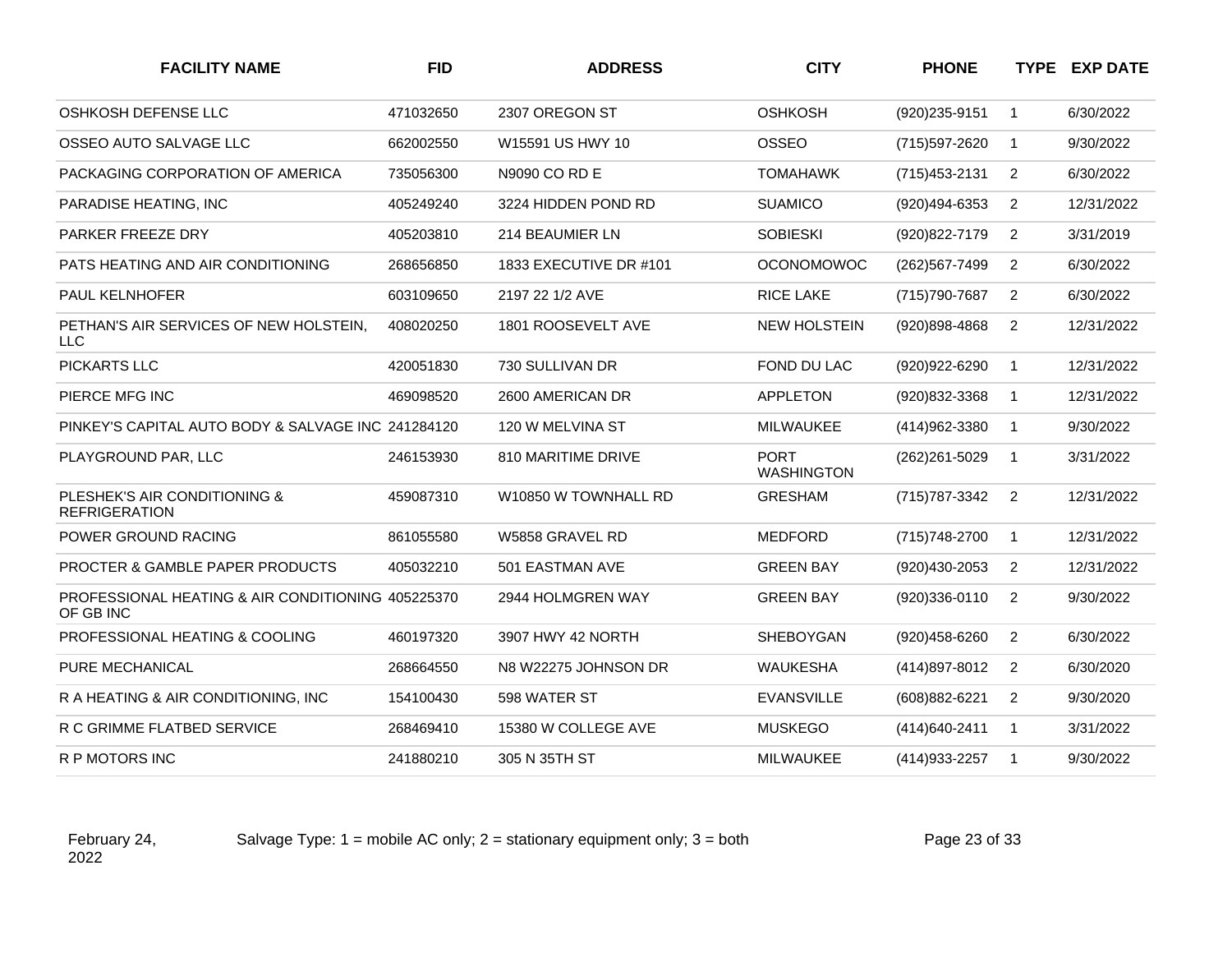| FACILITY NAME | FID | ADDRESS | CITY | PHONE | TYPE | EXP DATE |
|---|---|---|---|---|---|---|
| OSHKOSH DEFENSE LLC | 471032650 | 2307 OREGON ST | OSHKOSH | (920)235-9151 | 1 | 6/30/2022 |
| OSSEO AUTO SALVAGE LLC | 662002550 | W15591 US HWY 10 | OSSEO | (715)597-2620 | 1 | 9/30/2022 |
| PACKAGING CORPORATION OF AMERICA | 735056300 | N9090 CO RD E | TOMAHAWK | (715)453-2131 | 2 | 6/30/2022 |
| PARADISE HEATING, INC | 405249240 | 3224 HIDDEN POND RD | SUAMICO | (920)494-6353 | 2 | 12/31/2022 |
| PARKER FREEZE DRY | 405203810 | 214 BEAUMIER LN | SOBIESKI | (920)822-7179 | 2 | 3/31/2019 |
| PATS HEATING AND AIR CONDITIONING | 268656850 | 1833 EXECUTIVE DR #101 | OCONOMOWOC | (262)567-7499 | 2 | 6/30/2022 |
| PAUL KELNHOFER | 603109650 | 2197 22 1/2 AVE | RICE LAKE | (715)790-7687 | 2 | 6/30/2022 |
| PETHAN'S AIR SERVICES OF NEW HOLSTEIN, LLC | 408020250 | 1801 ROOSEVELT AVE | NEW HOLSTEIN | (920)898-4868 | 2 | 12/31/2022 |
| PICKARTS LLC | 420051830 | 730 SULLIVAN DR | FOND DU LAC | (920)922-6290 | 1 | 12/31/2022 |
| PIERCE MFG INC | 469098520 | 2600 AMERICAN DR | APPLETON | (920)832-3368 | 1 | 12/31/2022 |
| PINKEY'S CAPITAL AUTO BODY & SALVAGE INC | 241284120 | 120 W MELVINA ST | MILWAUKEE | (414)962-3380 | 1 | 9/30/2022 |
| PLAYGROUND PAR, LLC | 246153930 | 810 MARITIME DRIVE | PORT WASHINGTON | (262)261-5029 | 1 | 3/31/2022 |
| PLESHEK'S AIR CONDITIONING & REFRIGERATION | 459087310 | W10850 W TOWNHALL RD | GRESHAM | (715)787-3342 | 2 | 12/31/2022 |
| POWER GROUND RACING | 861055580 | W5858 GRAVEL RD | MEDFORD | (715)748-2700 | 1 | 12/31/2022 |
| PROCTER & GAMBLE PAPER PRODUCTS | 405032210 | 501 EASTMAN AVE | GREEN BAY | (920)430-2053 | 2 | 12/31/2022 |
| PROFESSIONAL HEATING & AIR CONDITIONING OF GB INC | 405225370 | 2944 HOLMGREN WAY | GREEN BAY | (920)336-0110 | 2 | 9/30/2022 |
| PROFESSIONAL HEATING & COOLING | 460197320 | 3907 HWY 42 NORTH | SHEBOYGAN | (920)458-6260 | 2 | 6/30/2022 |
| PURE MECHANICAL | 268664550 | N8 W22275 JOHNSON DR | WAUKESHA | (414)897-8012 | 2 | 6/30/2020 |
| R A HEATING & AIR CONDITIONING, INC | 154100430 | 598 WATER ST | EVANSVILLE | (608)882-6221 | 2 | 9/30/2020 |
| R C GRIMME FLATBED SERVICE | 268469410 | 15380 W COLLEGE AVE | MUSKEGO | (414)640-2411 | 1 | 3/31/2022 |
| R P MOTORS INC | 241880210 | 305 N 35TH ST | MILWAUKEE | (414)933-2257 | 1 | 9/30/2022 |

February 24, 2022

Salvage Type: 1 = mobile AC only; 2 = stationary equipment only; 3 = both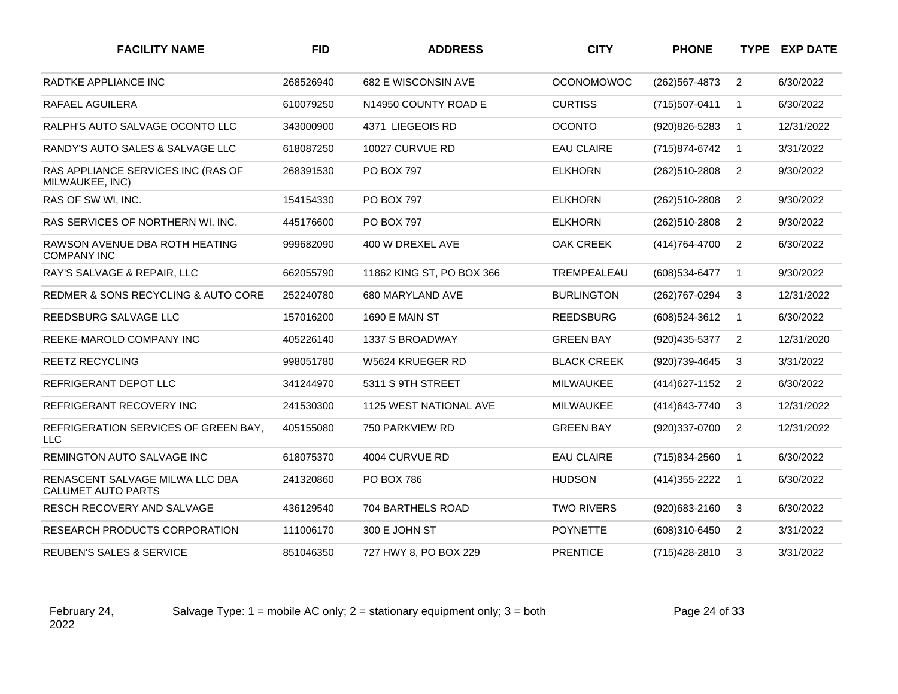| FACILITY NAME | FID | ADDRESS | CITY | PHONE | TYPE | EXP DATE |
|---|---|---|---|---|---|---|
| RADTKE APPLIANCE INC | 268526940 | 682 E WISCONSIN AVE | OCONOMOWOC | (262)567-4873 | 2 | 6/30/2022 |
| RAFAEL AGUILERA | 610079250 | N14950 COUNTY ROAD E | CURTISS | (715)507-0411 | 1 | 6/30/2022 |
| RALPH'S AUTO SALVAGE OCONTO LLC | 343000900 | 4371 LIEGEOIS RD | OCONTO | (920)826-5283 | 1 | 12/31/2022 |
| RANDY'S AUTO SALES & SALVAGE LLC | 618087250 | 10027 CURVUE RD | EAU CLAIRE | (715)874-6742 | 1 | 3/31/2022 |
| RAS APPLIANCE SERVICES INC (RAS OF MILWAUKEE, INC) | 268391530 | PO BOX 797 | ELKHORN | (262)510-2808 | 2 | 9/30/2022 |
| RAS OF SW WI, INC. | 154154330 | PO BOX 797 | ELKHORN | (262)510-2808 | 2 | 9/30/2022 |
| RAS SERVICES OF NORTHERN WI, INC. | 445176600 | PO BOX 797 | ELKHORN | (262)510-2808 | 2 | 9/30/2022 |
| RAWSON AVENUE DBA ROTH HEATING COMPANY INC | 999682090 | 400 W DREXEL AVE | OAK CREEK | (414)764-4700 | 2 | 6/30/2022 |
| RAY'S SALVAGE & REPAIR, LLC | 662055790 | 11862 KING ST, PO BOX 366 | TREMPEALEAU | (608)534-6477 | 1 | 9/30/2022 |
| REDMER & SONS RECYCLING & AUTO CORE | 252240780 | 680 MARYLAND AVE | BURLINGTON | (262)767-0294 | 3 | 12/31/2022 |
| REEDSBURG SALVAGE LLC | 157016200 | 1690 E MAIN ST | REEDSBURG | (608)524-3612 | 1 | 6/30/2022 |
| REEKE-MAROLD COMPANY INC | 405226140 | 1337 S BROADWAY | GREEN BAY | (920)435-5377 | 2 | 12/31/2020 |
| REETZ RECYCLING | 998051780 | W5624 KRUEGER RD | BLACK CREEK | (920)739-4645 | 3 | 3/31/2022 |
| REFRIGERANT DEPOT LLC | 341244970 | 5311 S 9TH STREET | MILWAUKEE | (414)627-1152 | 2 | 6/30/2022 |
| REFRIGERANT RECOVERY INC | 241530300 | 1125 WEST NATIONAL AVE | MILWAUKEE | (414)643-7740 | 3 | 12/31/2022 |
| REFRIGERATION SERVICES OF GREEN BAY, LLC | 405155080 | 750 PARKVIEW RD | GREEN BAY | (920)337-0700 | 2 | 12/31/2022 |
| REMINGTON AUTO SALVAGE INC | 618075370 | 4004 CURVUE RD | EAU CLAIRE | (715)834-2560 | 1 | 6/30/2022 |
| RENASCENT SALVAGE MILWA LLC DBA CALUMET AUTO PARTS | 241320860 | PO BOX 786 | HUDSON | (414)355-2222 | 1 | 6/30/2022 |
| RESCH RECOVERY AND SALVAGE | 436129540 | 704 BARTHELS ROAD | TWO RIVERS | (920)683-2160 | 3 | 6/30/2022 |
| RESEARCH PRODUCTS CORPORATION | 111006170 | 300 E JOHN ST | POYNETTE | (608)310-6450 | 2 | 3/31/2022 |
| REUBEN'S SALES & SERVICE | 851046350 | 727 HWY 8, PO BOX 229 | PRENTICE | (715)428-2810 | 3 | 3/31/2022 |

February 24, 2022

Salvage Type: 1 = mobile AC only; 2 = stationary equipment only; 3 = both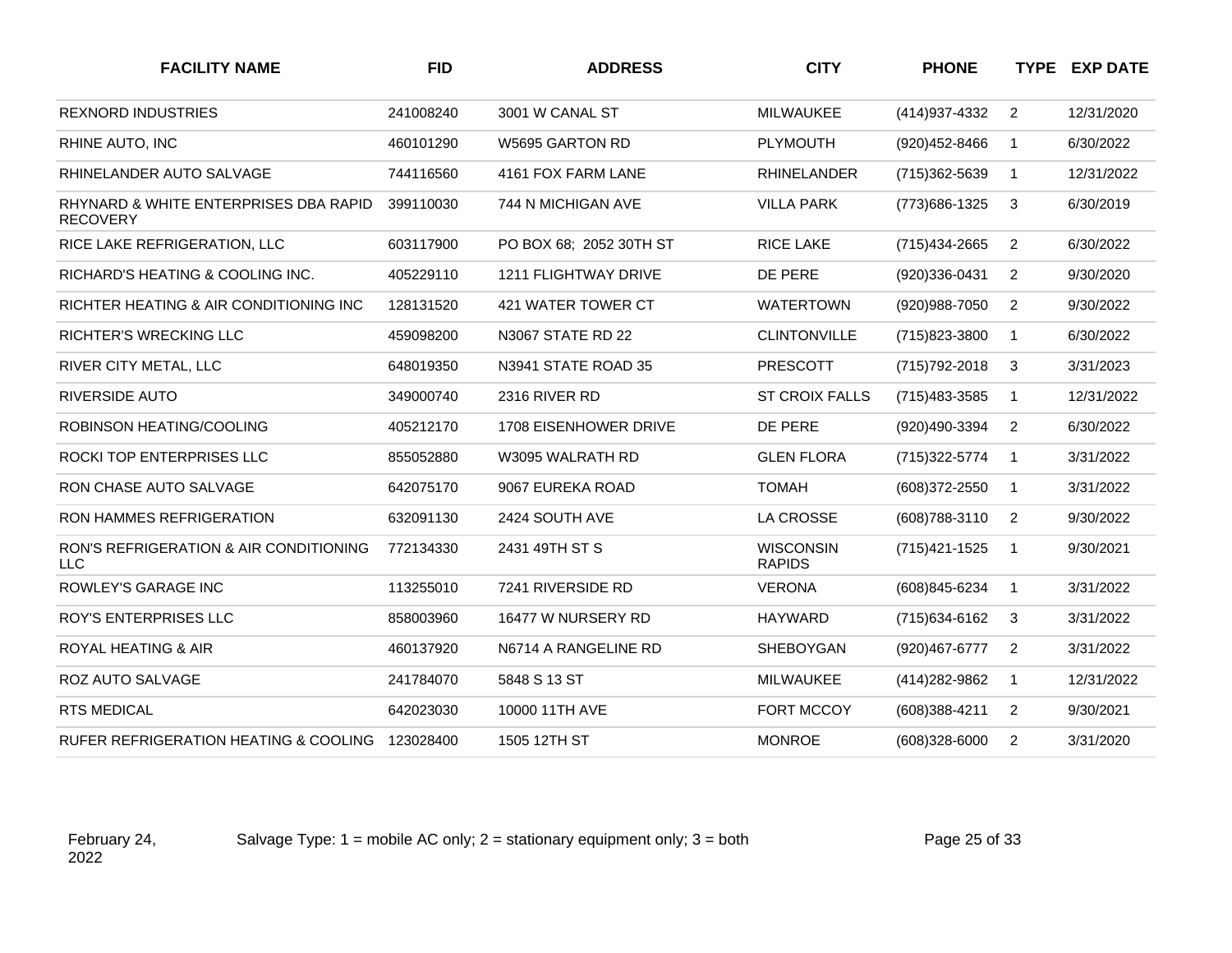| FACILITY NAME | FID | ADDRESS | CITY | PHONE | TYPE | EXP DATE |
|---|---|---|---|---|---|---|
| REXNORD INDUSTRIES | 241008240 | 3001 W CANAL ST | MILWAUKEE | (414)937-4332 | 2 | 12/31/2020 |
| RHINE AUTO, INC | 460101290 | W5695 GARTON RD | PLYMOUTH | (920)452-8466 | 1 | 6/30/2022 |
| RHINELANDER AUTO SALVAGE | 744116560 | 4161 FOX FARM LANE | RHINELANDER | (715)362-5639 | 1 | 12/31/2022 |
| RHYNARD & WHITE ENTERPRISES DBA RAPID RECOVERY | 399110030 | 744 N MICHIGAN AVE | VILLA PARK | (773)686-1325 | 3 | 6/30/2019 |
| RICE LAKE REFRIGERATION, LLC | 603117900 | PO BOX 68; 2052 30TH ST | RICE LAKE | (715)434-2665 | 2 | 6/30/2022 |
| RICHARD'S HEATING & COOLING INC. | 405229110 | 1211 FLIGHTWAY DRIVE | DE PERE | (920)336-0431 | 2 | 9/30/2020 |
| RICHTER HEATING & AIR CONDITIONING INC | 128131520 | 421 WATER TOWER CT | WATERTOWN | (920)988-7050 | 2 | 9/30/2022 |
| RICHTER'S WRECKING LLC | 459098200 | N3067 STATE RD 22 | CLINTONVILLE | (715)823-3800 | 1 | 6/30/2022 |
| RIVER CITY METAL, LLC | 648019350 | N3941 STATE ROAD 35 | PRESCOTT | (715)792-2018 | 3 | 3/31/2023 |
| RIVERSIDE AUTO | 349000740 | 2316 RIVER RD | ST CROIX FALLS | (715)483-3585 | 1 | 12/31/2022 |
| ROBINSON HEATING/COOLING | 405212170 | 1708 EISENHOWER DRIVE | DE PERE | (920)490-3394 | 2 | 6/30/2022 |
| ROCKI TOP ENTERPRISES LLC | 855052880 | W3095 WALRATH RD | GLEN FLORA | (715)322-5774 | 1 | 3/31/2022 |
| RON CHASE AUTO SALVAGE | 642075170 | 9067 EUREKA ROAD | TOMAH | (608)372-2550 | 1 | 3/31/2022 |
| RON HAMMES REFRIGERATION | 632091130 | 2424 SOUTH AVE | LA CROSSE | (608)788-3110 | 2 | 9/30/2022 |
| RON'S REFRIGERATION & AIR CONDITIONING LLC | 772134330 | 2431 49TH ST S | WISCONSIN RAPIDS | (715)421-1525 | 1 | 9/30/2021 |
| ROWLEY'S GARAGE INC | 113255010 | 7241 RIVERSIDE RD | VERONA | (608)845-6234 | 1 | 3/31/2022 |
| ROY'S ENTERPRISES LLC | 858003960 | 16477 W NURSERY RD | HAYWARD | (715)634-6162 | 3 | 3/31/2022 |
| ROYAL HEATING & AIR | 460137920 | N6714 A RANGELINE RD | SHEBOYGAN | (920)467-6777 | 2 | 3/31/2022 |
| ROZ AUTO SALVAGE | 241784070 | 5848 S 13 ST | MILWAUKEE | (414)282-9862 | 1 | 12/31/2022 |
| RTS MEDICAL | 642023030 | 10000 11TH AVE | FORT MCCOY | (608)388-4211 | 2 | 9/30/2021 |
| RUFER REFRIGERATION HEATING & COOLING | 123028400 | 1505 12TH ST | MONROE | (608)328-6000 | 2 | 3/31/2020 |

February 24, 2022

Salvage Type: 1 = mobile AC only; 2 = stationary equipment only; 3 = both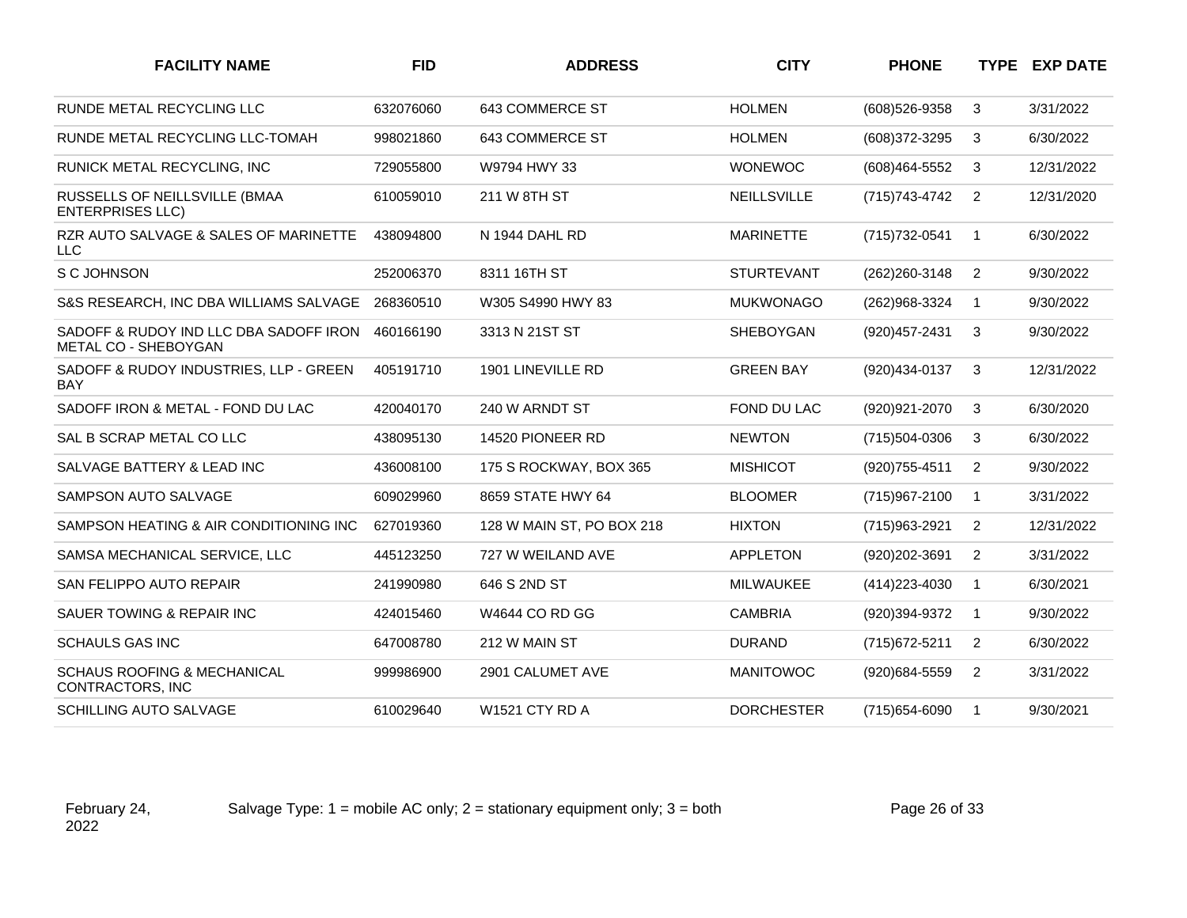| FACILITY NAME | FID | ADDRESS | CITY | PHONE | TYPE | EXP DATE |
|---|---|---|---|---|---|---|
| RUNDE METAL RECYCLING LLC | 632076060 | 643 COMMERCE ST | HOLMEN | (608)526-9358 | 3 | 3/31/2022 |
| RUNDE METAL RECYCLING LLC-TOMAH | 998021860 | 643 COMMERCE ST | HOLMEN | (608)372-3295 | 3 | 6/30/2022 |
| RUNICK METAL RECYCLING, INC | 729055800 | W9794 HWY 33 | WONEWOC | (608)464-5552 | 3 | 12/31/2022 |
| RUSSELLS OF NEILLSVILLE (BMAA ENTERPRISES LLC) | 610059010 | 211 W 8TH ST | NEILLSVILLE | (715)743-4742 | 2 | 12/31/2020 |
| RZR AUTO SALVAGE & SALES OF MARINETTE LLC | 438094800 | N 1944 DAHL RD | MARINETTE | (715)732-0541 | 1 | 6/30/2022 |
| S C JOHNSON | 252006370 | 8311 16TH ST | STURTEVANT | (262)260-3148 | 2 | 9/30/2022 |
| S&S RESEARCH, INC DBA WILLIAMS SALVAGE | 268360510 | W305 S4990 HWY 83 | MUKWONAGO | (262)968-3324 | 1 | 9/30/2022 |
| SADOFF & RUDOY IND LLC DBA SADOFF IRON METAL CO - SHEBOYGAN | 460166190 | 3313 N 21ST ST | SHEBOYGAN | (920)457-2431 | 3 | 9/30/2022 |
| SADOFF & RUDOY INDUSTRIES, LLP - GREEN BAY | 405191710 | 1901 LINEVILLE RD | GREEN BAY | (920)434-0137 | 3 | 12/31/2022 |
| SADOFF IRON & METAL - FOND DU LAC | 420040170 | 240 W ARNDT ST | FOND DU LAC | (920)921-2070 | 3 | 6/30/2020 |
| SAL B SCRAP METAL CO LLC | 438095130 | 14520 PIONEER RD | NEWTON | (715)504-0306 | 3 | 6/30/2022 |
| SALVAGE BATTERY & LEAD INC | 436008100 | 175 S ROCKWAY, BOX 365 | MISHICOT | (920)755-4511 | 2 | 9/30/2022 |
| SAMPSON AUTO SALVAGE | 609029960 | 8659 STATE HWY 64 | BLOOMER | (715)967-2100 | 1 | 3/31/2022 |
| SAMPSON HEATING & AIR CONDITIONING INC | 627019360 | 128 W MAIN ST, PO BOX 218 | HIXTON | (715)963-2921 | 2 | 12/31/2022 |
| SAMSA MECHANICAL SERVICE, LLC | 445123250 | 727 W WEILAND AVE | APPLETON | (920)202-3691 | 2 | 3/31/2022 |
| SAN FELIPPO AUTO REPAIR | 241990980 | 646 S 2ND ST | MILWAUKEE | (414)223-4030 | 1 | 6/30/2021 |
| SAUER TOWING & REPAIR INC | 424015460 | W4644 CO RD GG | CAMBRIA | (920)394-9372 | 1 | 9/30/2022 |
| SCHAULS GAS INC | 647008780 | 212 W MAIN ST | DURAND | (715)672-5211 | 2 | 6/30/2022 |
| SCHAUS ROOFING & MECHANICAL CONTRACTORS, INC | 999986900 | 2901 CALUMET AVE | MANITOWOC | (920)684-5559 | 2 | 3/31/2022 |
| SCHILLING AUTO SALVAGE | 610029640 | W1521 CTY RD A | DORCHESTER | (715)654-6090 | 1 | 9/30/2021 |

February 24, 2022

Salvage Type: 1 = mobile AC only; 2 = stationary equipment only; 3 = both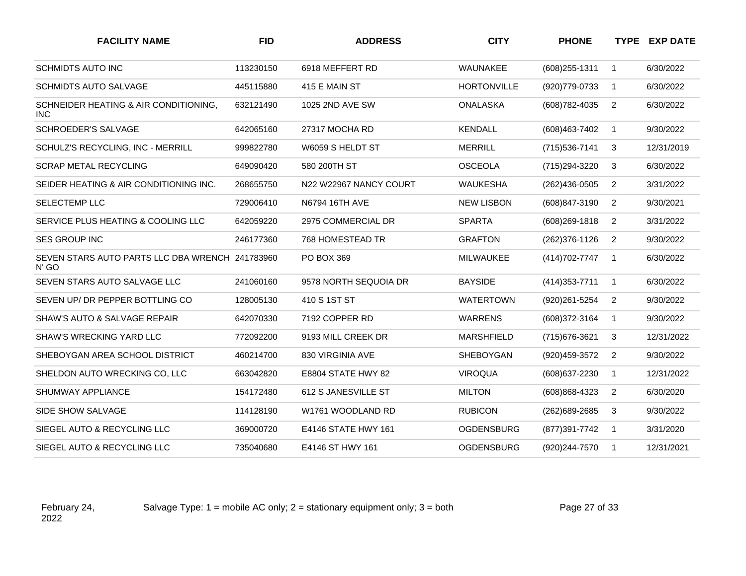| FACILITY NAME | FID | ADDRESS | CITY | PHONE | TYPE | EXP DATE |
|---|---|---|---|---|---|---|
| SCHMIDTS AUTO INC | 113230150 | 6918 MEFFERT RD | WAUNAKEE | (608)255-1311 | 1 | 6/30/2022 |
| SCHMIDTS AUTO SALVAGE | 445115880 | 415 E MAIN ST | HORTONVILLE | (920)779-0733 | 1 | 6/30/2022 |
| SCHNEIDER HEATING & AIR CONDITIONING, INC | 632121490 | 1025 2ND AVE SW | ONALASKA | (608)782-4035 | 2 | 6/30/2022 |
| SCHROEDER'S SALVAGE | 642065160 | 27317 MOCHA RD | KENDALL | (608)463-7402 | 1 | 9/30/2022 |
| SCHULZ'S RECYCLING, INC - MERRILL | 999822780 | W6059 S HELDT ST | MERRILL | (715)536-7141 | 3 | 12/31/2019 |
| SCRAP METAL RECYCLING | 649090420 | 580 200TH ST | OSCEOLA | (715)294-3220 | 3 | 6/30/2022 |
| SEIDER HEATING & AIR CONDITIONING INC. | 268655750 | N22 W22967 NANCY COURT | WAUKESHA | (262)436-0505 | 2 | 3/31/2022 |
| SELECTEMP LLC | 729006410 | N6794 16TH AVE | NEW LISBON | (608)847-3190 | 2 | 9/30/2021 |
| SERVICE PLUS HEATING & COOLING LLC | 642059220 | 2975 COMMERCIAL DR | SPARTA | (608)269-1818 | 2 | 3/31/2022 |
| SES GROUP INC | 246177360 | 768 HOMESTEAD TR | GRAFTON | (262)376-1126 | 2 | 9/30/2022 |
| SEVEN STARS AUTO PARTS LLC DBA WRENCH N' GO | 241783960 | PO BOX 369 | MILWAUKEE | (414)702-7747 | 1 | 6/30/2022 |
| SEVEN STARS AUTO SALVAGE LLC | 241060160 | 9578 NORTH SEQUOIA DR | BAYSIDE | (414)353-7711 | 1 | 6/30/2022 |
| SEVEN UP/ DR PEPPER BOTTLING CO | 128005130 | 410 S 1ST ST | WATERTOWN | (920)261-5254 | 2 | 9/30/2022 |
| SHAW'S AUTO & SALVAGE REPAIR | 642070330 | 7192 COPPER RD | WARRENS | (608)372-3164 | 1 | 9/30/2022 |
| SHAW'S WRECKING YARD LLC | 772092200 | 9193 MILL CREEK DR | MARSHFIELD | (715)676-3621 | 3 | 12/31/2022 |
| SHEBOYGAN AREA SCHOOL DISTRICT | 460214700 | 830 VIRGINIA AVE | SHEBOYGAN | (920)459-3572 | 2 | 9/30/2022 |
| SHELDON AUTO WRECKING CO, LLC | 663042820 | E8804 STATE HWY 82 | VIROQUA | (608)637-2230 | 1 | 12/31/2022 |
| SHUMWAY APPLIANCE | 154172480 | 612 S JANESVILLE ST | MILTON | (608)868-4323 | 2 | 6/30/2020 |
| SIDE SHOW SALVAGE | 114128190 | W1761 WOODLAND RD | RUBICON | (262)689-2685 | 3 | 9/30/2022 |
| SIEGEL AUTO & RECYCLING LLC | 369000720 | E4146 STATE HWY 161 | OGDENSBURG | (877)391-7742 | 1 | 3/31/2020 |
| SIEGEL AUTO & RECYCLING LLC | 735040680 | E4146 ST HWY 161 | OGDENSBURG | (920)244-7570 | 1 | 12/31/2021 |

February 24, 2022

Salvage Type: 1 = mobile AC only; 2 = stationary equipment only; 3 = both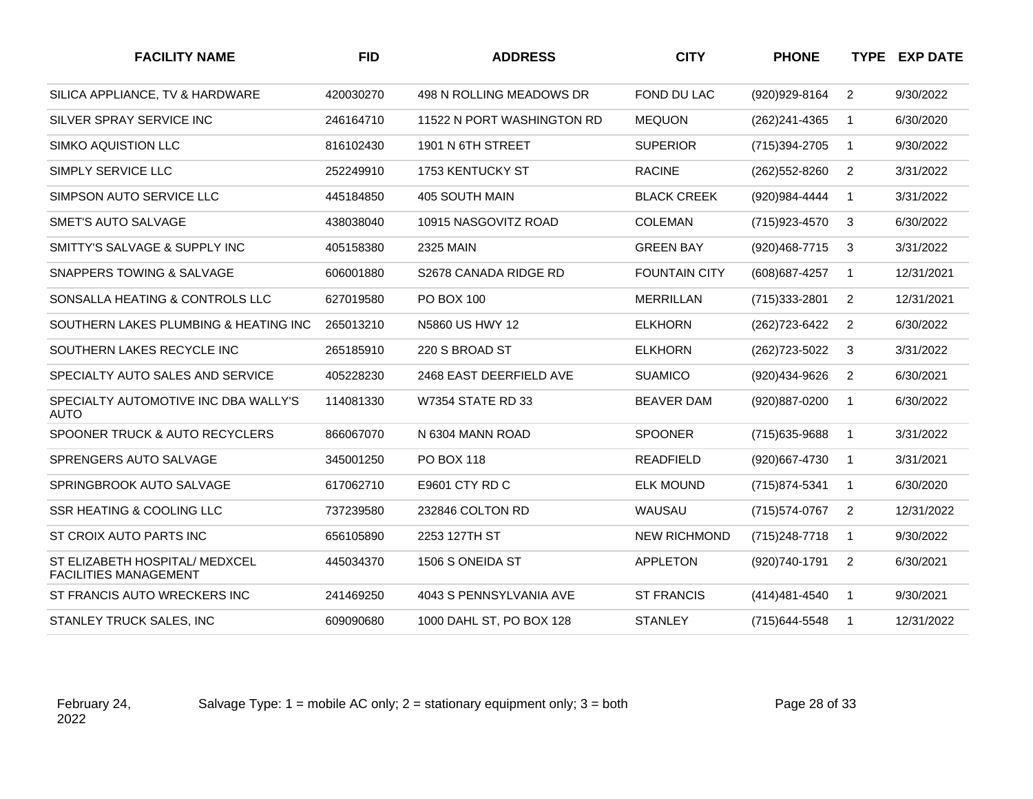| FACILITY NAME | FID | ADDRESS | CITY | PHONE | TYPE | EXP DATE |
|---|---|---|---|---|---|---|
| SILICA APPLIANCE, TV & HARDWARE | 420030270 | 498 N ROLLING MEADOWS DR | FOND DU LAC | (920)929-8164 | 2 | 9/30/2022 |
| SILVER SPRAY SERVICE INC | 246164710 | 11522 N PORT WASHINGTON RD | MEQUON | (262)241-4365 | 1 | 6/30/2020 |
| SIMKO AQUISTION LLC | 816102430 | 1901 N 6TH STREET | SUPERIOR | (715)394-2705 | 1 | 9/30/2022 |
| SIMPLY SERVICE LLC | 252249910 | 1753 KENTUCKY ST | RACINE | (262)552-8260 | 2 | 3/31/2022 |
| SIMPSON AUTO SERVICE LLC | 445184850 | 405 SOUTH MAIN | BLACK CREEK | (920)984-4444 | 1 | 3/31/2022 |
| SMET'S AUTO SALVAGE | 438038040 | 10915 NASGOVITZ ROAD | COLEMAN | (715)923-4570 | 3 | 6/30/2022 |
| SMITTY'S SALVAGE & SUPPLY INC | 405158380 | 2325 MAIN | GREEN BAY | (920)468-7715 | 3 | 3/31/2022 |
| SNAPPERS TOWING & SALVAGE | 606001880 | S2678 CANADA RIDGE RD | FOUNTAIN CITY | (608)687-4257 | 1 | 12/31/2021 |
| SONSALLA HEATING & CONTROLS LLC | 627019580 | PO BOX 100 | MERRILLAN | (715)333-2801 | 2 | 12/31/2021 |
| SOUTHERN LAKES PLUMBING & HEATING INC | 265013210 | N5860 US HWY 12 | ELKHORN | (262)723-6422 | 2 | 6/30/2022 |
| SOUTHERN LAKES RECYCLE INC | 265185910 | 220 S BROAD ST | ELKHORN | (262)723-5022 | 3 | 3/31/2022 |
| SPECIALTY AUTO SALES AND SERVICE | 405228230 | 2468 EAST DEERFIELD AVE | SUAMICO | (920)434-9626 | 2 | 6/30/2021 |
| SPECIALTY AUTOMOTIVE INC DBA WALLY'S AUTO | 114081330 | W7354 STATE RD 33 | BEAVER DAM | (920)887-0200 | 1 | 6/30/2022 |
| SPOONER TRUCK & AUTO RECYCLERS | 866067070 | N 6304 MANN ROAD | SPOONER | (715)635-9688 | 1 | 3/31/2022 |
| SPRENGERS AUTO SALVAGE | 345001250 | PO BOX 118 | READFIELD | (920)667-4730 | 1 | 3/31/2021 |
| SPRINGBROOK AUTO SALVAGE | 617062710 | E9601 CTY RD C | ELK MOUND | (715)874-5341 | 1 | 6/30/2020 |
| SSR HEATING & COOLING LLC | 737239580 | 232846 COLTON RD | WAUSAU | (715)574-0767 | 2 | 12/31/2022 |
| ST CROIX AUTO PARTS INC | 656105890 | 2253 127TH ST | NEW RICHMOND | (715)248-7718 | 1 | 9/30/2022 |
| ST ELIZABETH HOSPITAL/ MEDXCEL FACILITIES MANAGEMENT | 445034370 | 1506 S ONEIDA ST | APPLETON | (920)740-1791 | 2 | 6/30/2021 |
| ST FRANCIS AUTO WRECKERS INC | 241469250 | 4043 S PENNSYLVANIA AVE | ST FRANCIS | (414)481-4540 | 1 | 9/30/2021 |
| STANLEY TRUCK SALES, INC | 609090680 | 1000 DAHL ST, PO BOX 128 | STANLEY | (715)644-5548 | 1 | 12/31/2022 |

February 24, 2022

Salvage Type: 1 = mobile AC only; 2 = stationary equipment only; 3 = both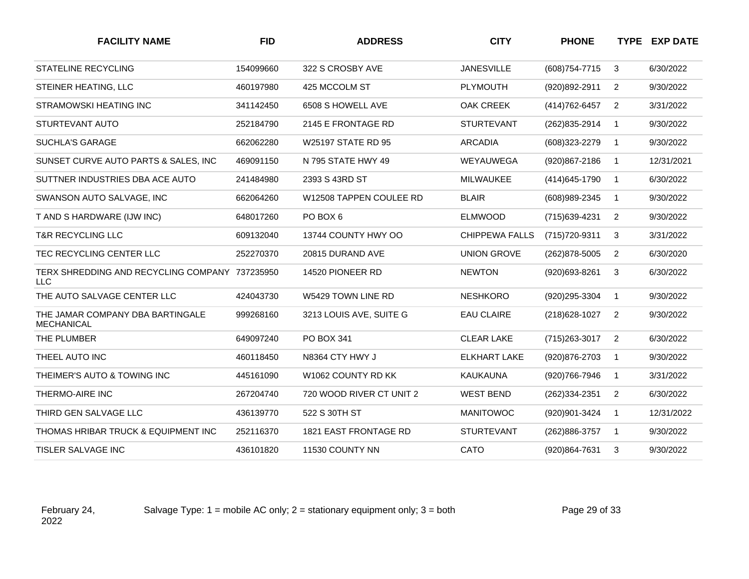| FACILITY NAME | FID | ADDRESS | CITY | PHONE | TYPE | EXP DATE |
|---|---|---|---|---|---|---|
| STATELINE RECYCLING | 154099660 | 322 S CROSBY AVE | JANESVILLE | (608)754-7715 | 3 | 6/30/2022 |
| STEINER HEATING, LLC | 460197980 | 425 MCCOLM ST | PLYMOUTH | (920)892-2911 | 2 | 9/30/2022 |
| STRAMOWSKI HEATING INC | 341142450 | 6508 S HOWELL AVE | OAK CREEK | (414)762-6457 | 2 | 3/31/2022 |
| STURTEVANT AUTO | 252184790 | 2145 E FRONTAGE RD | STURTEVANT | (262)835-2914 | 1 | 9/30/2022 |
| SUCHLA'S GARAGE | 662062280 | W25197 STATE RD 95 | ARCADIA | (608)323-2279 | 1 | 9/30/2022 |
| SUNSET CURVE AUTO PARTS & SALES, INC | 469091150 | N 795 STATE HWY 49 | WEYAUWEGA | (920)867-2186 | 1 | 12/31/2021 |
| SUTTNER INDUSTRIES DBA ACE AUTO | 241484980 | 2393 S 43RD ST | MILWAUKEE | (414)645-1790 | 1 | 6/30/2022 |
| SWANSON AUTO SALVAGE, INC | 662064260 | W12508 TAPPEN COULEE RD | BLAIR | (608)989-2345 | 1 | 9/30/2022 |
| T AND S HARDWARE (IJW INC) | 648017260 | PO BOX 6 | ELMWOOD | (715)639-4231 | 2 | 9/30/2022 |
| T&R RECYCLING LLC | 609132040 | 13744 COUNTY HWY OO | CHIPPEWA FALLS | (715)720-9311 | 3 | 3/31/2022 |
| TEC RECYCLING CENTER LLC | 252270370 | 20815 DURAND AVE | UNION GROVE | (262)878-5005 | 2 | 6/30/2020 |
| TERX SHREDDING AND RECYCLING COMPANY LLC | 737235950 | 14520 PIONEER RD | NEWTON | (920)693-8261 | 3 | 6/30/2022 |
| THE AUTO SALVAGE CENTER LLC | 424043730 | W5429 TOWN LINE RD | NESHKORO | (920)295-3304 | 1 | 9/30/2022 |
| THE JAMAR COMPANY DBA BARTINGALE MECHANICAL | 999268160 | 3213 LOUIS AVE, SUITE G | EAU CLAIRE | (218)628-1027 | 2 | 9/30/2022 |
| THE PLUMBER | 649097240 | PO BOX 341 | CLEAR LAKE | (715)263-3017 | 2 | 6/30/2022 |
| THEEL AUTO INC | 460118450 | N8364 CTY HWY J | ELKHART LAKE | (920)876-2703 | 1 | 9/30/2022 |
| THEIMER'S AUTO & TOWING INC | 445161090 | W1062 COUNTY RD KK | KAUKAUNA | (920)766-7946 | 1 | 3/31/2022 |
| THERMO-AIRE INC | 267204740 | 720 WOOD RIVER CT UNIT 2 | WEST BEND | (262)334-2351 | 2 | 6/30/2022 |
| THIRD GEN SALVAGE LLC | 436139770 | 522 S 30TH ST | MANITOWOC | (920)901-3424 | 1 | 12/31/2022 |
| THOMAS HRIBAR TRUCK & EQUIPMENT INC | 252116370 | 1821 EAST FRONTAGE RD | STURTEVANT | (262)886-3757 | 1 | 9/30/2022 |
| TISLER SALVAGE INC | 436101820 | 11530 COUNTY NN | CATO | (920)864-7631 | 3 | 9/30/2022 |

February 24, 2022

Salvage Type: 1 = mobile AC only; 2 = stationary equipment only; 3 = both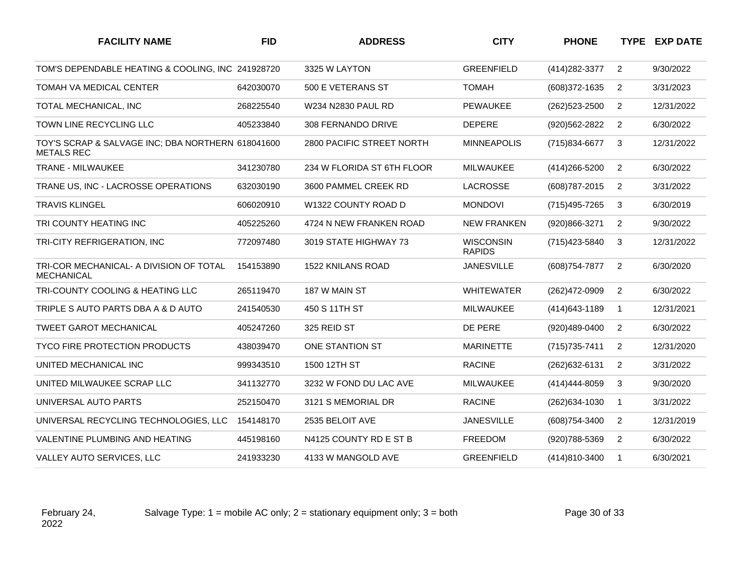| FACILITY NAME | FID | ADDRESS | CITY | PHONE | TYPE | EXP DATE |
|---|---|---|---|---|---|---|
| TOM'S DEPENDABLE HEATING & COOLING, INC | 241928720 | 3325 W LAYTON | GREENFIELD | (414)282-3377 | 2 | 9/30/2022 |
| TOMAH VA MEDICAL CENTER | 642030070 | 500 E VETERANS ST | TOMAH | (608)372-1635 | 2 | 3/31/2023 |
| TOTAL MECHANICAL, INC | 268225540 | W234 N2830 PAUL RD | PEWAUKEE | (262)523-2500 | 2 | 12/31/2022 |
| TOWN LINE RECYCLING LLC | 405233840 | 308 FERNANDO DRIVE | DEPERE | (920)562-2822 | 2 | 6/30/2022 |
| TOY'S SCRAP & SALVAGE INC; DBA NORTHERN METALS REC | 618041600 | 2800 PACIFIC STREET NORTH | MINNEAPOLIS | (715)834-6677 | 3 | 12/31/2022 |
| TRANE - MILWAUKEE | 341230780 | 234 W FLORIDA ST 6TH FLOOR | MILWAUKEE | (414)266-5200 | 2 | 6/30/2022 |
| TRANE US, INC - LACROSSE OPERATIONS | 632030190 | 3600 PAMMEL CREEK RD | LACROSSE | (608)787-2015 | 2 | 3/31/2022 |
| TRAVIS KLINGEL | 606020910 | W1322 COUNTY ROAD D | MONDOVI | (715)495-7265 | 3 | 6/30/2019 |
| TRI COUNTY HEATING INC | 405225260 | 4724 N NEW FRANKEN ROAD | NEW FRANKEN | (920)866-3271 | 2 | 9/30/2022 |
| TRI-CITY REFRIGERATION, INC | 772097480 | 3019 STATE HIGHWAY 73 | WISCONSIN RAPIDS | (715)423-5840 | 3 | 12/31/2022 |
| TRI-COR MECHANICAL- A DIVISION OF TOTAL MECHANICAL | 154153890 | 1522 KNILANS ROAD | JANESVILLE | (608)754-7877 | 2 | 6/30/2020 |
| TRI-COUNTY COOLING & HEATING LLC | 265119470 | 187 W MAIN ST | WHITEWATER | (262)472-0909 | 2 | 6/30/2022 |
| TRIPLE S AUTO PARTS DBA A & D AUTO | 241540530 | 450 S 11TH ST | MILWAUKEE | (414)643-1189 | 1 | 12/31/2021 |
| TWEET GAROT MECHANICAL | 405247260 | 325 REID ST | DE PERE | (920)489-0400 | 2 | 6/30/2022 |
| TYCO FIRE PROTECTION PRODUCTS | 438039470 | ONE STANTION ST | MARINETTE | (715)735-7411 | 2 | 12/31/2020 |
| UNITED MECHANICAL INC | 999343510 | 1500 12TH ST | RACINE | (262)632-6131 | 2 | 3/31/2022 |
| UNITED MILWAUKEE SCRAP LLC | 341132770 | 3232 W FOND DU LAC AVE | MILWAUKEE | (414)444-8059 | 3 | 9/30/2020 |
| UNIVERSAL AUTO PARTS | 252150470 | 3121 S MEMORIAL DR | RACINE | (262)634-1030 | 1 | 3/31/2022 |
| UNIVERSAL RECYCLING TECHNOLOGIES, LLC | 154148170 | 2535 BELOIT AVE | JANESVILLE | (608)754-3400 | 2 | 12/31/2019 |
| VALENTINE PLUMBING AND HEATING | 445198160 | N4125 COUNTY RD E ST B | FREEDOM | (920)788-5369 | 2 | 6/30/2022 |
| VALLEY AUTO SERVICES, LLC | 241933230 | 4133 W MANGOLD AVE | GREENFIELD | (414)810-3400 | 1 | 6/30/2021 |

February 24, 2022

Salvage Type: 1 = mobile AC only; 2 = stationary equipment only; 3 = both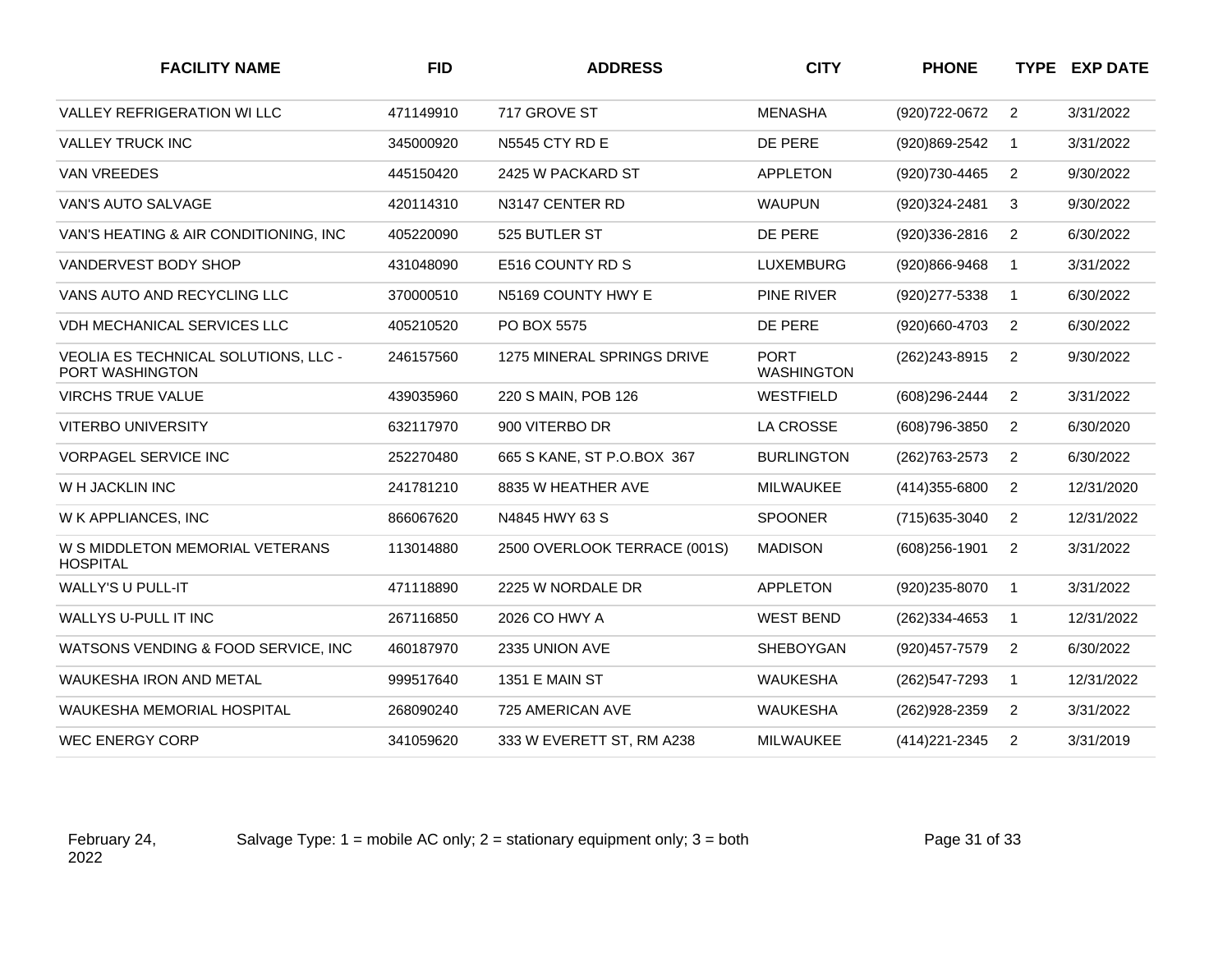| FACILITY NAME | FID | ADDRESS | CITY | PHONE | TYPE | EXP DATE |
|---|---|---|---|---|---|---|
| VALLEY REFRIGERATION WI LLC | 471149910 | 717 GROVE ST | MENASHA | (920)722-0672 | 2 | 3/31/2022 |
| VALLEY TRUCK INC | 345000920 | N5545 CTY RD E | DE PERE | (920)869-2542 | 1 | 3/31/2022 |
| VAN VREEDES | 445150420 | 2425 W PACKARD ST | APPLETON | (920)730-4465 | 2 | 9/30/2022 |
| VAN'S AUTO SALVAGE | 420114310 | N3147 CENTER RD | WAUPUN | (920)324-2481 | 3 | 9/30/2022 |
| VAN'S HEATING & AIR CONDITIONING, INC | 405220090 | 525 BUTLER ST | DE PERE | (920)336-2816 | 2 | 6/30/2022 |
| VANDERVEST BODY SHOP | 431048090 | E516 COUNTY RD S | LUXEMBURG | (920)866-9468 | 1 | 3/31/2022 |
| VANS AUTO AND RECYCLING LLC | 370000510 | N5169 COUNTY HWY E | PINE RIVER | (920)277-5338 | 1 | 6/30/2022 |
| VDH MECHANICAL SERVICES LLC | 405210520 | PO BOX 5575 | DE PERE | (920)660-4703 | 2 | 6/30/2022 |
| VEOLIA ES TECHNICAL SOLUTIONS, LLC - PORT WASHINGTON | 246157560 | 1275 MINERAL SPRINGS DRIVE | PORT WASHINGTON | (262)243-8915 | 2 | 9/30/2022 |
| VIRCHS TRUE VALUE | 439035960 | 220 S MAIN, POB 126 | WESTFIELD | (608)296-2444 | 2 | 3/31/2022 |
| VITERBO UNIVERSITY | 632117970 | 900 VITERBO DR | LA CROSSE | (608)796-3850 | 2 | 6/30/2020 |
| VORPAGEL SERVICE INC | 252270480 | 665 S KANE, ST P.O.BOX 367 | BURLINGTON | (262)763-2573 | 2 | 6/30/2022 |
| W H JACKLIN INC | 241781210 | 8835 W HEATHER AVE | MILWAUKEE | (414)355-6800 | 2 | 12/31/2020 |
| W K APPLIANCES, INC | 866067620 | N4845 HWY 63 S | SPOONER | (715)635-3040 | 2 | 12/31/2022 |
| W S MIDDLETON MEMORIAL VETERANS HOSPITAL | 113014880 | 2500 OVERLOOK TERRACE (001S) | MADISON | (608)256-1901 | 2 | 3/31/2022 |
| WALLY'S U PULL-IT | 471118890 | 2225 W NORDALE DR | APPLETON | (920)235-8070 | 1 | 3/31/2022 |
| WALLYS U-PULL IT INC | 267116850 | 2026 CO HWY A | WEST BEND | (262)334-4653 | 1 | 12/31/2022 |
| WATSONS VENDING & FOOD SERVICE, INC | 460187970 | 2335 UNION AVE | SHEBOYGAN | (920)457-7579 | 2 | 6/30/2022 |
| WAUKESHA IRON AND METAL | 999517640 | 1351 E MAIN ST | WAUKESHA | (262)547-7293 | 1 | 12/31/2022 |
| WAUKESHA MEMORIAL HOSPITAL | 268090240 | 725 AMERICAN AVE | WAUKESHA | (262)928-2359 | 2 | 3/31/2022 |
| WEC ENERGY CORP | 341059620 | 333 W EVERETT ST, RM A238 | MILWAUKEE | (414)221-2345 | 2 | 3/31/2019 |

February 24, 2022

Salvage Type: 1 = mobile AC only; 2 = stationary equipment only; 3 = both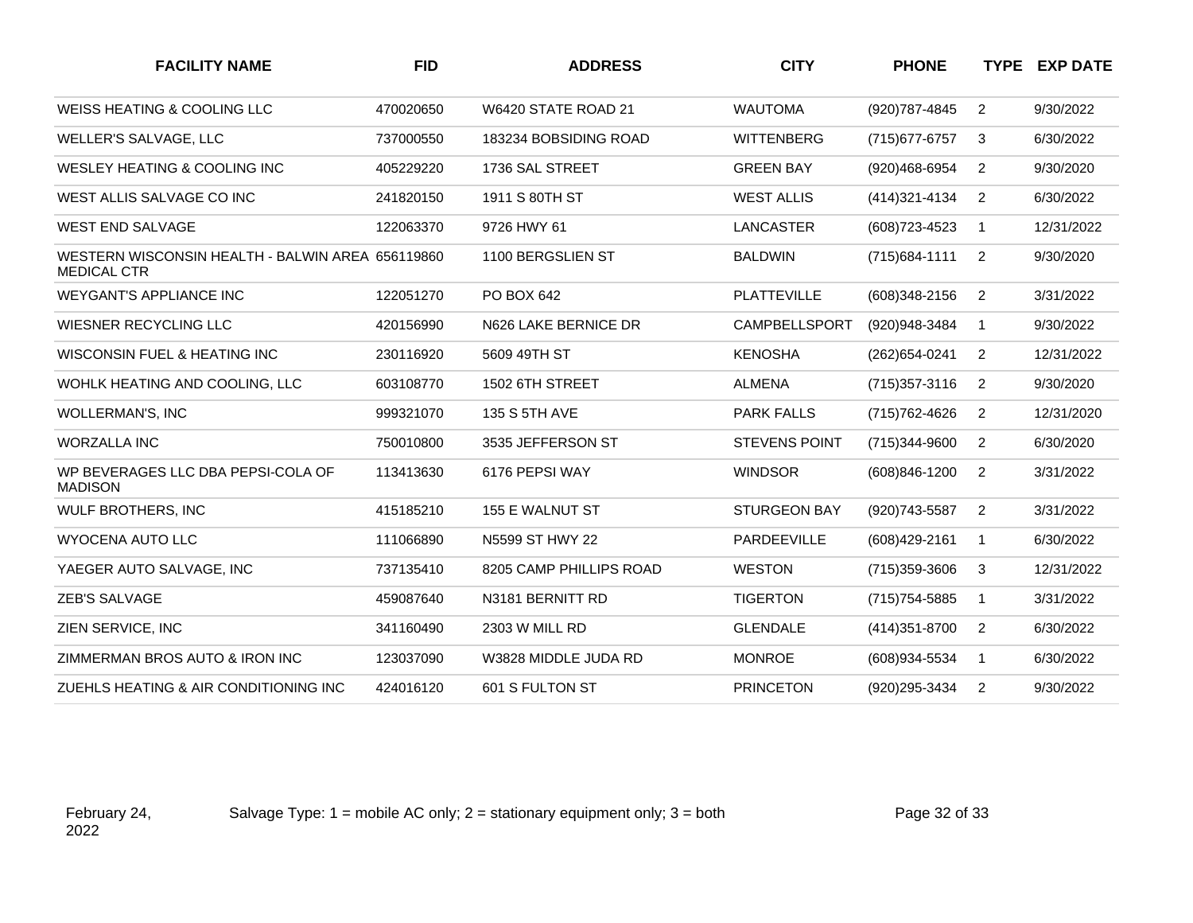| FACILITY NAME | FID | ADDRESS | CITY | PHONE | TYPE | EXP DATE |
|---|---|---|---|---|---|---|
| WEISS HEATING & COOLING LLC | 470020650 | W6420 STATE ROAD 21 | WAUTOMA | (920)787-4845 | 2 | 9/30/2022 |
| WELLER'S SALVAGE, LLC | 737000550 | 183234 BOBSIDING ROAD | WITTENBERG | (715)677-6757 | 3 | 6/30/2022 |
| WESLEY HEATING & COOLING INC | 405229220 | 1736 SAL STREET | GREEN BAY | (920)468-6954 | 2 | 9/30/2020 |
| WEST ALLIS SALVAGE CO INC | 241820150 | 1911 S 80TH ST | WEST ALLIS | (414)321-4134 | 2 | 6/30/2022 |
| WEST END SALVAGE | 122063370 | 9726 HWY 61 | LANCASTER | (608)723-4523 | 1 | 12/31/2022 |
| WESTERN WISCONSIN HEALTH - BALWIN AREA MEDICAL CTR | 656119860 | 1100 BERGSLIEN ST | BALDWIN | (715)684-1111 | 2 | 9/30/2020 |
| WEYGANT'S APPLIANCE INC | 122051270 | PO BOX 642 | PLATTEVILLE | (608)348-2156 | 2 | 3/31/2022 |
| WIESNER RECYCLING LLC | 420156990 | N626 LAKE BERNICE DR | CAMPBELLSPORT | (920)948-3484 | 1 | 9/30/2022 |
| WISCONSIN FUEL & HEATING INC | 230116920 | 5609 49TH ST | KENOSHA | (262)654-0241 | 2 | 12/31/2022 |
| WOHLK HEATING AND COOLING, LLC | 603108770 | 1502 6TH STREET | ALMENA | (715)357-3116 | 2 | 9/30/2020 |
| WOLLERMAN'S, INC | 999321070 | 135 S 5TH AVE | PARK FALLS | (715)762-4626 | 2 | 12/31/2020 |
| WORZALLA INC | 750010800 | 3535 JEFFERSON ST | STEVENS POINT | (715)344-9600 | 2 | 6/30/2020 |
| WP BEVERAGES LLC DBA PEPSI-COLA OF MADISON | 113413630 | 6176 PEPSI WAY | WINDSOR | (608)846-1200 | 2 | 3/31/2022 |
| WULF BROTHERS, INC | 415185210 | 155 E WALNUT ST | STURGEON BAY | (920)743-5587 | 2 | 3/31/2022 |
| WYOCENA AUTO LLC | 111066890 | N5599 ST HWY 22 | PARDEEVILLE | (608)429-2161 | 1 | 6/30/2022 |
| YAEGER AUTO SALVAGE, INC | 737135410 | 8205 CAMP PHILLIPS ROAD | WESTON | (715)359-3606 | 3 | 12/31/2022 |
| ZEB'S SALVAGE | 459087640 | N3181 BERNITT RD | TIGERTON | (715)754-5885 | 1 | 3/31/2022 |
| ZIEN SERVICE, INC | 341160490 | 2303 W MILL RD | GLENDALE | (414)351-8700 | 2 | 6/30/2022 |
| ZIMMERMAN BROS AUTO & IRON INC | 123037090 | W3828 MIDDLE JUDA RD | MONROE | (608)934-5534 | 1 | 6/30/2022 |
| ZUEHLS HEATING & AIR CONDITIONING INC | 424016120 | 601 S FULTON ST | PRINCETON | (920)295-3434 | 2 | 9/30/2022 |

February 24, 2022

Salvage Type: 1 = mobile AC only; 2 = stationary equipment only; 3 = both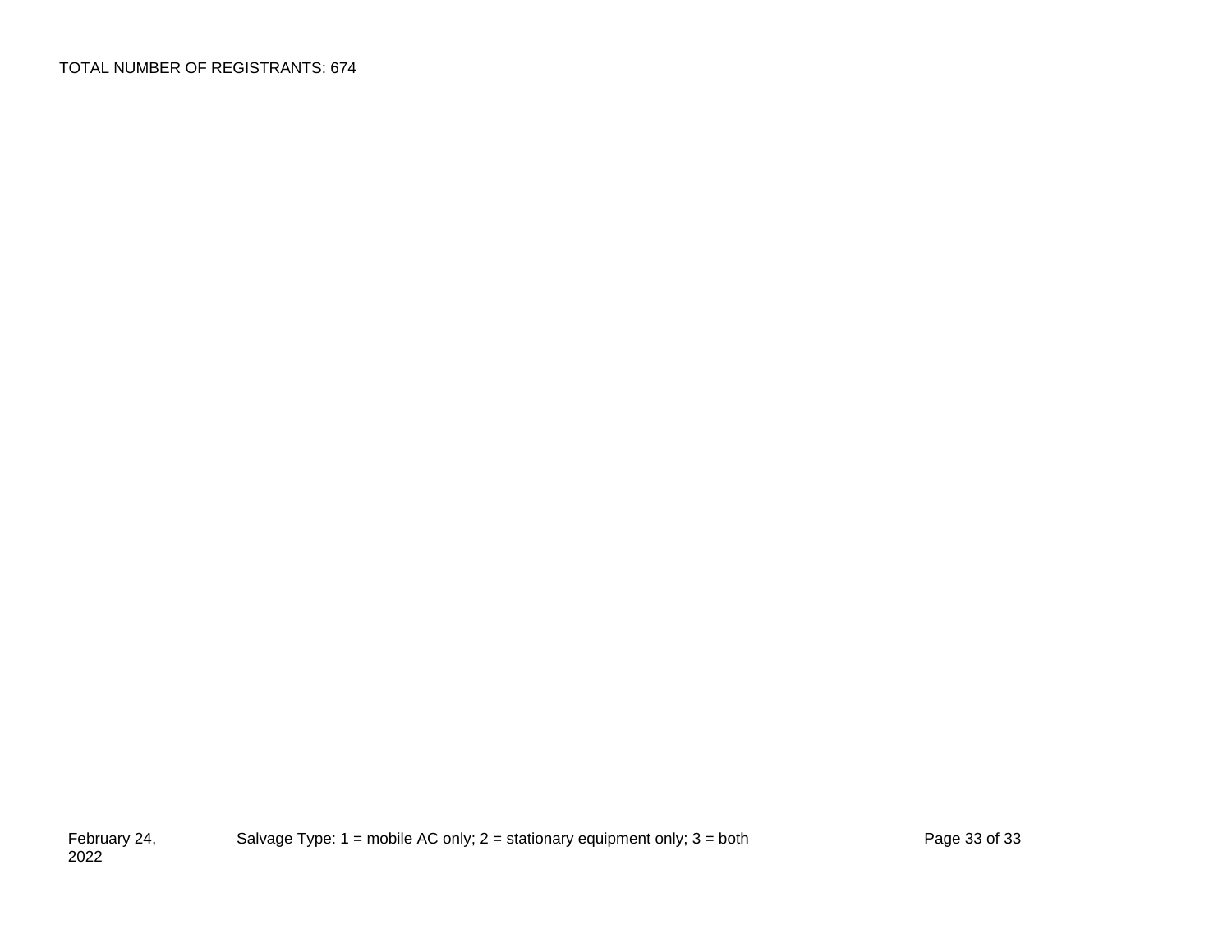TOTAL NUMBER OF REGISTRANTS: 674